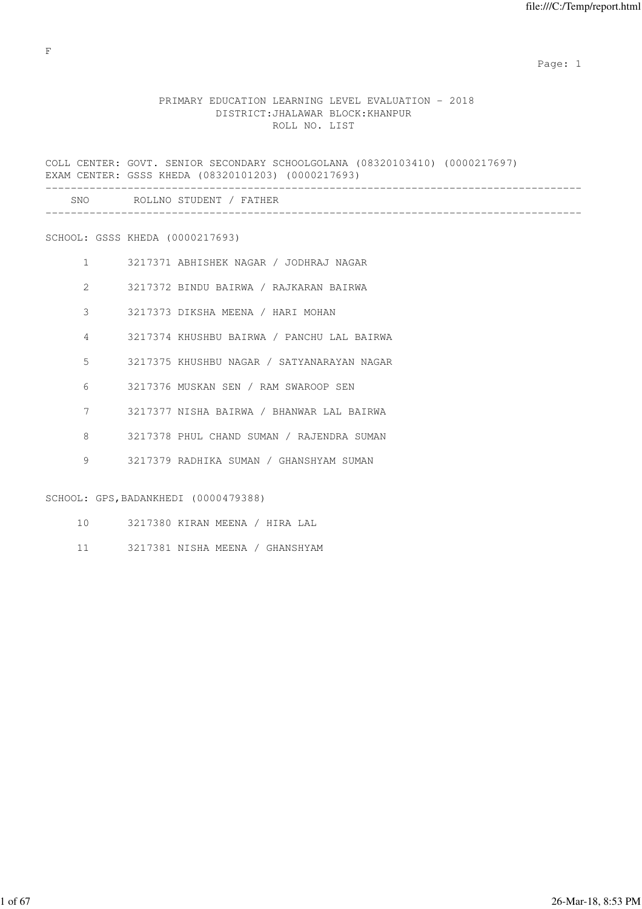F

# PRIMARY EDUCATION LEARNING LEVEL EVALUATION - 2018
## DISTRICT:JHALAWAR BLOCK:KHANPUR
### ROLL NO. LIST

COLL CENTER: GOVT. SENIOR SECONDARY SCHOOLGOLANA (08320103410) (0000217697)
EXAM CENTER: GSSS KHEDA (08320101203) (0000217693)

| SNO | ROLLNO | STUDENT / FATHER |
|---|---|---|
| | | **SCHOOL: GSSS KHEDA (0000217693)** |
| 1 | 3217371 | ABHISHEK NAGAR / JODHRAJ NAGAR |
| 2 | 3217372 | BINDU BAIRWA / RAJKARAN BAIRWA |
| 3 | 3217373 | DIKSHA MEENA / HARI MOHAN |
| 4 | 3217374 | KHUSHBU BAIRWA / PANCHU LAL BAIRWA |
| 5 | 3217375 | KHUSHBU NAGAR / SATYANARAYAN NAGAR |
| 6 | 3217376 | MUSKAN SEN / RAM SWAROOP SEN |
| 7 | 3217377 | NISHA BAIRWA / BHANWAR LAL BAIRWA |
| 8 | 3217378 | PHUL CHAND SUMAN / RAJENDRA SUMAN |
| 9 | 3217379 | RADHIKA SUMAN / GHANSHYAM SUMAN |
| | | **SCHOOL: GPS,BADANKHEDI (0000479388)** |
| 10 | 3217380 | KIRAN MEENA / HIRA LAL |
| 11 | 3217381 | NISHA MEENA / GHANSHYAM |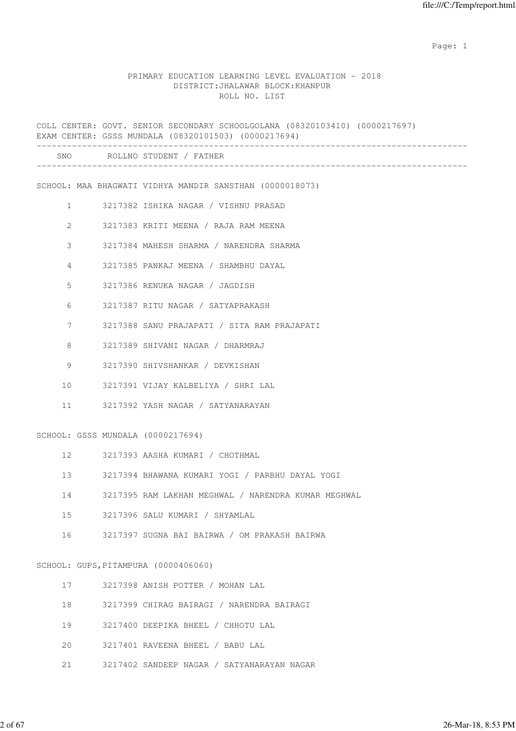PRIMARY EDUCATION LEARNING LEVEL EVALUATION - 2018
DISTRICT:JHALAWAR BLOCK:KHANPUR
ROLL NO. LIST

COLL CENTER: GOVT. SENIOR SECONDARY SCHOOLGOLANA (08320103410) (0000217697)
EXAM CENTER: GSSS MUNDALA (08320101503) (0000217694)

| SNO | ROLLNO | STUDENT / FATHER |
|---|---|---|

SCHOOL: MAA BHAGWATI VIDHYA MANDIR SANSTHAN (0000018073)

| SNO | ROLLNO | STUDENT / FATHER |
|---|---|---|
| 1 | 3217382 | ISHIKA NAGAR / VISHNU PRASAD |
| 2 | 3217383 | KRITI MEENA / RAJA RAM MEENA |
| 3 | 3217384 | MAHESH SHARMA / NARENDRA SHARMA |
| 4 | 3217385 | PANKAJ MEENA / SHAMBHU DAYAL |
| 5 | 3217386 | RENUKA NAGAR / JAGDISH |
| 6 | 3217387 | RITU NAGAR / SATYAPRAKASH |
| 7 | 3217388 | SANU PRAJAPATI / SITA RAM PRAJAPATI |
| 8 | 3217389 | SHIVANI NAGAR / DHARMRAJ |
| 9 | 3217390 | SHIVSHANKAR / DEVKISHAN |
| 10 | 3217391 | VIJAY KALBELIYA / SHRI LAL |
| 11 | 3217392 | YASH NAGAR / SATYANARAYAN |

SCHOOL: GSSS MUNDALA (0000217694)

| SNO | ROLLNO | STUDENT / FATHER |
|---|---|---|
| 12 | 3217393 | AASHA KUMARI / CHOTHMAL |
| 13 | 3217394 | BHAWANA KUMARI YOGI / PARBHU DAYAL YOGI |
| 14 | 3217395 | RAM LAKHAN MEGHWAL / NARENDRA KUMAR MEGHWAL |
| 15 | 3217396 | SALU KUMARI / SHYAMLAL |
| 16 | 3217397 | SUGNA BAI BAIRWA / OM PRAKASH BAIRWA |

SCHOOL: GUPS,PITAMPURA (0000406060)

| SNO | ROLLNO | STUDENT / FATHER |
|---|---|---|
| 17 | 3217398 | ANISH POTTER / MOHAN LAL |
| 18 | 3217399 | CHIRAG BAIRAGI / NARENDRA BAIRAGI |
| 19 | 3217400 | DEEPIKA BHEEL / CHHOTU LAL |
| 20 | 3217401 | RAVEENA BHEEL / BABU LAL |
| 21 | 3217402 | SANDEEP NAGAR / SATYANARAYAN NAGAR |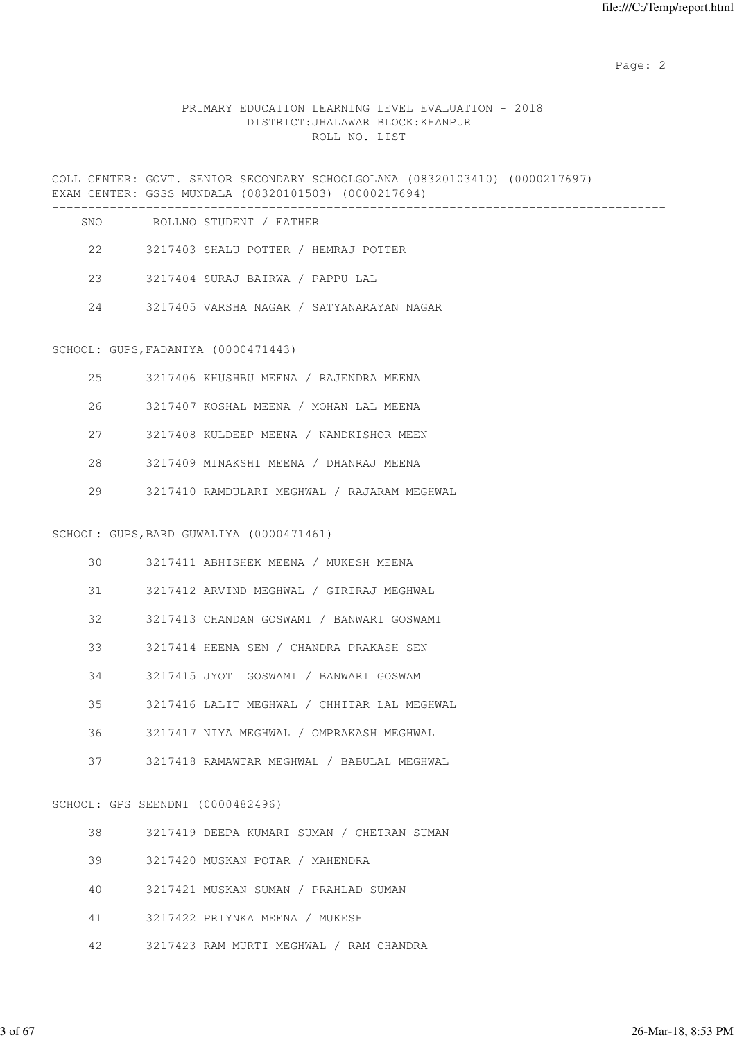PRIMARY EDUCATION LEARNING LEVEL EVALUATION - 2018
DISTRICT:JHALAWAR BLOCK:KHANPUR
ROLL NO. LIST

COLL CENTER: GOVT. SENIOR SECONDARY SCHOOLGOLANA (08320103410) (0000217697)
EXAM CENTER: GSSS MUNDALA (08320101503) (0000217694)

| SNO | ROLLNO | STUDENT / FATHER |
|---|---|---|
| 22 | 3217403 | SHALU POTTER / HEMRAJ POTTER |
| 23 | 3217404 | SURAJ BAIRWA / PAPPU LAL |
| 24 | 3217405 | VARSHA NAGAR / SATYANARAYAN NAGAR |

SCHOOL: GUPS,FADANIYA (0000471443)

| SNO | ROLLNO | STUDENT / FATHER |
|---|---|---|
| 25 | 3217406 | KHUSHBU MEENA / RAJENDRA MEENA |
| 26 | 3217407 | KOSHAL MEENA / MOHAN LAL MEENA |
| 27 | 3217408 | KULDEEP MEENA / NANDKISHOR MEEN |
| 28 | 3217409 | MINAKSHI MEENA / DHANRAJ MEENA |
| 29 | 3217410 | RAMDULARI MEGHWAL / RAJARAM MEGHWAL |

SCHOOL: GUPS,BARD GUWALIYA (0000471461)

| SNO | ROLLNO | STUDENT / FATHER |
|---|---|---|
| 30 | 3217411 | ABHISHEK MEENA / MUKESH MEENA |
| 31 | 3217412 | ARVIND MEGHWAL / GIRIRAJ MEGHWAL |
| 32 | 3217413 | CHANDAN GOSWAMI / BANWARI GOSWAMI |
| 33 | 3217414 | HEENA SEN / CHANDRA PRAKASH SEN |
| 34 | 3217415 | JYOTI GOSWAMI / BANWARI GOSWAMI |
| 35 | 3217416 | LALIT MEGHWAL / CHHITAR LAL MEGHWAL |
| 36 | 3217417 | NIYA MEGHWAL / OMPRAKASH MEGHWAL |
| 37 | 3217418 | RAMAWTAR MEGHWAL / BABULAL MEGHWAL |

SCHOOL: GPS SEENDNI (0000482496)

| SNO | ROLLNO | STUDENT / FATHER |
|---|---|---|
| 38 | 3217419 | DEEPA KUMARI SUMAN / CHETRAN SUMAN |
| 39 | 3217420 | MUSKAN POTAR / MAHENDRA |
| 40 | 3217421 | MUSKAN SUMAN / PRAHLAD SUMAN |
| 41 | 3217422 | PRIYNKA MEENA / MUKESH |
| 42 | 3217423 | RAM MURTI MEGHWAL / RAM CHANDRA |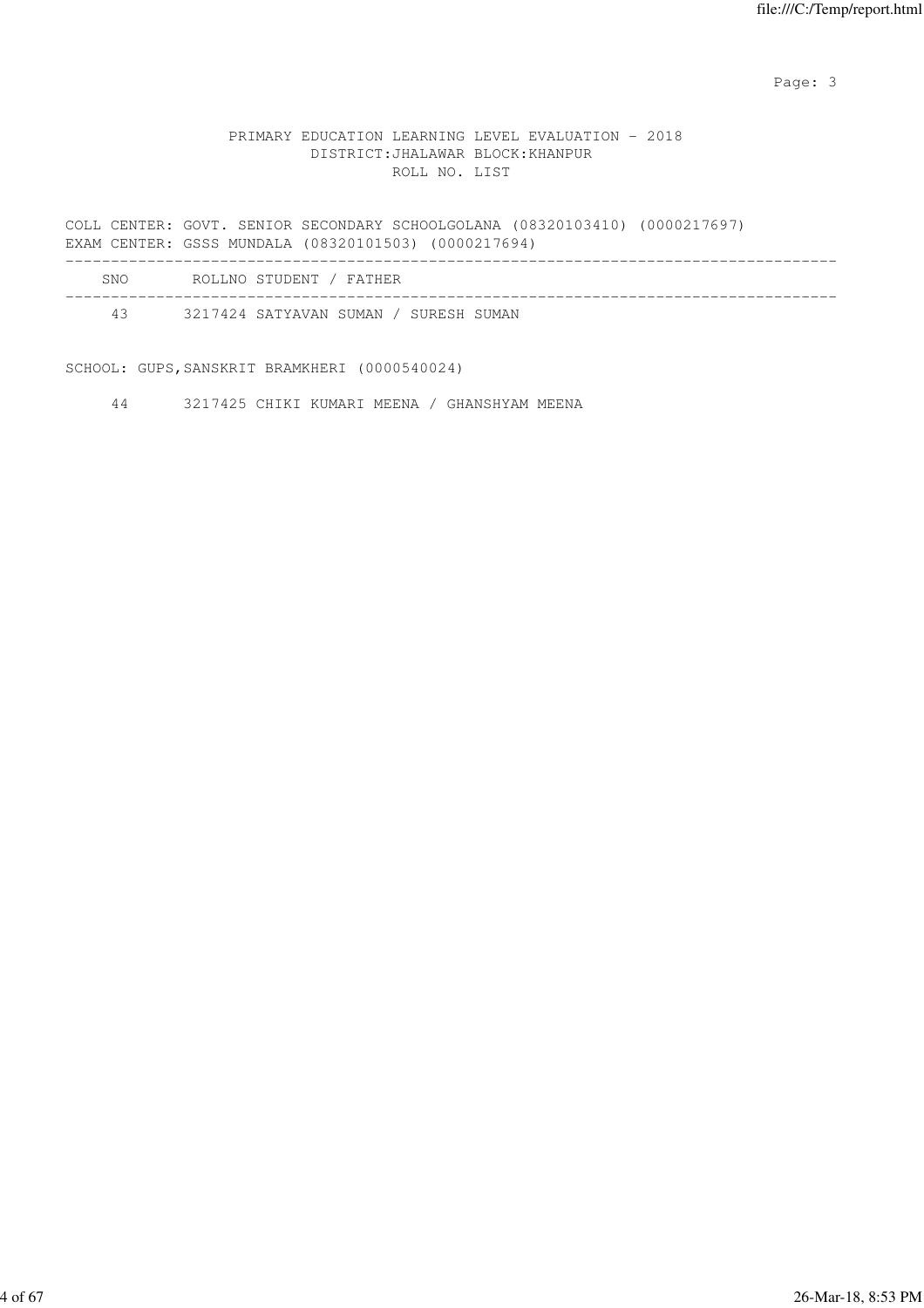PRIMARY EDUCATION LEARNING LEVEL EVALUATION - 2018
DISTRICT:JHALAWAR BLOCK:KHANPUR
ROLL NO. LIST

COLL CENTER: GOVT. SENIOR SECONDARY SCHOOLGOLANA (08320103410) (0000217697)
EXAM CENTER: GSSS MUNDALA (08320101503) (0000217694)

| SNO | ROLLNO | STUDENT / FATHER |
|---|---|---|
| 43 | 3217424 | SATYAVAN SUMAN / SURESH SUMAN |

SCHOOL: GUPS,SANSKRIT BRAMKHERI (0000540024)

| SNO | ROLLNO | STUDENT / FATHER |
|---|---|---|
| 44 | 3217425 | CHIKI KUMARI MEENA / GHANSHYAM MEENA |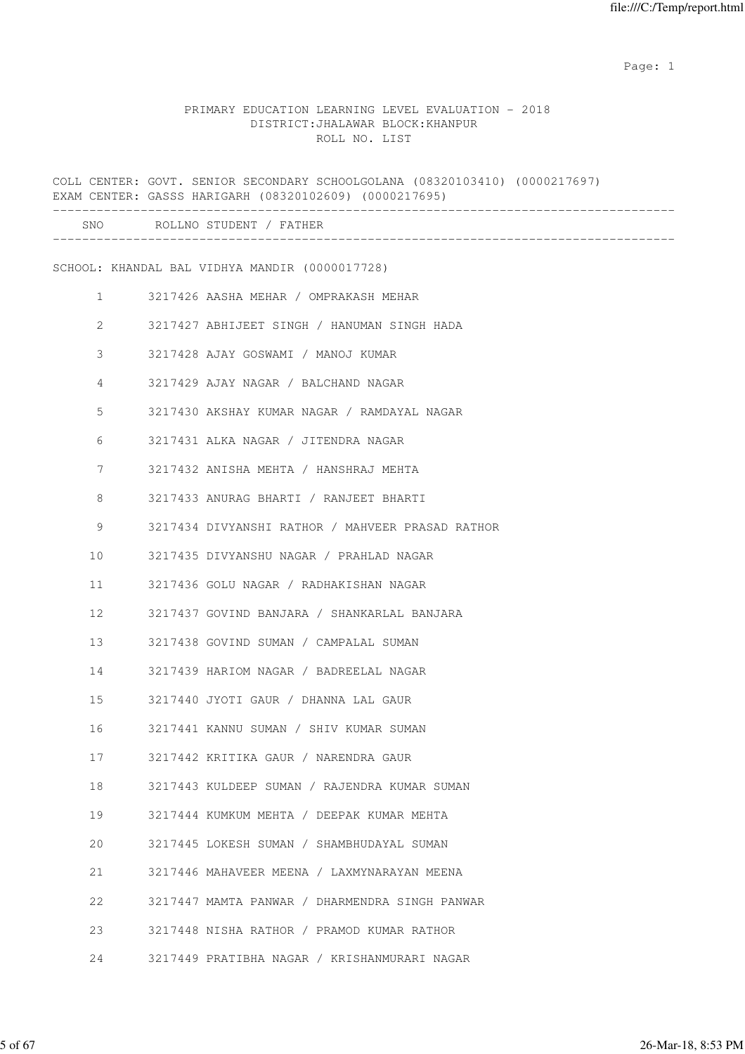PRIMARY EDUCATION LEARNING LEVEL EVALUATION - 2018
DISTRICT:JHALAWAR BLOCK:KHANPUR
ROLL NO. LIST

COLL CENTER: GOVT. SENIOR SECONDARY SCHOOLGOLANA (08320103410) (0000217697)
EXAM CENTER: GASSS HARIGARH (08320102609) (0000217695)

| SNO | ROLLNO | STUDENT / FATHER |
|---|---|---|

SCHOOL: KHANDAL BAL VIDHYA MANDIR (0000017728)

| SNO | ROLLNO | STUDENT / FATHER |
|---|---|---|
| 1 | 3217426 | AASHA MEHAR / OMPRAKASH MEHAR |
| 2 | 3217427 | ABHIJEET SINGH / HANUMAN SINGH HADA |
| 3 | 3217428 | AJAY GOSWAMI / MANOJ KUMAR |
| 4 | 3217429 | AJAY NAGAR / BALCHAND NAGAR |
| 5 | 3217430 | AKSHAY KUMAR NAGAR / RAMDAYAL NAGAR |
| 6 | 3217431 | ALKA NAGAR / JITENDRA NAGAR |
| 7 | 3217432 | ANISHA MEHTA / HANSHRAJ MEHTA |
| 8 | 3217433 | ANURAG BHARTI / RANJEET BHARTI |
| 9 | 3217434 | DIVYANSHI RATHOR / MAHVEER PRASAD RATHOR |
| 10 | 3217435 | DIVYANSHU NAGAR / PRAHLAD NAGAR |
| 11 | 3217436 | GOLU NAGAR / RADHAKISHAN NAGAR |
| 12 | 3217437 | GOVIND BANJARA / SHANKARLAL BANJARA |
| 13 | 3217438 | GOVIND SUMAN / CAMPALAL SUMAN |
| 14 | 3217439 | HARIOM NAGAR / BADREELAL NAGAR |
| 15 | 3217440 | JYOTI GAUR / DHANNA LAL GAUR |
| 16 | 3217441 | KANNU SUMAN / SHIV KUMAR SUMAN |
| 17 | 3217442 | KRITIKA GAUR / NARENDRA GAUR |
| 18 | 3217443 | KULDEEP SUMAN / RAJENDRA KUMAR SUMAN |
| 19 | 3217444 | KUMKUM MEHTA / DEEPAK KUMAR MEHTA |
| 20 | 3217445 | LOKESH SUMAN / SHAMBHUDAYAL SUMAN |
| 21 | 3217446 | MAHAVEER MEENA / LAXMYNARAYAN MEENA |
| 22 | 3217447 | MAMTA PANWAR / DHARMENDRA SINGH PANWAR |
| 23 | 3217448 | NISHA RATHOR / PRAMOD KUMAR RATHOR |
| 24 | 3217449 | PRATIBHA NAGAR / KRISHANMURARI NAGAR |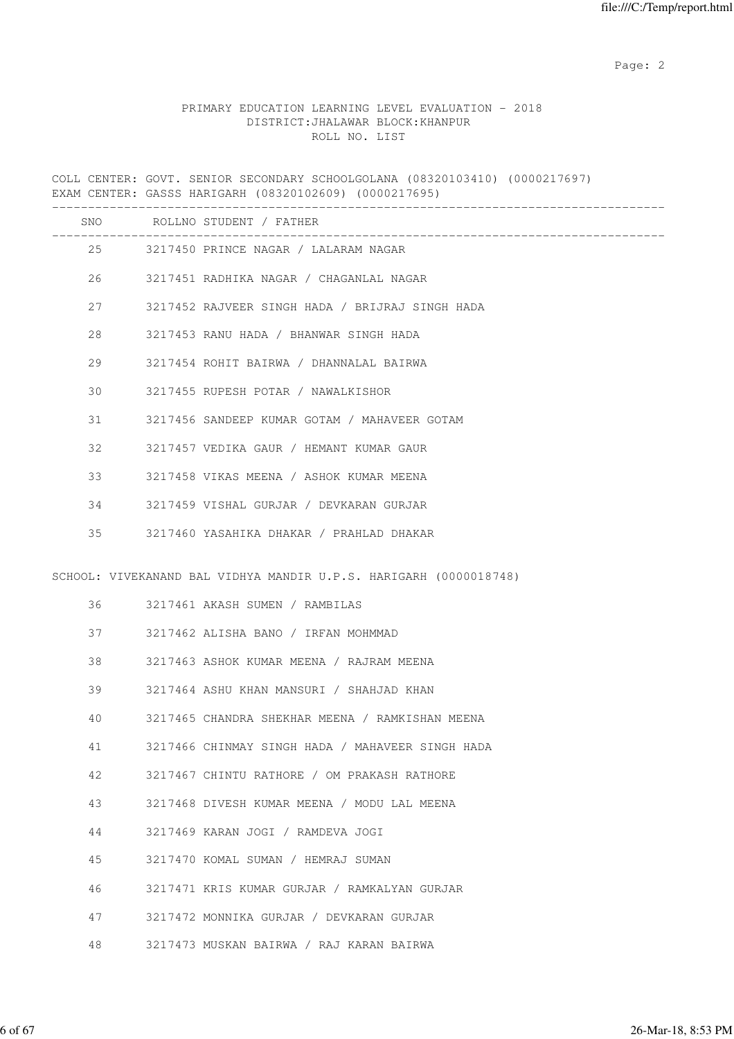PRIMARY EDUCATION LEARNING LEVEL EVALUATION - 2018
DISTRICT:JHALAWAR BLOCK:KHANPUR
ROLL NO. LIST

COLL CENTER: GOVT. SENIOR SECONDARY SCHOOLGOLANA (08320103410) (0000217697)
EXAM CENTER: GASSS HARIGARH (08320102609) (0000217695)

| SNO | ROLLNO | STUDENT / FATHER |
|---|---|---|
| 25 | 3217450 | PRINCE NAGAR / LALARAM NAGAR |
| 26 | 3217451 | RADHIKA NAGAR / CHAGANLAL NAGAR |
| 27 | 3217452 | RAJVEER SINGH HADA / BRIJRAJ SINGH HADA |
| 28 | 3217453 | RANU HADA / BHANWAR SINGH HADA |
| 29 | 3217454 | ROHIT BAIRWA / DHANNALAL BAIRWA |
| 30 | 3217455 | RUPESH POTAR / NAWALKISHOR |
| 31 | 3217456 | SANDEEP KUMAR GOTAM / MAHAVEER GOTAM |
| 32 | 3217457 | VEDIKA GAUR / HEMANT KUMAR GAUR |
| 33 | 3217458 | VIKAS MEENA / ASHOK KUMAR MEENA |
| 34 | 3217459 | VISHAL GURJAR / DEVKARAN GURJAR |
| 35 | 3217460 | YASAHIKA DHAKAR / PRAHLAD DHAKAR |

SCHOOL: VIVEKANAND BAL VIDHYA MANDIR U.P.S. HARIGARH (0000018748)

| SNO | ROLLNO | STUDENT / FATHER |
|---|---|---|
| 36 | 3217461 | AKASH SUMEN / RAMBILAS |
| 37 | 3217462 | ALISHA BANO / IRFAN MOHMMAD |
| 38 | 3217463 | ASHOK KUMAR MEENA / RAJRAM MEENA |
| 39 | 3217464 | ASHU KHAN MANSURI / SHAHJAD KHAN |
| 40 | 3217465 | CHANDRA SHEKHAR MEENA / RAMKISHAN MEENA |
| 41 | 3217466 | CHINMAY SINGH HADA / MAHAVEER SINGH HADA |
| 42 | 3217467 | CHINTU RATHORE / OM PRAKASH RATHORE |
| 43 | 3217468 | DIVESH KUMAR MEENA / MODU LAL MEENA |
| 44 | 3217469 | KARAN JOGI / RAMDEVA JOGI |
| 45 | 3217470 | KOMAL SUMAN / HEMRAJ SUMAN |
| 46 | 3217471 | KRIS KUMAR GURJAR / RAMKALYAN GURJAR |
| 47 | 3217472 | MONNIKA GURJAR / DEVKARAN GURJAR |
| 48 | 3217473 | MUSKAN BAIRWA / RAJ KARAN BAIRWA |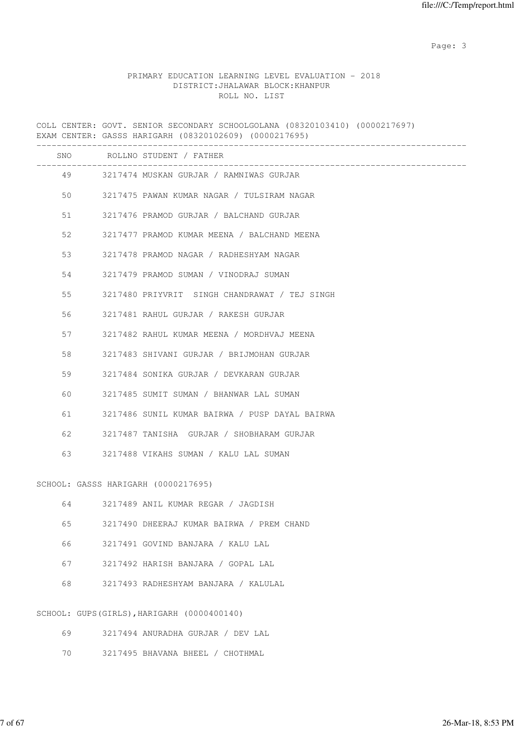PRIMARY EDUCATION LEARNING LEVEL EVALUATION - 2018
DISTRICT:JHALAWAR BLOCK:KHANPUR
ROLL NO. LIST

COLL CENTER: GOVT. SENIOR SECONDARY SCHOOLGOLANA (08320103410) (0000217697)
EXAM CENTER: GASSS HARIGARH (08320102609) (0000217695)

| SNO | ROLLNO | STUDENT / FATHER |
|---|---|---|
| 49 | 3217474 | MUSKAN GURJAR / RAMNIWAS GURJAR |
| 50 | 3217475 | PAWAN KUMAR NAGAR / TULSIRAM NAGAR |
| 51 | 3217476 | PRAMOD GURJAR / BALCHAND GURJAR |
| 52 | 3217477 | PRAMOD KUMAR MEENA / BALCHAND MEENA |
| 53 | 3217478 | PRAMOD NAGAR / RADHESHYAM NAGAR |
| 54 | 3217479 | PRAMOD SUMAN / VINODRAJ SUMAN |
| 55 | 3217480 | PRIYVRIT SINGH CHANDRAWAT / TEJ SINGH |
| 56 | 3217481 | RAHUL GURJAR / RAKESH GURJAR |
| 57 | 3217482 | RAHUL KUMAR MEENA / MORDHVAJ MEENA |
| 58 | 3217483 | SHIVANI GURJAR / BRIJMOHAN GURJAR |
| 59 | 3217484 | SONIKA GURJAR / DEVKARAN GURJAR |
| 60 | 3217485 | SUMIT SUMAN / BHANWAR LAL SUMAN |
| 61 | 3217486 | SUNIL KUMAR BAIRWA / PUSP DAYAL BAIRWA |
| 62 | 3217487 | TANISHA GURJAR / SHOBHARAM GURJAR |
| 63 | 3217488 | VIKAHS SUMAN / KALU LAL SUMAN |

SCHOOL: GASSS HARIGARH (0000217695)

| SNO | ROLLNO | STUDENT / FATHER |
|---|---|---|
| 64 | 3217489 | ANIL KUMAR REGAR / JAGDISH |
| 65 | 3217490 | DHEERAJ KUMAR BAIRWA / PREM CHAND |
| 66 | 3217491 | GOVIND BANJARA / KALU LAL |
| 67 | 3217492 | HARISH BANJARA / GOPAL LAL |
| 68 | 3217493 | RADHESHYAM BANJARA / KALULAL |

SCHOOL: GUPS(GIRLS),HARIGARH (0000400140)

| SNO | ROLLNO | STUDENT / FATHER |
|---|---|---|
| 69 | 3217494 | ANURADHA GURJAR / DEV LAL |
| 70 | 3217495 | BHAVANA BHEEL / CHOTHMAL |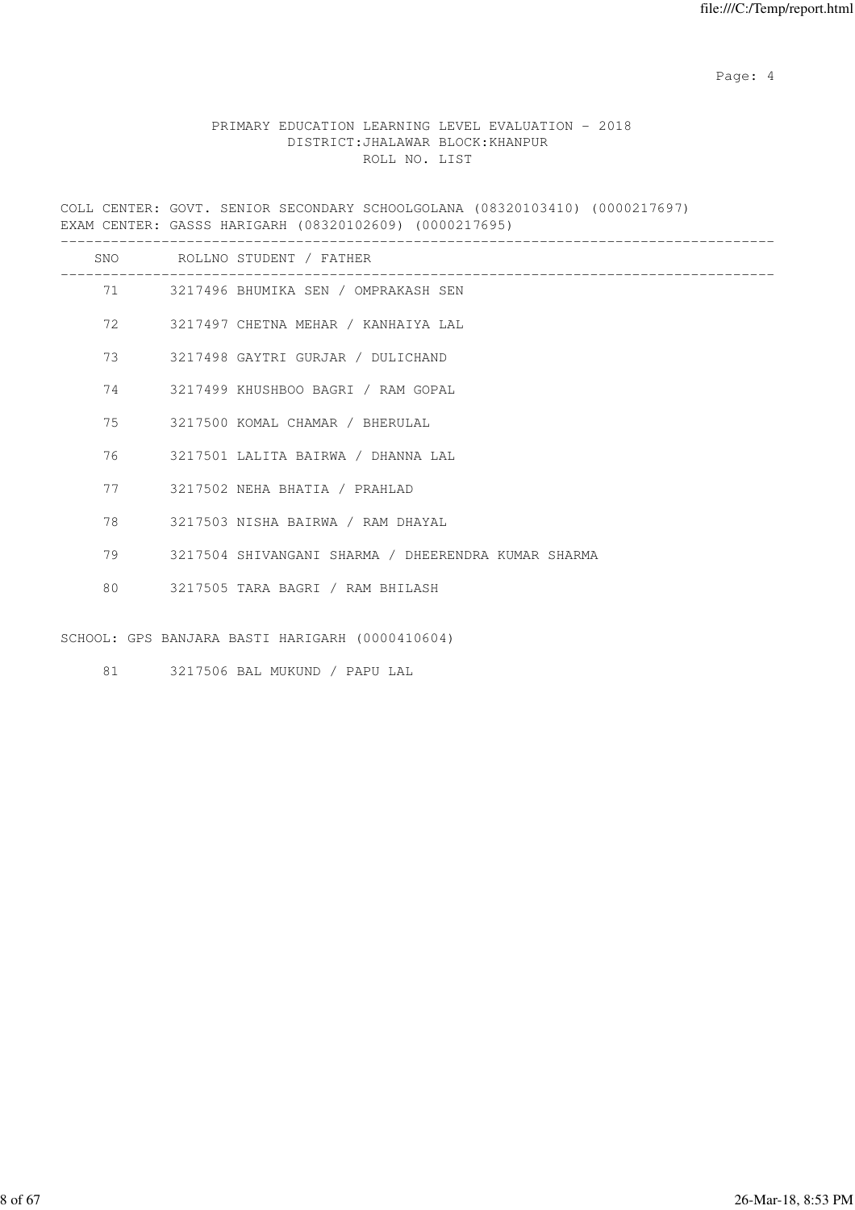PRIMARY EDUCATION LEARNING LEVEL EVALUATION - 2018
DISTRICT:JHALAWAR BLOCK:KHANPUR
ROLL NO. LIST

COLL CENTER: GOVT. SENIOR SECONDARY SCHOOLGOLANA (08320103410) (0000217697)
EXAM CENTER: GASSS HARIGARH (08320102609) (0000217695)

| SNO | ROLLNO STUDENT / FATHER |
|---|---|
| 71 | 3217496 BHUMIKA SEN / OMPRAKASH SEN |
| 72 | 3217497 CHETNA MEHAR / KANHAIYA LAL |
| 73 | 3217498 GAYTRI GURJAR / DULICHAND |
| 74 | 3217499 KHUSHBOO BAGRI / RAM GOPAL |
| 75 | 3217500 KOMAL CHAMAR / BHERULAL |
| 76 | 3217501 LALITA BAIRWA / DHANNA LAL |
| 77 | 3217502 NEHA BHATIA / PRAHLAD |
| 78 | 3217503 NISHA BAIRWA / RAM DHAYAL |
| 79 | 3217504 SHIVANGANI SHARMA / DHEERENDRA KUMAR SHARMA |
| 80 | 3217505 TARA BAGRI / RAM BHILASH |

SCHOOL: GPS BANJARA BASTI HARIGARH (0000410604)

| SNO | ROLLNO STUDENT / FATHER |
|---|---|
| 81 | 3217506 BAL MUKUND / PAPU LAL |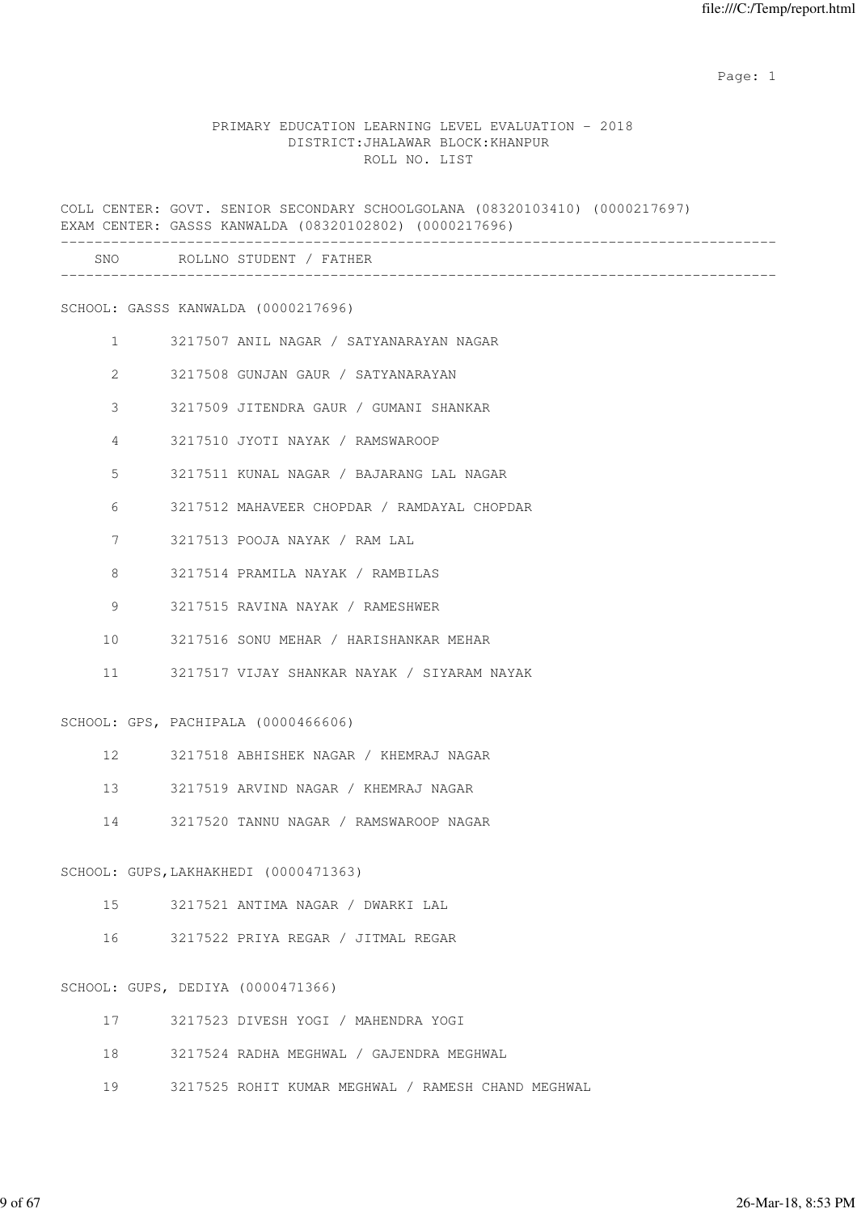PRIMARY EDUCATION LEARNING LEVEL EVALUATION - 2018
DISTRICT:JHALAWAR BLOCK:KHANPUR
ROLL NO. LIST

COLL CENTER: GOVT. SENIOR SECONDARY SCHOOLGOLANA (08320103410) (0000217697)
EXAM CENTER: GASSS KANWALDA (08320102802) (0000217696)

| SNO | ROLLNO | STUDENT / FATHER |
|---|---|---|
| **SCHOOL: GASSS KANWALDA (0000217696)** | | |
| 1 | 3217507 | ANIL NAGAR / SATYANARAYAN NAGAR |
| 2 | 3217508 | GUNJAN GAUR / SATYANARAYAN |
| 3 | 3217509 | JITENDRA GAUR / GUMANI SHANKAR |
| 4 | 3217510 | JYOTI NAYAK / RAMSWAROOP |
| 5 | 3217511 | KUNAL NAGAR / BAJARANG LAL NAGAR |
| 6 | 3217512 | MAHAVEER CHOPDAR / RAMDAYAL CHOPDAR |
| 7 | 3217513 | POOJA NAYAK / RAM LAL |
| 8 | 3217514 | PRAMILA NAYAK / RAMBILAS |
| 9 | 3217515 | RAVINA NAYAK / RAMESHWER |
| 10 | 3217516 | SONU MEHAR / HARISHANKAR MEHAR |
| 11 | 3217517 | VIJAY SHANKAR NAYAK / SIYARAM NAYAK |
| **SCHOOL: GPS, PACHIPALA (0000466606)** | | |
| 12 | 3217518 | ABHISHEK NAGAR / KHEMRAJ NAGAR |
| 13 | 3217519 | ARVIND NAGAR / KHEMRAJ NAGAR |
| 14 | 3217520 | TANNU NAGAR / RAMSWAROOP NAGAR |
| **SCHOOL: GUPS,LAKHAKHEDI (0000471363)** | | |
| 15 | 3217521 | ANTIMA NAGAR / DWARKI LAL |
| 16 | 3217522 | PRIYA REGAR / JITMAL REGAR |
| **SCHOOL: GUPS, DEDIYA (0000471366)** | | |
| 17 | 3217523 | DIVESH YOGI / MAHENDRA YOGI |
| 18 | 3217524 | RADHA MEGHWAL / GAJENDRA MEGHWAL |
| 19 | 3217525 | ROHIT KUMAR MEGHWAL / RAMESH CHAND MEGHWAL |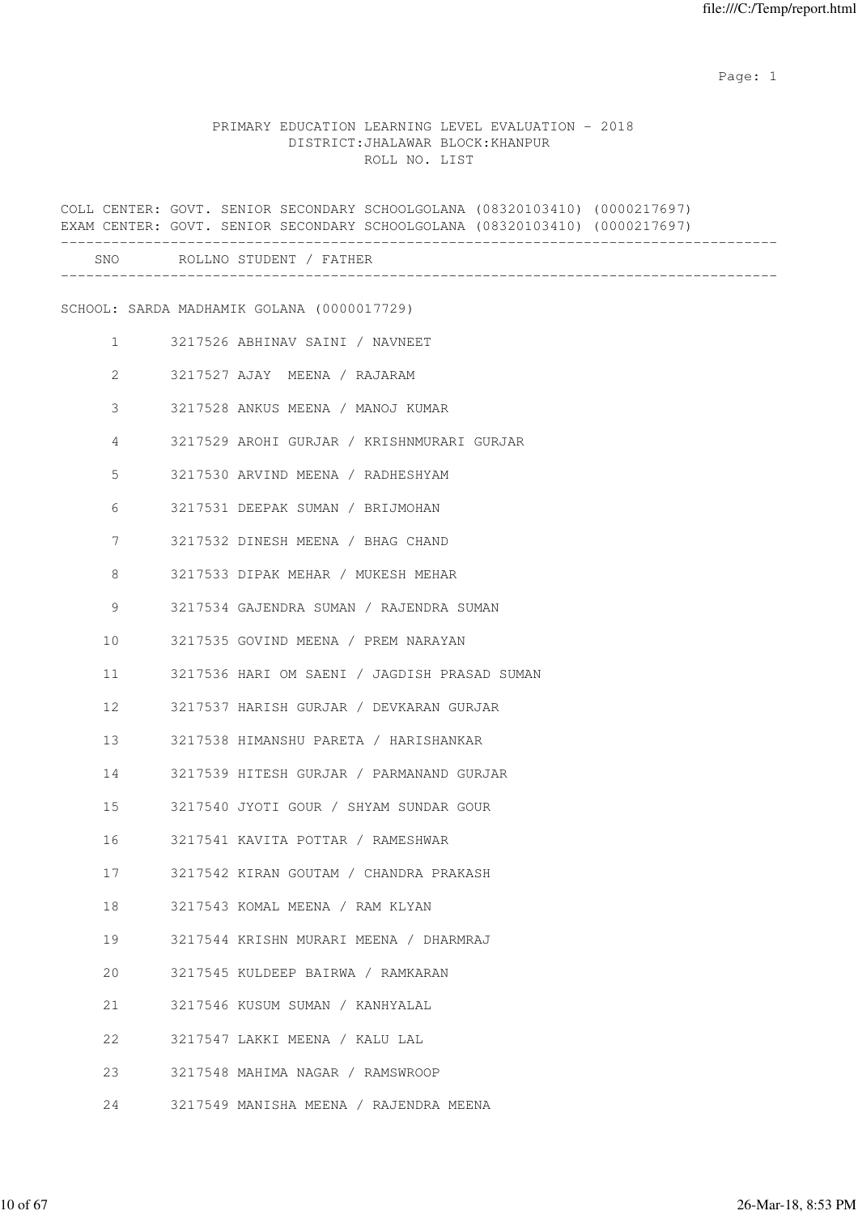PRIMARY EDUCATION LEARNING LEVEL EVALUATION - 2018
DISTRICT:JHALAWAR BLOCK:KHANPUR
ROLL NO. LIST

COLL CENTER: GOVT. SENIOR SECONDARY SCHOOLGOLANA (08320103410) (0000217697)
EXAM CENTER: GOVT. SENIOR SECONDARY SCHOOLGOLANA (08320103410) (0000217697)

| SNO | ROLLNO | STUDENT / FATHER |
|---|---|---|

SCHOOL: SARDA MADHAMIK GOLANA (0000017729)

| SNO | ROLLNO | STUDENT / FATHER |
|---|---|---|
| 1 | 3217526 | ABHINAV SAINI / NAVNEET |
| 2 | 3217527 | AJAY  MEENA / RAJARAM |
| 3 | 3217528 | ANKUS MEENA / MANOJ KUMAR |
| 4 | 3217529 | AROHI GURJAR / KRISHNMURARI GURJAR |
| 5 | 3217530 | ARVIND MEENA / RADHESHYAM |
| 6 | 3217531 | DEEPAK SUMAN / BRIJMOHAN |
| 7 | 3217532 | DINESH MEENA / BHAG CHAND |
| 8 | 3217533 | DIPAK MEHAR / MUKESH MEHAR |
| 9 | 3217534 | GAJENDRA SUMAN / RAJENDRA SUMAN |
| 10 | 3217535 | GOVIND MEENA / PREM NARAYAN |
| 11 | 3217536 | HARI OM SAENI / JAGDISH PRASAD SUMAN |
| 12 | 3217537 | HARISH GURJAR / DEVKARAN GURJAR |
| 13 | 3217538 | HIMANSHU PARETA / HARISHANKAR |
| 14 | 3217539 | HITESH GURJAR / PARMANAND GURJAR |
| 15 | 3217540 | JYOTI GOUR / SHYAM SUNDAR GOUR |
| 16 | 3217541 | KAVITA POTTAR / RAMESHWAR |
| 17 | 3217542 | KIRAN GOUTAM / CHANDRA PRAKASH |
| 18 | 3217543 | KOMAL MEENA / RAM KLYAN |
| 19 | 3217544 | KRISHN MURARI MEENA / DHARMRAJ |
| 20 | 3217545 | KULDEEP BAIRWA / RAMKARAN |
| 21 | 3217546 | KUSUM SUMAN / KANHYALAL |
| 22 | 3217547 | LAKKI MEENA / KALU LAL |
| 23 | 3217548 | MAHIMA NAGAR / RAMSWROOP |
| 24 | 3217549 | MANISHA MEENA / RAJENDRA MEENA |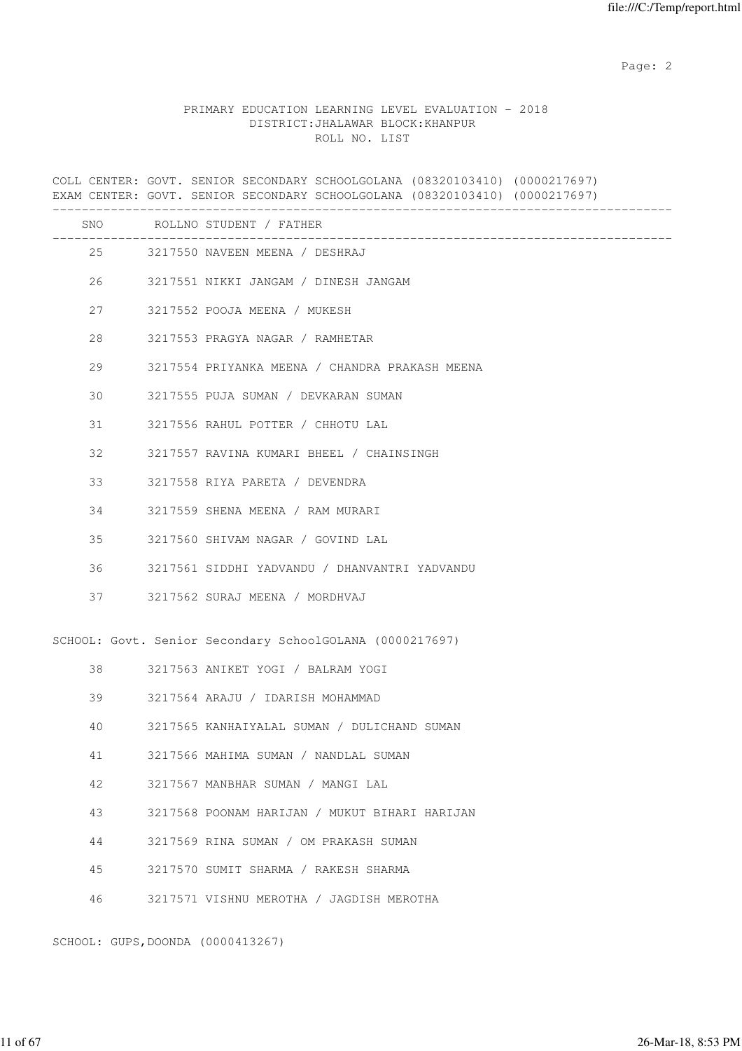PRIMARY EDUCATION LEARNING LEVEL EVALUATION - 2018
DISTRICT:JHALAWAR BLOCK:KHANPUR
ROLL NO. LIST

COLL CENTER: GOVT. SENIOR SECONDARY SCHOOLGOLANA (08320103410) (0000217697)
EXAM CENTER: GOVT. SENIOR SECONDARY SCHOOLGOLANA (08320103410) (0000217697)

| SNO | ROLLNO | STUDENT / FATHER |
|---|---|---|
| 25 | 3217550 | NAVEEN MEENA / DESHRAJ |
| 26 | 3217551 | NIKKI JANGAM / DINESH JANGAM |
| 27 | 3217552 | POOJA MEENA / MUKESH |
| 28 | 3217553 | PRAGYA NAGAR / RAMHETAR |
| 29 | 3217554 | PRIYANKA MEENA / CHANDRA PRAKASH MEENA |
| 30 | 3217555 | PUJA SUMAN / DEVKARAN SUMAN |
| 31 | 3217556 | RAHUL POTTER / CHHOTU LAL |
| 32 | 3217557 | RAVINA KUMARI BHEEL / CHAINSINGH |
| 33 | 3217558 | RIYA PARETA / DEVENDRA |
| 34 | 3217559 | SHENA MEENA / RAM MURARI |
| 35 | 3217560 | SHIVAM NAGAR / GOVIND LAL |
| 36 | 3217561 | SIDDHI YADVANDU / DHANVANTRI YADVANDU |
| 37 | 3217562 | SURAJ MEENA / MORDHVAJ |

SCHOOL: Govt. Senior Secondary SchoolGOLANA (0000217697)

| SNO | ROLLNO | STUDENT / FATHER |
|---|---|---|
| 38 | 3217563 | ANIKET YOGI / BALRAM YOGI |
| 39 | 3217564 | ARAJU / IDARISH MOHAMMAD |
| 40 | 3217565 | KANHAIYALAL SUMAN / DULICHAND SUMAN |
| 41 | 3217566 | MAHIMA SUMAN / NANDLAL SUMAN |
| 42 | 3217567 | MANBHAR SUMAN / MANGI LAL |
| 43 | 3217568 | POONAM HARIJAN / MUKUT BIHARI HARIJAN |
| 44 | 3217569 | RINA SUMAN / OM PRAKASH SUMAN |
| 45 | 3217570 | SUMIT SHARMA / RAKESH SHARMA |
| 46 | 3217571 | VISHNU MEROTHA / JAGDISH MEROTHA |

SCHOOL: GUPS,DOONDA (0000413267)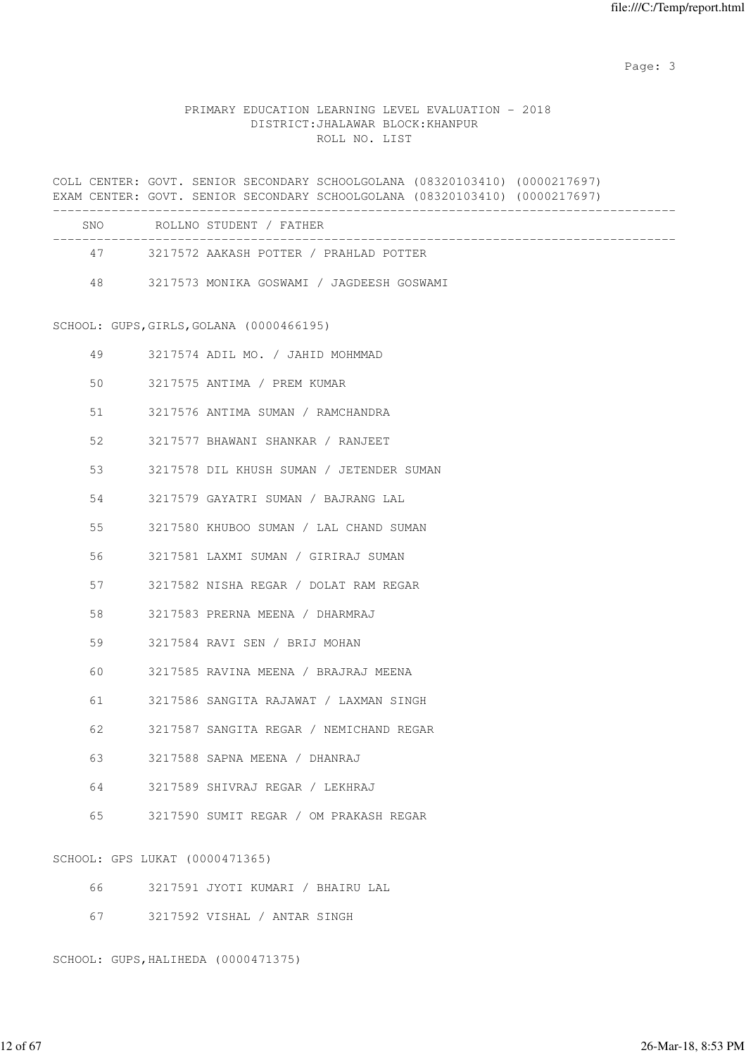PRIMARY EDUCATION LEARNING LEVEL EVALUATION - 2018
DISTRICT:JHALAWAR BLOCK:KHANPUR
ROLL NO. LIST

COLL CENTER: GOVT. SENIOR SECONDARY SCHOOLGOLANA (08320103410) (0000217697)
EXAM CENTER: GOVT. SENIOR SECONDARY SCHOOLGOLANA (08320103410) (0000217697)

| SNO | ROLLNO | STUDENT / FATHER |
|---|---|---|
| 47 | 3217572 | AAKASH POTTER / PRAHLAD POTTER |
| 48 | 3217573 | MONIKA GOSWAMI / JAGDEESH GOSWAMI |

SCHOOL: GUPS,GIRLS,GOLANA (0000466195)

| SNO | ROLLNO | STUDENT / FATHER |
|---|---|---|
| 49 | 3217574 | ADIL MO. / JAHID MOHMMAD |
| 50 | 3217575 | ANTIMA / PREM KUMAR |
| 51 | 3217576 | ANTIMA SUMAN / RAMCHANDRA |
| 52 | 3217577 | BHAWANI SHANKAR / RANJEET |
| 53 | 3217578 | DIL KHUSH SUMAN / JETENDER SUMAN |
| 54 | 3217579 | GAYATRI SUMAN / BAJRANG LAL |
| 55 | 3217580 | KHUBOO SUMAN / LAL CHAND SUMAN |
| 56 | 3217581 | LAXMI SUMAN / GIRIRAJ SUMAN |
| 57 | 3217582 | NISHA REGAR / DOLAT RAM REGAR |
| 58 | 3217583 | PRERNA MEENA / DHARMRAJ |
| 59 | 3217584 | RAVI SEN / BRIJ MOHAN |
| 60 | 3217585 | RAVINA MEENA / BRAJRAJ MEENA |
| 61 | 3217586 | SANGITA RAJAWAT / LAXMAN SINGH |
| 62 | 3217587 | SANGITA REGAR / NEMICHAND REGAR |
| 63 | 3217588 | SAPNA MEENA / DHANRAJ |
| 64 | 3217589 | SHIVRAJ REGAR / LEKHRAJ |
| 65 | 3217590 | SUMIT REGAR / OM PRAKASH REGAR |

SCHOOL: GPS LUKAT (0000471365)

| SNO | ROLLNO | STUDENT / FATHER |
|---|---|---|
| 66 | 3217591 | JYOTI KUMARI / BHAIRU LAL |
| 67 | 3217592 | VISHAL / ANTAR SINGH |

SCHOOL: GUPS,HALIHEDA (0000471375)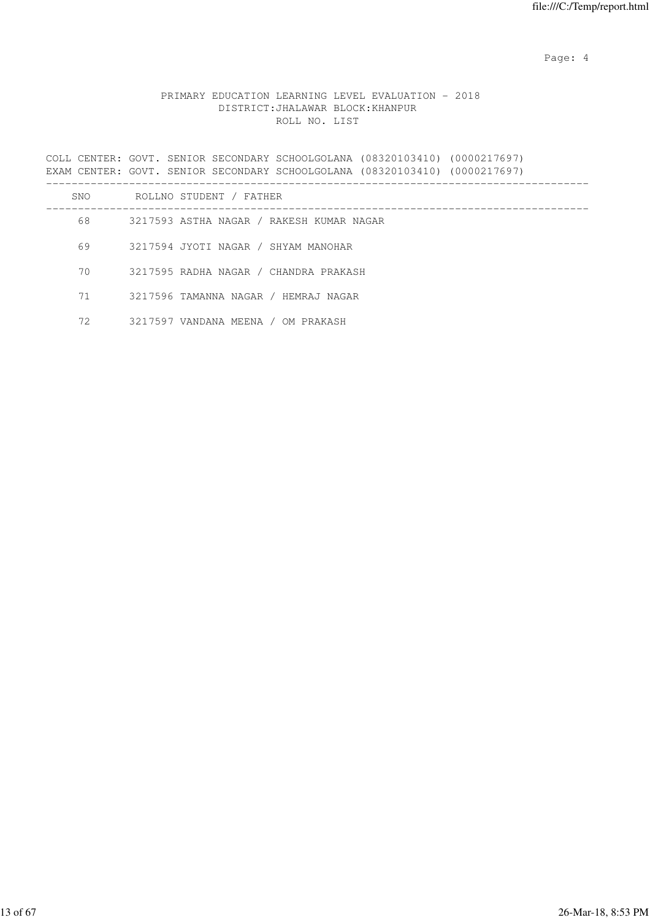PRIMARY EDUCATION LEARNING LEVEL EVALUATION - 2018
DISTRICT:JHALAWAR BLOCK:KHANPUR
ROLL NO. LIST

COLL CENTER: GOVT. SENIOR SECONDARY SCHOOLGOLANA (08320103410) (0000217697)
EXAM CENTER: GOVT. SENIOR SECONDARY SCHOOLGOLANA (08320103410) (0000217697)

| SNO | ROLLNO | STUDENT / FATHER |
|---|---|---|
| 68 | 3217593 | ASTHA NAGAR / RAKESH KUMAR NAGAR |
| 69 | 3217594 | JYOTI NAGAR / SHYAM MANOHAR |
| 70 | 3217595 | RADHA NAGAR / CHANDRA PRAKASH |
| 71 | 3217596 | TAMANNA NAGAR / HEMRAJ NAGAR |
| 72 | 3217597 | VANDANA MEENA / OM PRAKASH |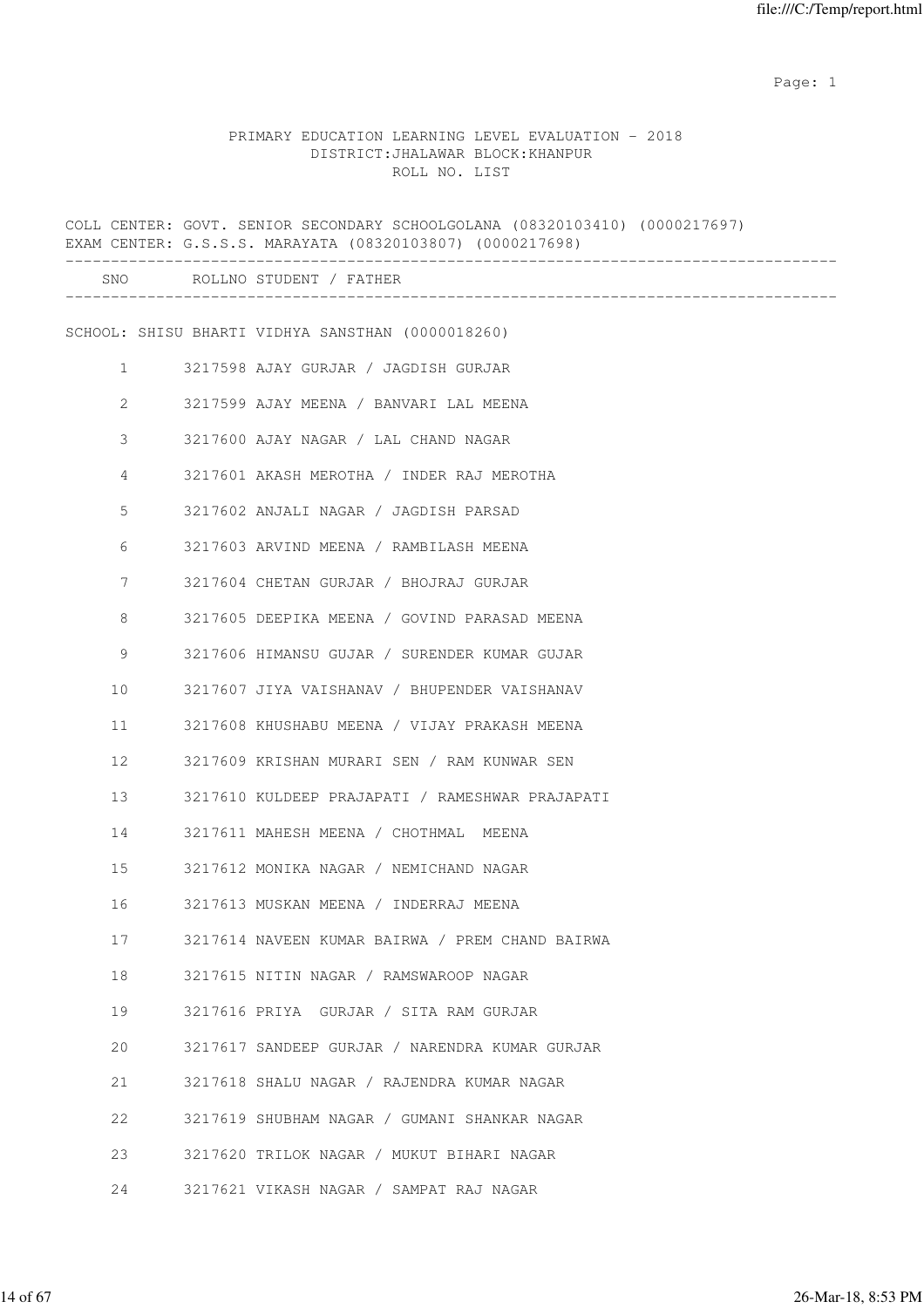PRIMARY EDUCATION LEARNING LEVEL EVALUATION - 2018
DISTRICT:JHALAWAR BLOCK:KHANPUR
ROLL NO. LIST

COLL CENTER: GOVT. SENIOR SECONDARY SCHOOLGOLANA (08320103410) (0000217697)
EXAM CENTER: G.S.S.S. MARAYATA (08320103807) (0000217698)

SCHOOL: SHISU BHARTI VIDHYA SANSTHAN (0000018260)

| SNO | ROLLNO | STUDENT / FATHER |
|---|---|---|
| 1 | 3217598 | AJAY GURJAR / JAGDISH GURJAR |
| 2 | 3217599 | AJAY MEENA / BANVARI LAL MEENA |
| 3 | 3217600 | AJAY NAGAR / LAL CHAND NAGAR |
| 4 | 3217601 | AKASH MEROTHA / INDER RAJ MEROTHA |
| 5 | 3217602 | ANJALI NAGAR / JAGDISH PARSAD |
| 6 | 3217603 | ARVIND MEENA / RAMBILASH MEENA |
| 7 | 3217604 | CHETAN GURJAR / BHOJRAJ GURJAR |
| 8 | 3217605 | DEEPIKA MEENA / GOVIND PARASAD MEENA |
| 9 | 3217606 | HIMANSU GUJAR / SURENDER KUMAR GUJAR |
| 10 | 3217607 | JIYA VAISHANAV / BHUPENDER VAISHANAV |
| 11 | 3217608 | KHUSHABU MEENA / VIJAY PRAKASH MEENA |
| 12 | 3217609 | KRISHAN MURARI SEN / RAM KUNWAR SEN |
| 13 | 3217610 | KULDEEP PRAJAPATI / RAMESHWAR PRAJAPATI |
| 14 | 3217611 | MAHESH MEENA / CHOTHMAL MEENA |
| 15 | 3217612 | MONIKA NAGAR / NEMICHAND NAGAR |
| 16 | 3217613 | MUSKAN MEENA / INDERRAJ MEENA |
| 17 | 3217614 | NAVEEN KUMAR BAIRWA / PREM CHAND BAIRWA |
| 18 | 3217615 | NITIN NAGAR / RAMSWAROOP NAGAR |
| 19 | 3217616 | PRIYA GURJAR / SITA RAM GURJAR |
| 20 | 3217617 | SANDEEP GURJAR / NARENDRA KUMAR GURJAR |
| 21 | 3217618 | SHALU NAGAR / RAJENDRA KUMAR NAGAR |
| 22 | 3217619 | SHUBHAM NAGAR / GUMANI SHANKAR NAGAR |
| 23 | 3217620 | TRILOK NAGAR / MUKUT BIHARI NAGAR |
| 24 | 3217621 | VIKASH NAGAR / SAMPAT RAJ NAGAR |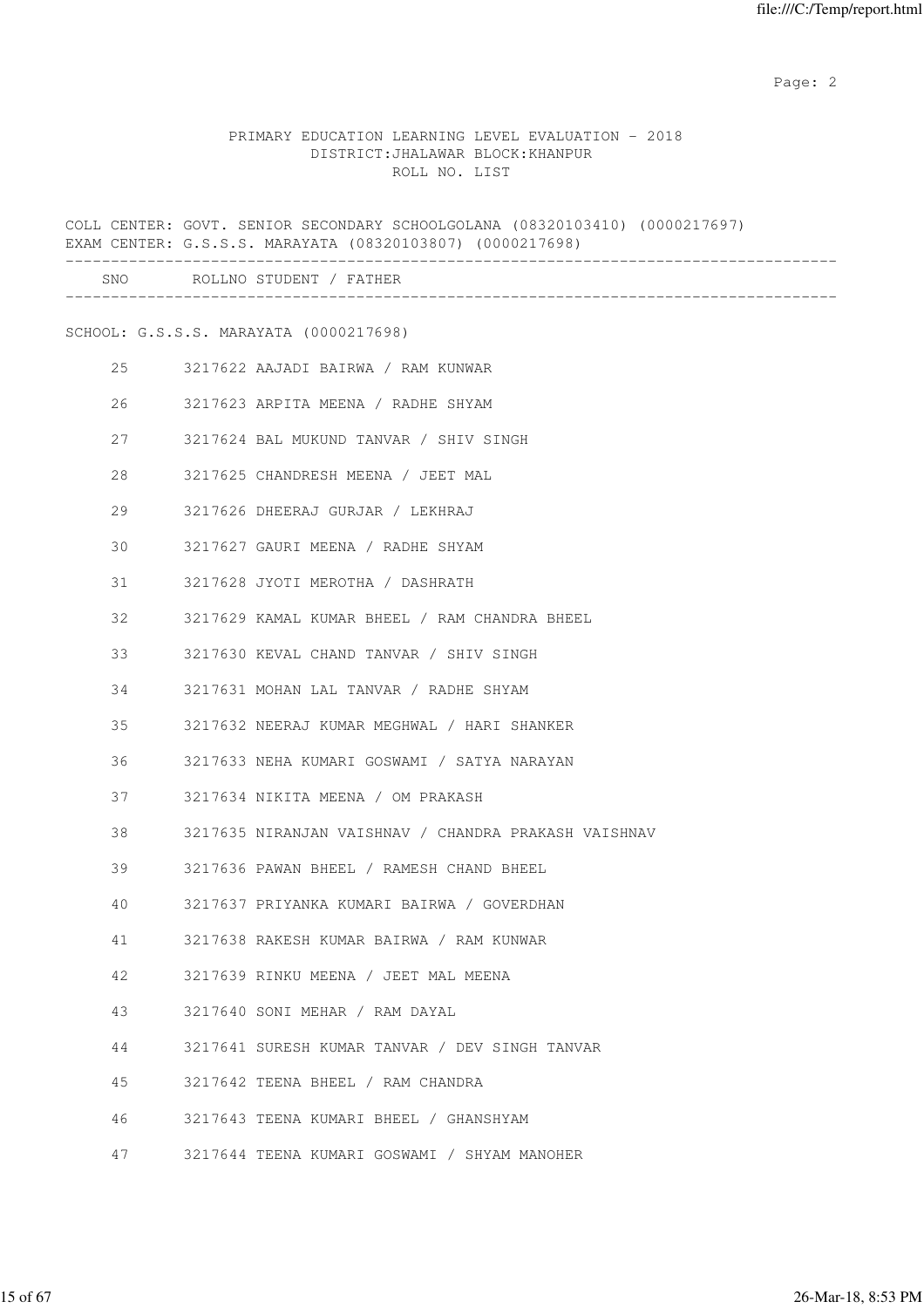PRIMARY EDUCATION LEARNING LEVEL EVALUATION - 2018
DISTRICT:JHALAWAR BLOCK:KHANPUR
ROLL NO. LIST

COLL CENTER: GOVT. SENIOR SECONDARY SCHOOLGOLANA (08320103410) (0000217697)
EXAM CENTER: G.S.S.S. MARAYATA (08320103807) (0000217698)

| SNO | ROLLNO | STUDENT / FATHER |
|---|---|---|

SCHOOL: G.S.S.S. MARAYATA (0000217698)

| SNO | ROLLNO | STUDENT / FATHER |
|---|---|---|
| 25 | 3217622 | AAJADI BAIRWA / RAM KUNWAR |
| 26 | 3217623 | ARPITA MEENA / RADHE SHYAM |
| 27 | 3217624 | BAL MUKUND TANVAR / SHIV SINGH |
| 28 | 3217625 | CHANDRESH MEENA / JEET MAL |
| 29 | 3217626 | DHEERAJ GURJAR / LEKHRAJ |
| 30 | 3217627 | GAURI MEENA / RADHE SHYAM |
| 31 | 3217628 | JYOTI MEROTHA / DASHRATH |
| 32 | 3217629 | KAMAL KUMAR BHEEL / RAM CHANDRA BHEEL |
| 33 | 3217630 | KEVAL CHAND TANVAR / SHIV SINGH |
| 34 | 3217631 | MOHAN LAL TANVAR / RADHE SHYAM |
| 35 | 3217632 | NEERAJ KUMAR MEGHWAL / HARI SHANKER |
| 36 | 3217633 | NEHA KUMARI GOSWAMI / SATYA NARAYAN |
| 37 | 3217634 | NIKITA MEENA / OM PRAKASH |
| 38 | 3217635 | NIRANJAN VAISHNAV / CHANDRA PRAKASH VAISHNAV |
| 39 | 3217636 | PAWAN BHEEL / RAMESH CHAND BHEEL |
| 40 | 3217637 | PRIYANKA KUMARI BAIRWA / GOVERDHAN |
| 41 | 3217638 | RAKESH KUMAR BAIRWA / RAM KUNWAR |
| 42 | 3217639 | RINKU MEENA / JEET MAL MEENA |
| 43 | 3217640 | SONI MEHAR / RAM DAYAL |
| 44 | 3217641 | SURESH KUMAR TANVAR / DEV SINGH TANVAR |
| 45 | 3217642 | TEENA BHEEL / RAM CHANDRA |
| 46 | 3217643 | TEENA KUMARI BHEEL / GHANSHYAM |
| 47 | 3217644 | TEENA KUMARI GOSWAMI / SHYAM MANOHER |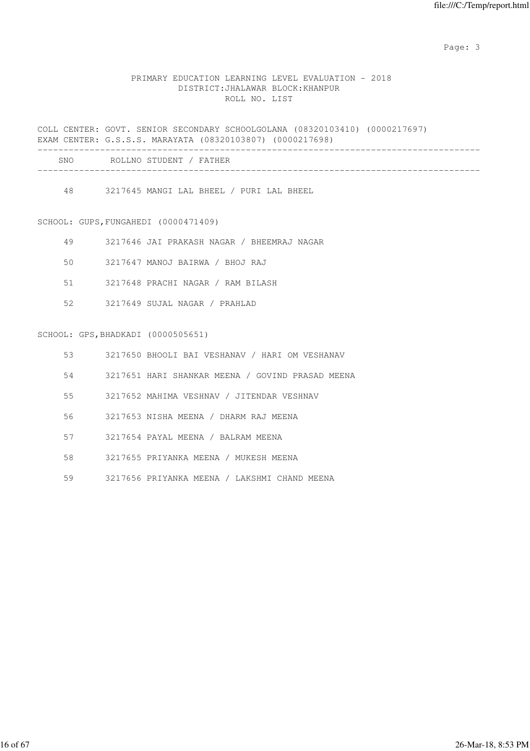PRIMARY EDUCATION LEARNING LEVEL EVALUATION - 2018
DISTRICT:JHALAWAR BLOCK:KHANPUR
ROLL NO. LIST

COLL CENTER: GOVT. SENIOR SECONDARY SCHOOLGOLANA (08320103410) (0000217697)
EXAM CENTER: G.S.S.S. MARAYATA (08320103807) (0000217698)

| SNO | ROLLNO | STUDENT / FATHER |
|---|---|---|
| 48 | 3217645 | MANGI LAL BHEEL / PURI LAL BHEEL |

SCHOOL: GUPS,FUNGAHEDI (0000471409)

| SNO | ROLLNO | STUDENT / FATHER |
|---|---|---|
| 49 | 3217646 | JAI PRAKASH NAGAR / BHEEMRAJ NAGAR |
| 50 | 3217647 | MANOJ BAIRWA / BHOJ RAJ |
| 51 | 3217648 | PRACHI NAGAR / RAM BILASH |
| 52 | 3217649 | SUJAL NAGAR / PRAHLAD |

SCHOOL: GPS,BHADKADI (0000505651)

| SNO | ROLLNO | STUDENT / FATHER |
|---|---|---|
| 53 | 3217650 | BHOOLI BAI VESHANAV / HARI OM VESHANAV |
| 54 | 3217651 | HARI SHANKAR MEENA / GOVIND PRASAD MEENA |
| 55 | 3217652 | MAHIMA VESHNAV / JITENDAR VESHNAV |
| 56 | 3217653 | NISHA MEENA / DHARM RAJ MEENA |
| 57 | 3217654 | PAYAL MEENA / BALRAM MEENA |
| 58 | 3217655 | PRIYANKA MEENA / MUKESH MEENA |
| 59 | 3217656 | PRIYANKA MEENA / LAKSHMI CHAND MEENA |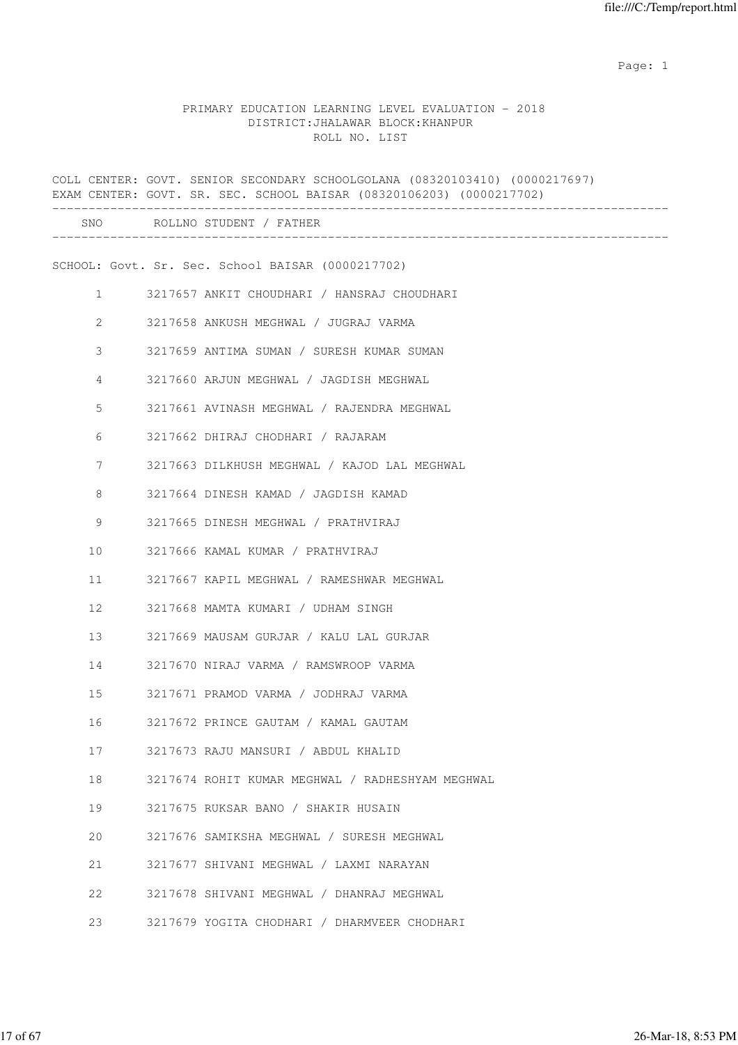PRIMARY EDUCATION LEARNING LEVEL EVALUATION - 2018
DISTRICT:JHALAWAR BLOCK:KHANPUR
ROLL NO. LIST

COLL CENTER: GOVT. SENIOR SECONDARY SCHOOLGOLANA (08320103410) (0000217697)
EXAM CENTER: GOVT. SR. SEC. SCHOOL BAISAR (08320106203) (0000217702)

| SNO | ROLLNO | STUDENT / FATHER |
|---|---|---|

SCHOOL: Govt. Sr. Sec. School BAISAR (0000217702)

| SNO | ROLLNO | STUDENT / FATHER |
|---|---|---|
| 1 | 3217657 | ANKIT CHOUDHARI / HANSRAJ CHOUDHARI |
| 2 | 3217658 | ANKUSH MEGHWAL / JUGRAJ VARMA |
| 3 | 3217659 | ANTIMA SUMAN / SURESH KUMAR SUMAN |
| 4 | 3217660 | ARJUN MEGHWAL / JAGDISH MEGHWAL |
| 5 | 3217661 | AVINASH MEGHWAL / RAJENDRA MEGHWAL |
| 6 | 3217662 | DHIRAJ CHODHARI / RAJARAM |
| 7 | 3217663 | DILKHUSH MEGHWAL / KAJOD LAL MEGHWAL |
| 8 | 3217664 | DINESH KAMAD / JAGDISH KAMAD |
| 9 | 3217665 | DINESH MEGHWAL / PRATHVIRAJ |
| 10 | 3217666 | KAMAL KUMAR / PRATHVIRAJ |
| 11 | 3217667 | KAPIL MEGHWAL / RAMESHWAR MEGHWAL |
| 12 | 3217668 | MAMTA KUMARI / UDHAM SINGH |
| 13 | 3217669 | MAUSAM GURJAR / KALU LAL GURJAR |
| 14 | 3217670 | NIRAJ VARMA / RAMSWROOP VARMA |
| 15 | 3217671 | PRAMOD VARMA / JODHRAJ VARMA |
| 16 | 3217672 | PRINCE GAUTAM / KAMAL GAUTAM |
| 17 | 3217673 | RAJU MANSURI / ABDUL KHALID |
| 18 | 3217674 | ROHIT KUMAR MEGHWAL / RADHESHYAM MEGHWAL |
| 19 | 3217675 | RUKSAR BANO / SHAKIR HUSAIN |
| 20 | 3217676 | SAMIKSHA MEGHWAL / SURESH MEGHWAL |
| 21 | 3217677 | SHIVANI MEGHWAL / LAXMI NARAYAN |
| 22 | 3217678 | SHIVANI MEGHWAL / DHANRAJ MEGHWAL |
| 23 | 3217679 | YOGITA CHODHARI / DHARMVEER CHODHARI |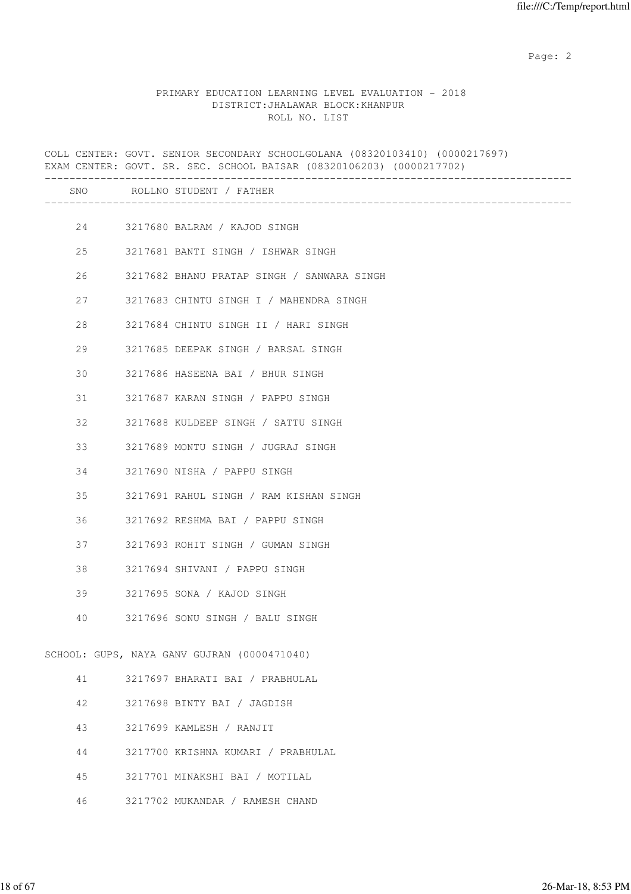PRIMARY EDUCATION LEARNING LEVEL EVALUATION - 2018
DISTRICT:JHALAWAR BLOCK:KHANPUR
ROLL NO. LIST

COLL CENTER: GOVT. SENIOR SECONDARY SCHOOLGOLANA (08320103410) (0000217697)
EXAM CENTER: GOVT. SR. SEC. SCHOOL BAISAR (08320106203) (0000217702)

| SNO | ROLLNO | STUDENT / FATHER |
|---|---|---|
| 24 | 3217680 | BALRAM / KAJOD SINGH |
| 25 | 3217681 | BANTI SINGH / ISHWAR SINGH |
| 26 | 3217682 | BHANU PRATAP SINGH / SANWARA SINGH |
| 27 | 3217683 | CHINTU SINGH I / MAHENDRA SINGH |
| 28 | 3217684 | CHINTU SINGH II / HARI SINGH |
| 29 | 3217685 | DEEPAK SINGH / BARSAL SINGH |
| 30 | 3217686 | HASEENA BAI / BHUR SINGH |
| 31 | 3217687 | KARAN SINGH / PAPPU SINGH |
| 32 | 3217688 | KULDEEP SINGH / SATTU SINGH |
| 33 | 3217689 | MONTU SINGH / JUGRAJ SINGH |
| 34 | 3217690 | NISHA / PAPPU SINGH |
| 35 | 3217691 | RAHUL SINGH / RAM KISHAN SINGH |
| 36 | 3217692 | RESHMA BAI / PAPPU SINGH |
| 37 | 3217693 | ROHIT SINGH / GUMAN SINGH |
| 38 | 3217694 | SHIVANI / PAPPU SINGH |
| 39 | 3217695 | SONA / KAJOD SINGH |
| 40 | 3217696 | SONU SINGH / BALU SINGH |

SCHOOL: GUPS, NAYA GANV GUJRAN (0000471040)

| SNO | ROLLNO | STUDENT / FATHER |
|---|---|---|
| 41 | 3217697 | BHARATI BAI / PRABHULAL |
| 42 | 3217698 | BINTY BAI / JAGDISH |
| 43 | 3217699 | KAMLESH / RANJIT |
| 44 | 3217700 | KRISHNA KUMARI / PRABHULAL |
| 45 | 3217701 | MINAKSHI BAI / MOTILAL |
| 46 | 3217702 | MUKANDAR / RAMESH CHAND |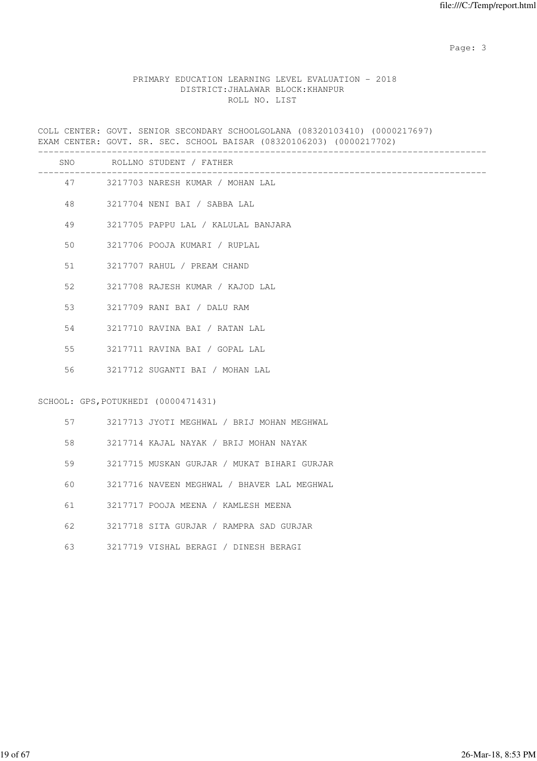PRIMARY EDUCATION LEARNING LEVEL EVALUATION - 2018
DISTRICT:JHALAWAR BLOCK:KHANPUR
ROLL NO. LIST

COLL CENTER: GOVT. SENIOR SECONDARY SCHOOLGOLANA (08320103410) (0000217697)
EXAM CENTER: GOVT. SR. SEC. SCHOOL BAISAR (08320106203) (0000217702)

| SNO | ROLLNO STUDENT / FATHER |
|---|---|
| 47 | 3217703 NARESH KUMAR / MOHAN LAL |
| 48 | 3217704 NENI BAI / SABBA LAL |
| 49 | 3217705 PAPPU LAL / KALULAL BANJARA |
| 50 | 3217706 POOJA KUMARI / RUPLAL |
| 51 | 3217707 RAHUL / PREAM CHAND |
| 52 | 3217708 RAJESH KUMAR / KAJOD LAL |
| 53 | 3217709 RANI BAI / DALU RAM |
| 54 | 3217710 RAVINA BAI / RATAN LAL |
| 55 | 3217711 RAVINA BAI / GOPAL LAL |
| 56 | 3217712 SUGANTI BAI / MOHAN LAL |

SCHOOL: GPS,POTUKHEDI (0000471431)

| SNO | ROLLNO STUDENT / FATHER |
|---|---|
| 57 | 3217713 JYOTI MEGHWAL / BRIJ MOHAN MEGHWAL |
| 58 | 3217714 KAJAL NAYAK / BRIJ MOHAN NAYAK |
| 59 | 3217715 MUSKAN GURJAR / MUKAT BIHARI GURJAR |
| 60 | 3217716 NAVEEN MEGHWAL / BHAVER LAL MEGHWAL |
| 61 | 3217717 POOJA MEENA / KAMLESH MEENA |
| 62 | 3217718 SITA GURJAR / RAMPRA SAD GURJAR |
| 63 | 3217719 VISHAL BERAGI / DINESH BERAGI |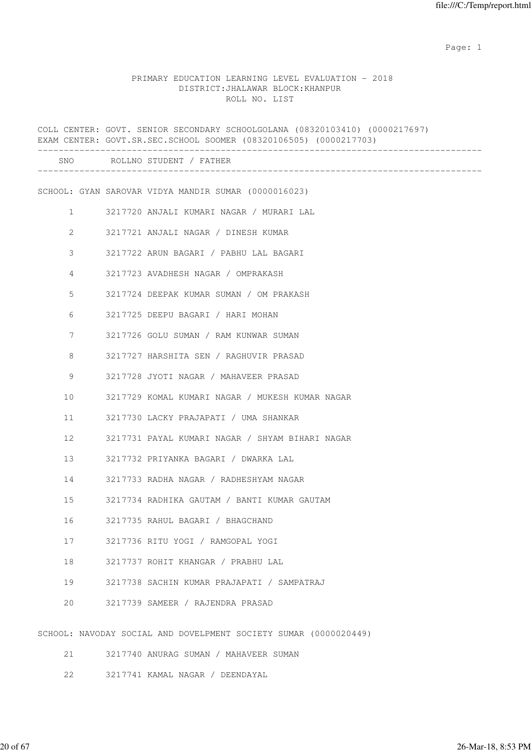PRIMARY EDUCATION LEARNING LEVEL EVALUATION - 2018
DISTRICT:JHALAWAR BLOCK:KHANPUR
ROLL NO. LIST

COLL CENTER: GOVT. SENIOR SECONDARY SCHOOLGOLANA (08320103410) (0000217697)
EXAM CENTER: GOVT.SR.SEC.SCHOOL SOOMER (08320106505) (0000217703)

| SNO | ROLLNO | STUDENT / FATHER |
|---|---|---|

SCHOOL: GYAN SAROVAR VIDYA MANDIR SUMAR (0000016023)

| SNO | ROLLNO | STUDENT / FATHER |
|---|---|---|
| 1 | 3217720 | ANJALI KUMARI NAGAR / MURARI LAL |
| 2 | 3217721 | ANJALI NAGAR / DINESH KUMAR |
| 3 | 3217722 | ARUN BAGARI / PABHU LAL BAGARI |
| 4 | 3217723 | AVADHESH NAGAR / OMPRAKASH |
| 5 | 3217724 | DEEPAK KUMAR SUMAN / OM PRAKASH |
| 6 | 3217725 | DEEPU BAGARI / HARI MOHAN |
| 7 | 3217726 | GOLU SUMAN / RAM KUNWAR SUMAN |
| 8 | 3217727 | HARSHITA SEN / RAGHUVIR PRASAD |
| 9 | 3217728 | JYOTI NAGAR / MAHAVEER PRASAD |
| 10 | 3217729 | KOMAL KUMARI NAGAR / MUKESH KUMAR NAGAR |
| 11 | 3217730 | LACKY PRAJAPATI / UMA SHANKAR |
| 12 | 3217731 | PAYAL KUMARI NAGAR / SHYAM BIHARI NAGAR |
| 13 | 3217732 | PRIYANKA BAGARI / DWARKA LAL |
| 14 | 3217733 | RADHA NAGAR / RADHESHYAM NAGAR |
| 15 | 3217734 | RADHIKA GAUTAM / BANTI KUMAR GAUTAM |
| 16 | 3217735 | RAHUL BAGARI / BHAGCHAND |
| 17 | 3217736 | RITU YOGI / RAMGOPAL YOGI |
| 18 | 3217737 | ROHIT KHANGAR / PRABHU LAL |
| 19 | 3217738 | SACHIN KUMAR PRAJAPATI / SAMPATRAJ |
| 20 | 3217739 | SAMEER / RAJENDRA PRASAD |

SCHOOL: NAVODAY SOCIAL AND DOVELPMENT SOCIETY SUMAR (0000020449)

| SNO | ROLLNO | STUDENT / FATHER |
|---|---|---|
| 21 | 3217740 | ANURAG SUMAN / MAHAVEER SUMAN |
| 22 | 3217741 | KAMAL NAGAR / DEENDAYAL |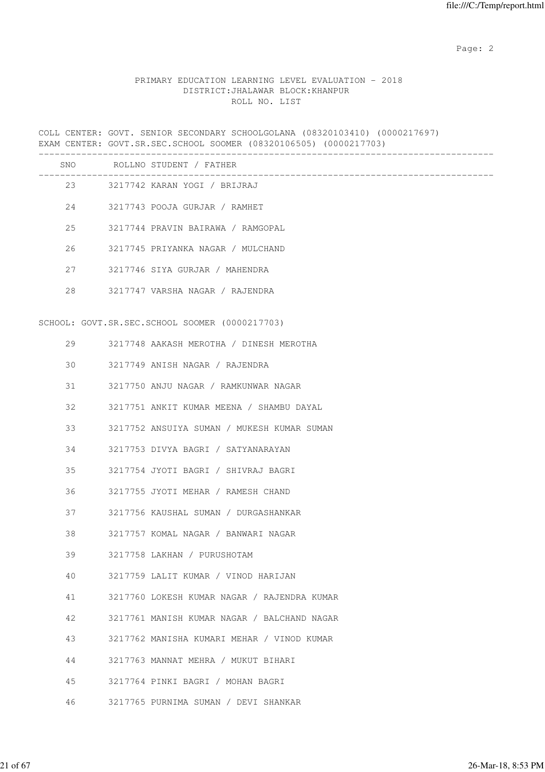PRIMARY EDUCATION LEARNING LEVEL EVALUATION - 2018
DISTRICT:JHALAWAR BLOCK:KHANPUR
ROLL NO. LIST

COLL CENTER: GOVT. SENIOR SECONDARY SCHOOLGOLANA (08320103410) (0000217697)
EXAM CENTER: GOVT.SR.SEC.SCHOOL SOOMER (08320106505) (0000217703)

| SNO | ROLLNO | STUDENT / FATHER |
|---|---|---|
| 23 | 3217742 | KARAN YOGI / BRIJRAJ |
| 24 | 3217743 | POOJA GURJAR / RAMHET |
| 25 | 3217744 | PRAVIN BAIRAWA / RAMGOPAL |
| 26 | 3217745 | PRIYANKA NAGAR / MULCHAND |
| 27 | 3217746 | SIYA GURJAR / MAHENDRA |
| 28 | 3217747 | VARSHA NAGAR / RAJENDRA |

SCHOOL: GOVT.SR.SEC.SCHOOL SOOMER (0000217703)

| SNO | ROLLNO | STUDENT / FATHER |
|---|---|---|
| 29 | 3217748 | AAKASH MEROTHA / DINESH MEROTHA |
| 30 | 3217749 | ANISH NAGAR / RAJENDRA |
| 31 | 3217750 | ANJU NAGAR / RAMKUNWAR NAGAR |
| 32 | 3217751 | ANKIT KUMAR MEENA / SHAMBU DAYAL |
| 33 | 3217752 | ANSUIYA SUMAN / MUKESH KUMAR SUMAN |
| 34 | 3217753 | DIVYA BAGRI / SATYANARAYAN |
| 35 | 3217754 | JYOTI BAGRI / SHIVRAJ BAGRI |
| 36 | 3217755 | JYOTI MEHAR / RAMESH CHAND |
| 37 | 3217756 | KAUSHAL SUMAN / DURGASHANKAR |
| 38 | 3217757 | KOMAL NAGAR / BANWARI NAGAR |
| 39 | 3217758 | LAKHAN / PURUSHOTAM |
| 40 | 3217759 | LALIT KUMAR / VINOD HARIJAN |
| 41 | 3217760 | LOKESH KUMAR NAGAR / RAJENDRA KUMAR |
| 42 | 3217761 | MANISH KUMAR NAGAR / BALCHAND NAGAR |
| 43 | 3217762 | MANISHA KUMARI MEHAR / VINOD KUMAR |
| 44 | 3217763 | MANNAT MEHRA / MUKUT BIHARI |
| 45 | 3217764 | PINKI BAGRI / MOHAN BAGRI |
| 46 | 3217765 | PURNIMA SUMAN / DEVI SHANKAR |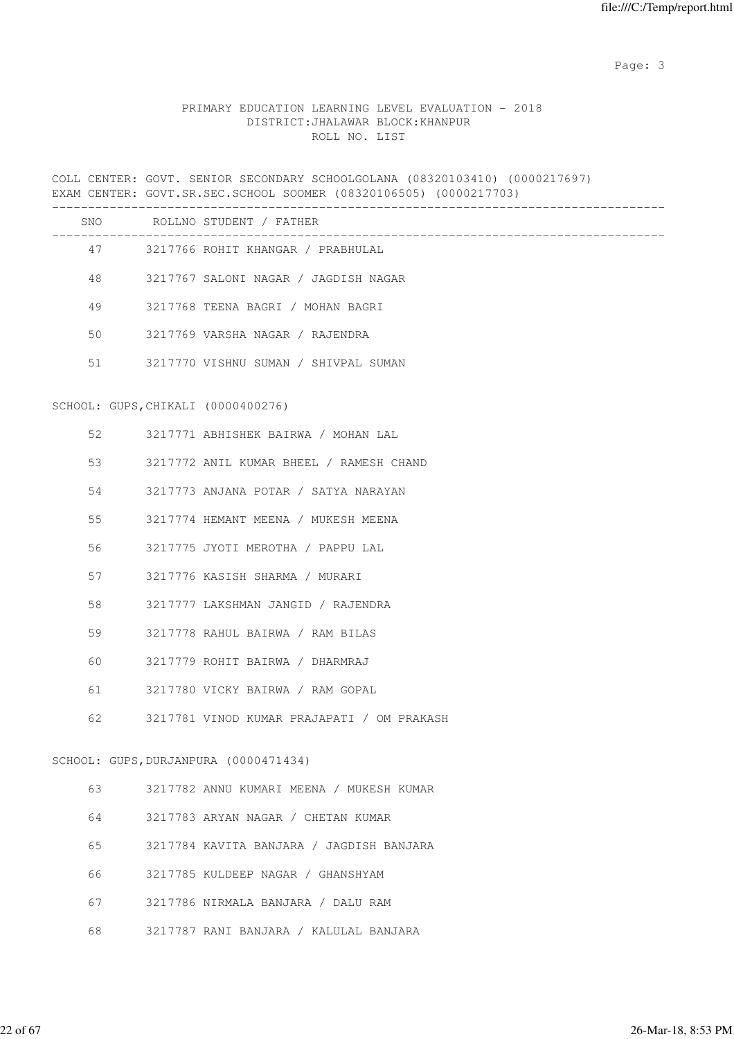PRIMARY EDUCATION LEARNING LEVEL EVALUATION - 2018
DISTRICT:JHALAWAR BLOCK:KHANPUR
ROLL NO. LIST

COLL CENTER: GOVT. SENIOR SECONDARY SCHOOLGOLANA (08320103410) (0000217697)
EXAM CENTER: GOVT.SR.SEC.SCHOOL SOOMER (08320106505) (0000217703)

| SNO | ROLLNO | STUDENT / FATHER |
|---|---|---|
| 47 | 3217766 | ROHIT KHANGAR / PRABHULAL |
| 48 | 3217767 | SALONI NAGAR / JAGDISH NAGAR |
| 49 | 3217768 | TEENA BAGRI / MOHAN BAGRI |
| 50 | 3217769 | VARSHA NAGAR / RAJENDRA |
| 51 | 3217770 | VISHNU SUMAN / SHIVPAL SUMAN |

SCHOOL: GUPS,CHIKALI (0000400276)

| SNO | ROLLNO | STUDENT / FATHER |
|---|---|---|
| 52 | 3217771 | ABHISHEK BAIRWA / MOHAN LAL |
| 53 | 3217772 | ANIL KUMAR BHEEL / RAMESH CHAND |
| 54 | 3217773 | ANJANA POTAR / SATYA NARAYAN |
| 55 | 3217774 | HEMANT MEENA / MUKESH MEENA |
| 56 | 3217775 | JYOTI MEROTHA / PAPPU LAL |
| 57 | 3217776 | KASISH SHARMA / MURARI |
| 58 | 3217777 | LAKSHMAN JANGID / RAJENDRA |
| 59 | 3217778 | RAHUL BAIRWA / RAM BILAS |
| 60 | 3217779 | ROHIT BAIRWA / DHARMRAJ |
| 61 | 3217780 | VICKY BAIRWA / RAM GOPAL |
| 62 | 3217781 | VINOD KUMAR PRAJAPATI / OM PRAKASH |

SCHOOL: GUPS,DURJANPURA (0000471434)

| SNO | ROLLNO | STUDENT / FATHER |
|---|---|---|
| 63 | 3217782 | ANNU KUMARI MEENA / MUKESH KUMAR |
| 64 | 3217783 | ARYAN NAGAR / CHETAN KUMAR |
| 65 | 3217784 | KAVITA BANJARA / JAGDISH BANJARA |
| 66 | 3217785 | KULDEEP NAGAR / GHANSHYAM |
| 67 | 3217786 | NIRMALA BANJARA / DALU RAM |
| 68 | 3217787 | RANI BANJARA / KALULAL BANJARA |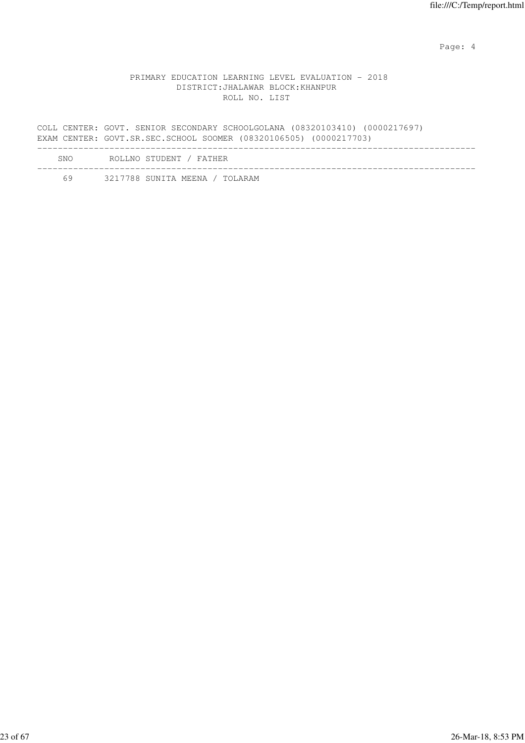PRIMARY EDUCATION LEARNING LEVEL EVALUATION - 2018
DISTRICT:JHALAWAR BLOCK:KHANPUR
ROLL NO. LIST

COLL CENTER: GOVT. SENIOR SECONDARY SCHOOLGOLANA (08320103410) (0000217697)
EXAM CENTER: GOVT.SR.SEC.SCHOOL SOOMER (08320106505) (0000217703)

| SNO | ROLLNO | STUDENT / FATHER |
|---|---|---|
| 69 | 3217788 | SUNITA MEENA / TOLARAM |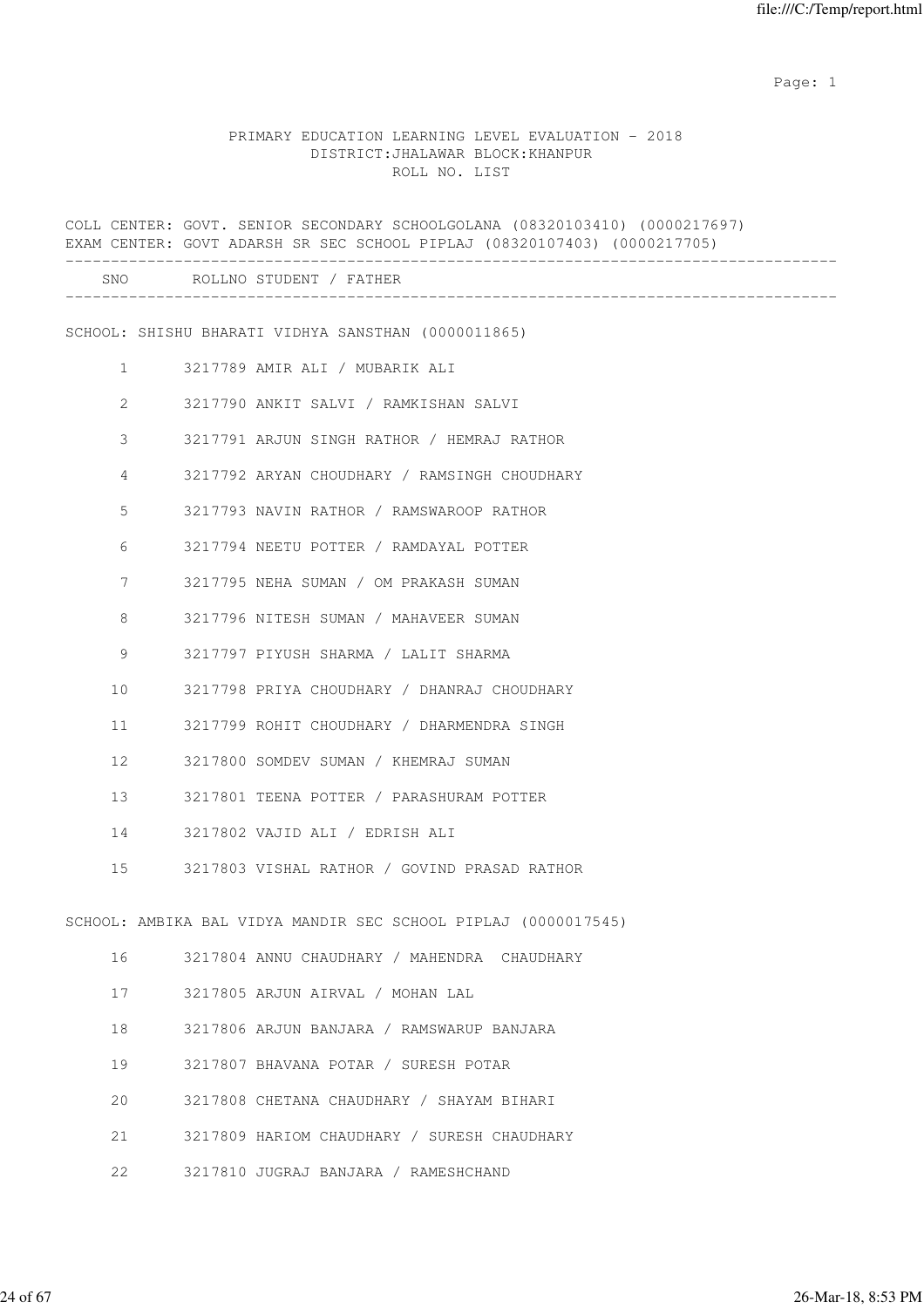PRIMARY EDUCATION LEARNING LEVEL EVALUATION - 2018
DISTRICT:JHALAWAR BLOCK:KHANPUR
ROLL NO. LIST

COLL CENTER: GOVT. SENIOR SECONDARY SCHOOLGOLANA (08320103410) (0000217697)
EXAM CENTER: GOVT ADARSH SR SEC SCHOOL PIPLAJ (08320107403) (0000217705)

| SNO | ROLLNO | STUDENT / FATHER |
|---|---|---|

SCHOOL: SHISHU BHARATI VIDHYA SANSTHAN (0000011865)

| SNO | ROLLNO | STUDENT / FATHER |
|---|---|---|
| 1 | 3217789 | AMIR ALI / MUBARIK ALI |
| 2 | 3217790 | ANKIT SALVI / RAMKISHAN SALVI |
| 3 | 3217791 | ARJUN SINGH RATHOR / HEMRAJ RATHOR |
| 4 | 3217792 | ARYAN CHOUDHARY / RAMSINGH CHOUDHARY |
| 5 | 3217793 | NAVIN RATHOR / RAMSWAROOP RATHOR |
| 6 | 3217794 | NEETU POTTER / RAMDAYAL POTTER |
| 7 | 3217795 | NEHA SUMAN / OM PRAKASH SUMAN |
| 8 | 3217796 | NITESH SUMAN / MAHAVEER SUMAN |
| 9 | 3217797 | PIYUSH SHARMA / LALIT SHARMA |
| 10 | 3217798 | PRIYA CHOUDHARY / DHANRAJ CHOUDHARY |
| 11 | 3217799 | ROHIT CHOUDHARY / DHARMENDRA SINGH |
| 12 | 3217800 | SOMDEV SUMAN / KHEMRAJ SUMAN |
| 13 | 3217801 | TEENA POTTER / PARASHURAM POTTER |
| 14 | 3217802 | VAJID ALI / EDRISH ALI |
| 15 | 3217803 | VISHAL RATHOR / GOVIND PRASAD RATHOR |

SCHOOL: AMBIKA BAL VIDYA MANDIR SEC SCHOOL PIPLAJ (0000017545)

| SNO | ROLLNO | STUDENT / FATHER |
|---|---|---|
| 16 | 3217804 | ANNU CHAUDHARY / MAHENDRA  CHAUDHARY |
| 17 | 3217805 | ARJUN AIRVAL / MOHAN LAL |
| 18 | 3217806 | ARJUN BANJARA / RAMSWARUP BANJARA |
| 19 | 3217807 | BHAVANA POTAR / SURESH POTAR |
| 20 | 3217808 | CHETANA CHAUDHARY / SHAYAM BIHARI |
| 21 | 3217809 | HARIOM CHAUDHARY / SURESH CHAUDHARY |
| 22 | 3217810 | JUGRAJ BANJARA / RAMESHCHAND |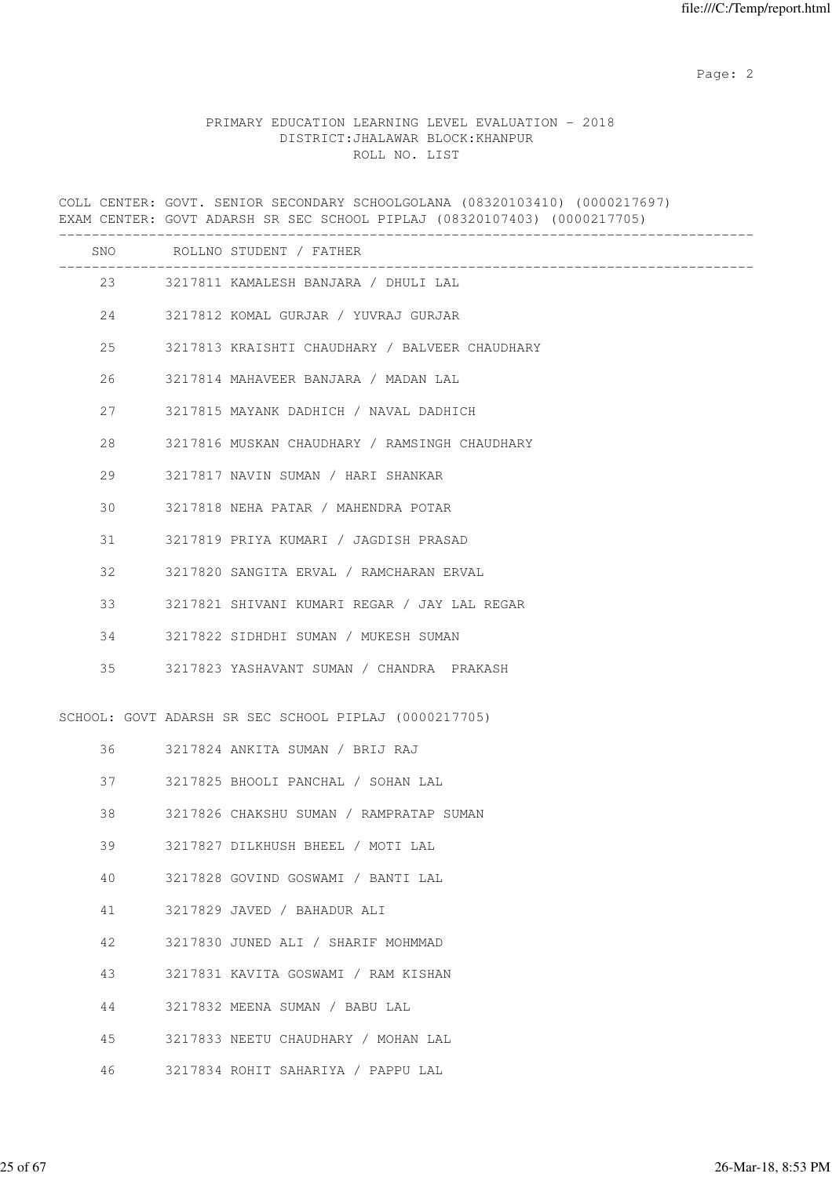PRIMARY EDUCATION LEARNING LEVEL EVALUATION - 2018
DISTRICT:JHALAWAR BLOCK:KHANPUR
ROLL NO. LIST

COLL CENTER: GOVT. SENIOR SECONDARY SCHOOLGOLANA (08320103410) (0000217697)
EXAM CENTER: GOVT ADARSH SR SEC SCHOOL PIPLAJ (08320107403) (0000217705)

| SNO | ROLLNO | STUDENT / FATHER |
|---|---|---|
| 23 | 3217811 | KAMALESH BANJARA / DHULI LAL |
| 24 | 3217812 | KOMAL GURJAR / YUVRAJ GURJAR |
| 25 | 3217813 | KRAISHTI CHAUDHARY / BALVEER CHAUDHARY |
| 26 | 3217814 | MAHAVEER BANJARA / MADAN LAL |
| 27 | 3217815 | MAYANK DADHICH / NAVAL DADHICH |
| 28 | 3217816 | MUSKAN CHAUDHARY / RAMSINGH CHAUDHARY |
| 29 | 3217817 | NAVIN SUMAN / HARI SHANKAR |
| 30 | 3217818 | NEHA PATAR / MAHENDRA POTAR |
| 31 | 3217819 | PRIYA KUMARI / JAGDISH PRASAD |
| 32 | 3217820 | SANGITA ERVAL / RAMCHARAN ERVAL |
| 33 | 3217821 | SHIVANI KUMARI REGAR / JAY LAL REGAR |
| 34 | 3217822 | SIDHDHI SUMAN / MUKESH SUMAN |
| 35 | 3217823 | YASHAVANT SUMAN / CHANDRA PRAKASH |

SCHOOL: GOVT ADARSH SR SEC SCHOOL PIPLAJ (0000217705)

| SNO | ROLLNO | STUDENT / FATHER |
|---|---|---|
| 36 | 3217824 | ANKITA SUMAN / BRIJ RAJ |
| 37 | 3217825 | BHOOLI PANCHAL / SOHAN LAL |
| 38 | 3217826 | CHAKSHU SUMAN / RAMPRATAP SUMAN |
| 39 | 3217827 | DILKHUSH BHEEL / MOTI LAL |
| 40 | 3217828 | GOVIND GOSWAMI / BANTI LAL |
| 41 | 3217829 | JAVED / BAHADUR ALI |
| 42 | 3217830 | JUNED ALI / SHARIF MOHMMAD |
| 43 | 3217831 | KAVITA GOSWAMI / RAM KISHAN |
| 44 | 3217832 | MEENA SUMAN / BABU LAL |
| 45 | 3217833 | NEETU CHAUDHARY / MOHAN LAL |
| 46 | 3217834 | ROHIT SAHARIYA / PAPPU LAL |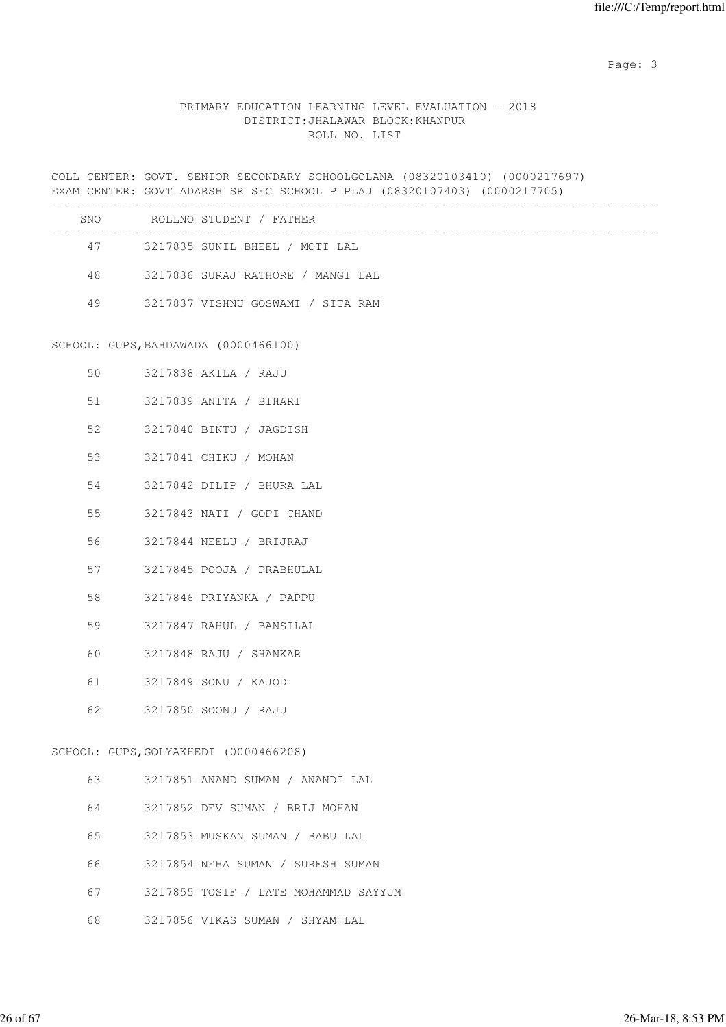PRIMARY EDUCATION LEARNING LEVEL EVALUATION - 2018
DISTRICT:JHALAWAR BLOCK:KHANPUR
ROLL NO. LIST

COLL CENTER: GOVT. SENIOR SECONDARY SCHOOLGOLANA (08320103410) (0000217697)
EXAM CENTER: GOVT ADARSH SR SEC SCHOOL PIPLAJ (08320107403) (0000217705)

| SNO | ROLLNO | STUDENT / FATHER |
|---|---|---|
| 47 | 3217835 | SUNIL BHEEL / MOTI LAL |
| 48 | 3217836 | SURAJ RATHORE / MANGI LAL |
| 49 | 3217837 | VISHNU GOSWAMI / SITA RAM |

SCHOOL: GUPS,BAHDAWADA (0000466100)

| SNO | ROLLNO | STUDENT / FATHER |
|---|---|---|
| 50 | 3217838 | AKILA / RAJU |
| 51 | 3217839 | ANITA / BIHARI |
| 52 | 3217840 | BINTU / JAGDISH |
| 53 | 3217841 | CHIKU / MOHAN |
| 54 | 3217842 | DILIP / BHURA LAL |
| 55 | 3217843 | NATI / GOPI CHAND |
| 56 | 3217844 | NEELU / BRIJRAJ |
| 57 | 3217845 | POOJA / PRABHULAL |
| 58 | 3217846 | PRIYANKA / PAPPU |
| 59 | 3217847 | RAHUL / BANSILAL |
| 60 | 3217848 | RAJU / SHANKAR |
| 61 | 3217849 | SONU / KAJOD |
| 62 | 3217850 | SOONU / RAJU |

SCHOOL: GUPS,GOLYAKHEDI (0000466208)

| SNO | ROLLNO | STUDENT / FATHER |
|---|---|---|
| 63 | 3217851 | ANAND SUMAN / ANANDI LAL |
| 64 | 3217852 | DEV SUMAN / BRIJ MOHAN |
| 65 | 3217853 | MUSKAN SUMAN / BABU LAL |
| 66 | 3217854 | NEHA SUMAN / SURESH SUMAN |
| 67 | 3217855 | TOSIF / LATE MOHAMMAD SAYYUM |
| 68 | 3217856 | VIKAS SUMAN / SHYAM LAL |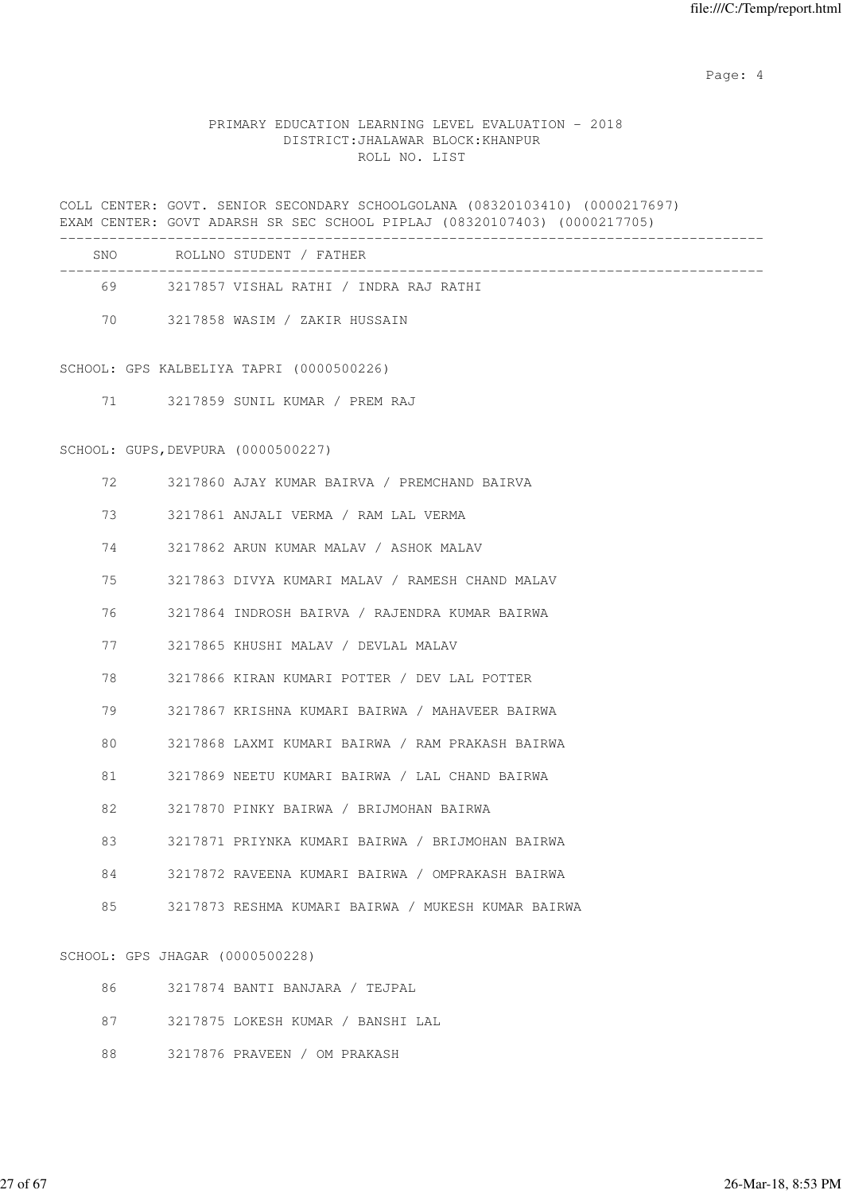PRIMARY EDUCATION LEARNING LEVEL EVALUATION - 2018
DISTRICT:JHALAWAR BLOCK:KHANPUR
ROLL NO. LIST

COLL CENTER: GOVT. SENIOR SECONDARY SCHOOLGOLANA (08320103410) (0000217697)
EXAM CENTER: GOVT ADARSH SR SEC SCHOOL PIPLAJ (08320107403) (0000217705)

| SNO | ROLLNO | STUDENT / FATHER |
|---|---|---|
| 69 | 3217857 | VISHAL RATHI / INDRA RAJ RATHI |
| 70 | 3217858 | WASIM / ZAKIR HUSSAIN |

SCHOOL: GPS KALBELIYA TAPRI (0000500226)

| SNO | ROLLNO | STUDENT / FATHER |
|---|---|---|
| 71 | 3217859 | SUNIL KUMAR / PREM RAJ |

SCHOOL: GUPS,DEVPURA (0000500227)

| SNO | ROLLNO | STUDENT / FATHER |
|---|---|---|
| 72 | 3217860 | AJAY KUMAR BAIRVA / PREMCHAND BAIRVA |
| 73 | 3217861 | ANJALI VERMA / RAM LAL VERMA |
| 74 | 3217862 | ARUN KUMAR MALAV / ASHOK MALAV |
| 75 | 3217863 | DIVYA KUMARI MALAV / RAMESH CHAND MALAV |
| 76 | 3217864 | INDROSH BAIRVA / RAJENDRA KUMAR BAIRWA |
| 77 | 3217865 | KHUSHI MALAV / DEVLAL MALAV |
| 78 | 3217866 | KIRAN KUMARI POTTER / DEV LAL POTTER |
| 79 | 3217867 | KRISHNA KUMARI BAIRWA / MAHAVEER BAIRWA |
| 80 | 3217868 | LAXMI KUMARI BAIRWA / RAM PRAKASH BAIRWA |
| 81 | 3217869 | NEETU KUMARI BAIRWA / LAL CHAND BAIRWA |
| 82 | 3217870 | PINKY BAIRWA / BRIJMOHAN BAIRWA |
| 83 | 3217871 | PRIYNKA KUMARI BAIRWA / BRIJMOHAN BAIRWA |
| 84 | 3217872 | RAVEENA KUMARI BAIRWA / OMPRAKASH BAIRWA |
| 85 | 3217873 | RESHMA KUMARI BAIRWA / MUKESH KUMAR BAIRWA |

SCHOOL: GPS JHAGAR (0000500228)

| SNO | ROLLNO | STUDENT / FATHER |
|---|---|---|
| 86 | 3217874 | BANTI BANJARA / TEJPAL |
| 87 | 3217875 | LOKESH KUMAR / BANSHI LAL |
| 88 | 3217876 | PRAVEEN / OM PRAKASH |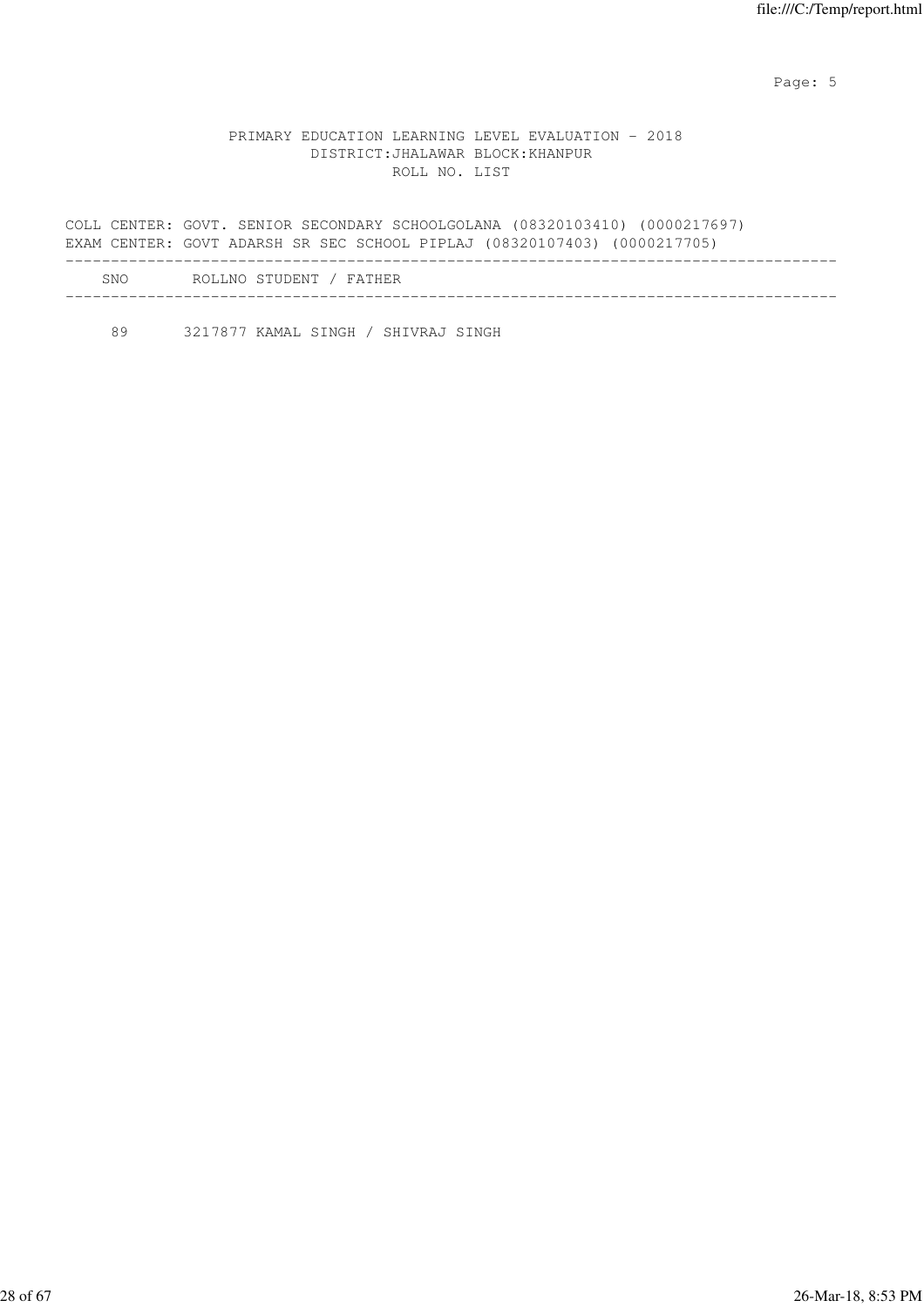PRIMARY EDUCATION LEARNING LEVEL EVALUATION - 2018
DISTRICT:JHALAWAR BLOCK:KHANPUR
ROLL NO. LIST

COLL CENTER: GOVT. SENIOR SECONDARY SCHOOLGOLANA (08320103410) (0000217697)
EXAM CENTER: GOVT ADARSH SR SEC SCHOOL PIPLAJ (08320107403) (0000217705)

| SNO | ROLLNO | STUDENT / FATHER |
|---|---|---|
| 89 | 3217877 | KAMAL SINGH / SHIVRAJ SINGH |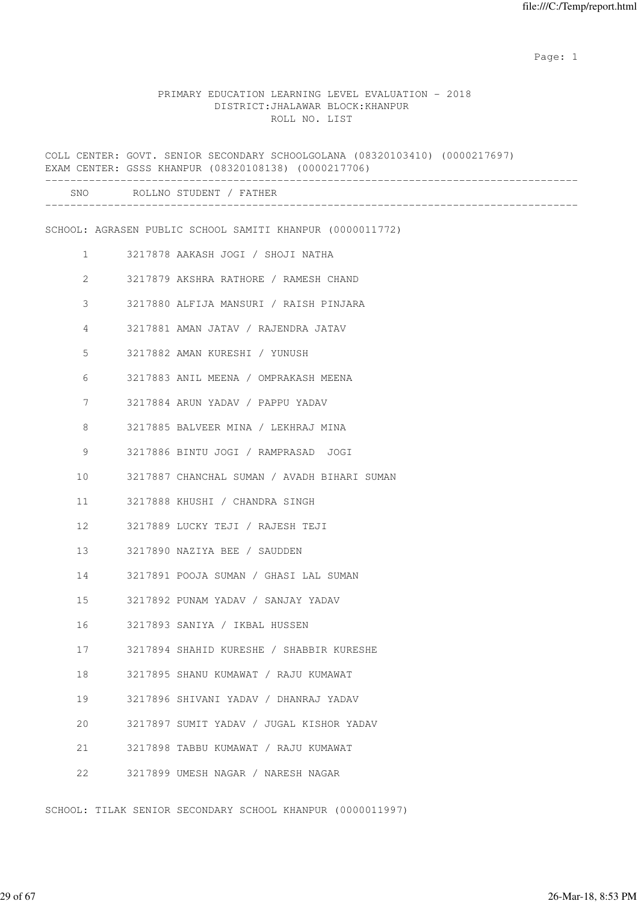PRIMARY EDUCATION LEARNING LEVEL EVALUATION - 2018
DISTRICT:JHALAWAR BLOCK:KHANPUR
ROLL NO. LIST

COLL CENTER: GOVT. SENIOR SECONDARY SCHOOLGOLANA (08320103410) (0000217697)
EXAM CENTER: GSSS KHANPUR (08320108138) (0000217706)

| SNO | ROLLNO | STUDENT / FATHER |
|---|---|---|

SCHOOL: AGRASEN PUBLIC SCHOOL SAMITI KHANPUR (0000011772)

| SNO | ROLLNO | STUDENT / FATHER |
|---|---|---|
| 1 | 3217878 | AAKASH JOGI / SHOJI NATHA |
| 2 | 3217879 | AKSHRA RATHORE / RAMESH CHAND |
| 3 | 3217880 | ALFIJA MANSURI / RAISH PINJARA |
| 4 | 3217881 | AMAN JATAV / RAJENDRA JATAV |
| 5 | 3217882 | AMAN KURESHI / YUNUSH |
| 6 | 3217883 | ANIL MEENA / OMPRAKASH MEENA |
| 7 | 3217884 | ARUN YADAV / PAPPU YADAV |
| 8 | 3217885 | BALVEER MINA / LEKHRAJ MINA |
| 9 | 3217886 | BINTU JOGI / RAMPRASAD JOGI |
| 10 | 3217887 | CHANCHAL SUMAN / AVADH BIHARI SUMAN |
| 11 | 3217888 | KHUSHI / CHANDRA SINGH |
| 12 | 3217889 | LUCKY TEJI / RAJESH TEJI |
| 13 | 3217890 | NAZIYA BEE / SAUDDEN |
| 14 | 3217891 | POOJA SUMAN / GHASI LAL SUMAN |
| 15 | 3217892 | PUNAM YADAV / SANJAY YADAV |
| 16 | 3217893 | SANIYA / IKBAL HUSSEN |
| 17 | 3217894 | SHAHID KURESHE / SHABBIR KURESHE |
| 18 | 3217895 | SHANU KUMAWAT / RAJU KUMAWAT |
| 19 | 3217896 | SHIVANI YADAV / DHANRAJ YADAV |
| 20 | 3217897 | SUMIT YADAV / JUGAL KISHOR YADAV |
| 21 | 3217898 | TABBU KUMAWAT / RAJU KUMAWAT |
| 22 | 3217899 | UMESH NAGAR / NARESH NAGAR |

SCHOOL: TILAK SENIOR SECONDARY SCHOOL KHANPUR (0000011997)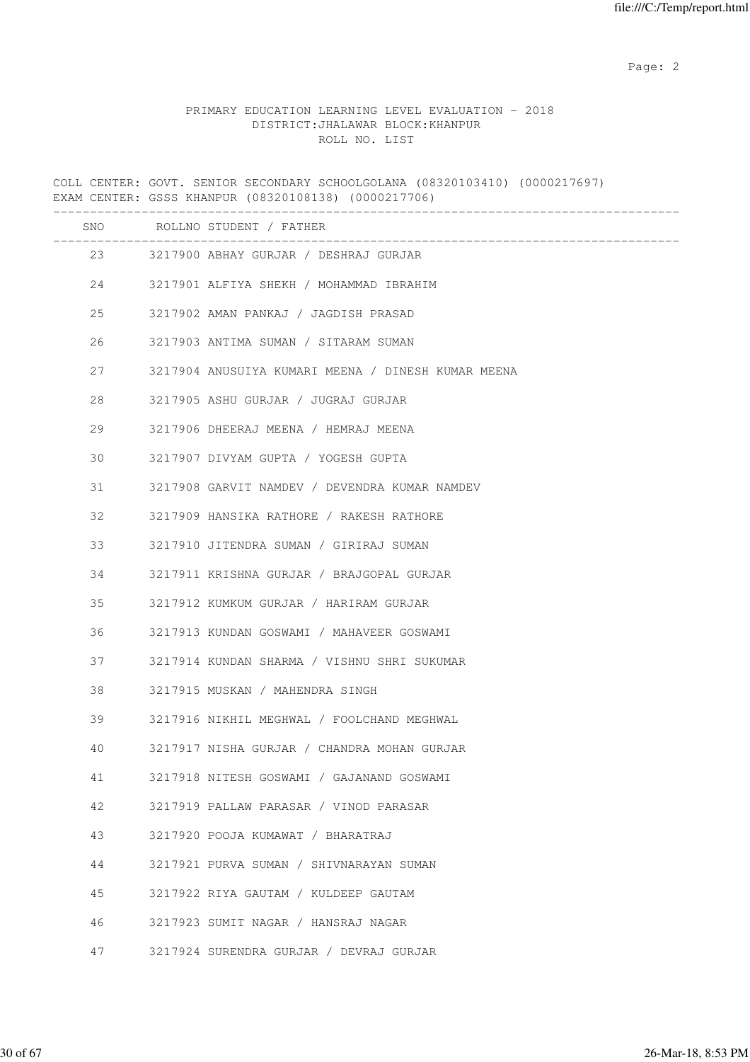PRIMARY EDUCATION LEARNING LEVEL EVALUATION - 2018
DISTRICT:JHALAWAR BLOCK:KHANPUR
ROLL NO. LIST

COLL CENTER: GOVT. SENIOR SECONDARY SCHOOLGOLANA (08320103410) (0000217697)
EXAM CENTER: GSSS KHANPUR (08320108138) (0000217706)

| SNO | ROLLNO | STUDENT / FATHER |
|---|---|---|
| 23 | 3217900 | ABHAY GURJAR / DESHRAJ GURJAR |
| 24 | 3217901 | ALFIYA SHEKH / MOHAMMAD IBRAHIM |
| 25 | 3217902 | AMAN PANKAJ / JAGDISH PRASAD |
| 26 | 3217903 | ANTIMA SUMAN / SITARAM SUMAN |
| 27 | 3217904 | ANUSUIYA KUMARI MEENA / DINESH KUMAR MEENA |
| 28 | 3217905 | ASHU GURJAR / JUGRAJ GURJAR |
| 29 | 3217906 | DHEERAJ MEENA / HEMRAJ MEENA |
| 30 | 3217907 | DIVYAM GUPTA / YOGESH GUPTA |
| 31 | 3217908 | GARVIT NAMDEV / DEVENDRA KUMAR NAMDEV |
| 32 | 3217909 | HANSIKA RATHORE / RAKESH RATHORE |
| 33 | 3217910 | JITENDRA SUMAN / GIRIRAJ SUMAN |
| 34 | 3217911 | KRISHNA GURJAR / BRAJGOPAL GURJAR |
| 35 | 3217912 | KUMKUM GURJAR / HARIRAM GURJAR |
| 36 | 3217913 | KUNDAN GOSWAMI / MAHAVEER GOSWAMI |
| 37 | 3217914 | KUNDAN SHARMA / VISHNU SHRI SUKUMAR |
| 38 | 3217915 | MUSKAN / MAHENDRA SINGH |
| 39 | 3217916 | NIKHIL MEGHWAL / FOOLCHAND MEGHWAL |
| 40 | 3217917 | NISHA GURJAR / CHANDRA MOHAN GURJAR |
| 41 | 3217918 | NITESH GOSWAMI / GAJANAND GOSWAMI |
| 42 | 3217919 | PALLAW PARASAR / VINOD PARASAR |
| 43 | 3217920 | POOJA KUMAWAT / BHARATRAJ |
| 44 | 3217921 | PURVA SUMAN / SHIVNARAYAN SUMAN |
| 45 | 3217922 | RIYA GAUTAM / KULDEEP GAUTAM |
| 46 | 3217923 | SUMIT NAGAR / HANSRAJ NAGAR |
| 47 | 3217924 | SURENDRA GURJAR / DEVRAJ GURJAR |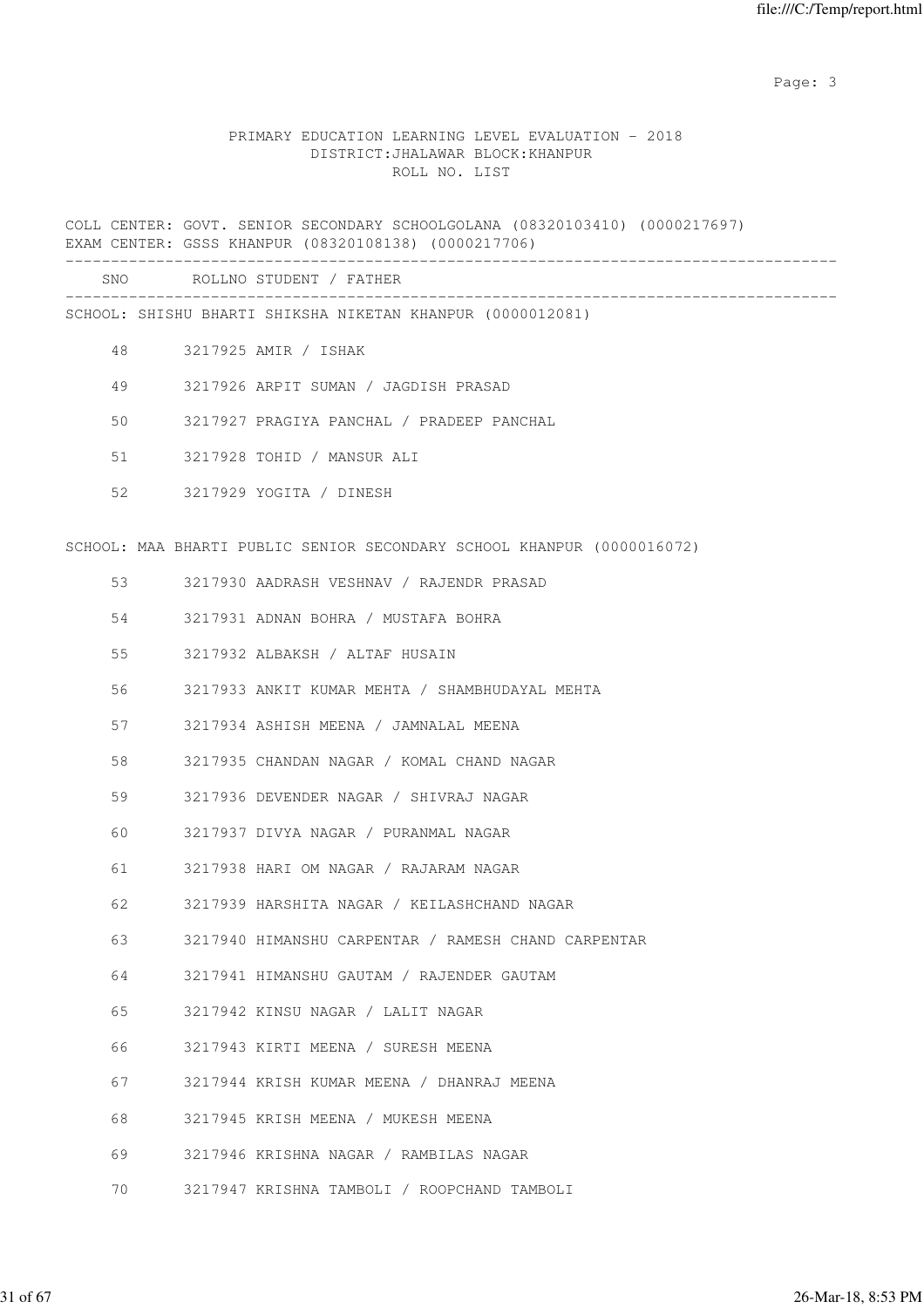PRIMARY EDUCATION LEARNING LEVEL EVALUATION - 2018
DISTRICT:JHALAWAR BLOCK:KHANPUR
ROLL NO. LIST

COLL CENTER: GOVT. SENIOR SECONDARY SCHOOLGOLANA (08320103410) (0000217697)
EXAM CENTER: GSSS KHANPUR (08320108138) (0000217706)

| SNO | ROLLNO | STUDENT / FATHER |
|---|---|---|
| **SCHOOL: SHISHU BHARTI SHIKSHA NIKETAN KHANPUR (0000012081)** | | |
| 48 | 3217925 | AMIR / ISHAK |
| 49 | 3217926 | ARPIT SUMAN / JAGDISH PRASAD |
| 50 | 3217927 | PRAGIYA PANCHAL / PRADEEP PANCHAL |
| 51 | 3217928 | TOHID / MANSUR ALI |
| 52 | 3217929 | YOGITA / DINESH |
| **SCHOOL: MAA BHARTI PUBLIC SENIOR SECONDARY SCHOOL KHANPUR (0000016072)** | | |
| 53 | 3217930 | AADRASH VESHNAV / RAJENDR PRASAD |
| 54 | 3217931 | ADNAN BOHRA / MUSTAFA BOHRA |
| 55 | 3217932 | ALBAKSH / ALTAF HUSAIN |
| 56 | 3217933 | ANKIT KUMAR MEHTA / SHAMBHUDAYAL MEHTA |
| 57 | 3217934 | ASHISH MEENA / JAMNALAL MEENA |
| 58 | 3217935 | CHANDAN NAGAR / KOMAL CHAND NAGAR |
| 59 | 3217936 | DEVENDER NAGAR / SHIVRAJ NAGAR |
| 60 | 3217937 | DIVYA NAGAR / PURANMAL NAGAR |
| 61 | 3217938 | HARI OM NAGAR / RAJARAM NAGAR |
| 62 | 3217939 | HARSHITA NAGAR / KEILASHCHAND NAGAR |
| 63 | 3217940 | HIMANSHU CARPENTAR / RAMESH CHAND CARPENTAR |
| 64 | 3217941 | HIMANSHU GAUTAM / RAJENDER GAUTAM |
| 65 | 3217942 | KINSU NAGAR / LALIT NAGAR |
| 66 | 3217943 | KIRTI MEENA / SURESH MEENA |
| 67 | 3217944 | KRISH KUMAR MEENA / DHANRAJ MEENA |
| 68 | 3217945 | KRISH MEENA / MUKESH MEENA |
| 69 | 3217946 | KRISHNA NAGAR / RAMBILAS NAGAR |
| 70 | 3217947 | KRISHNA TAMBOLI / ROOPCHAND TAMBOLI |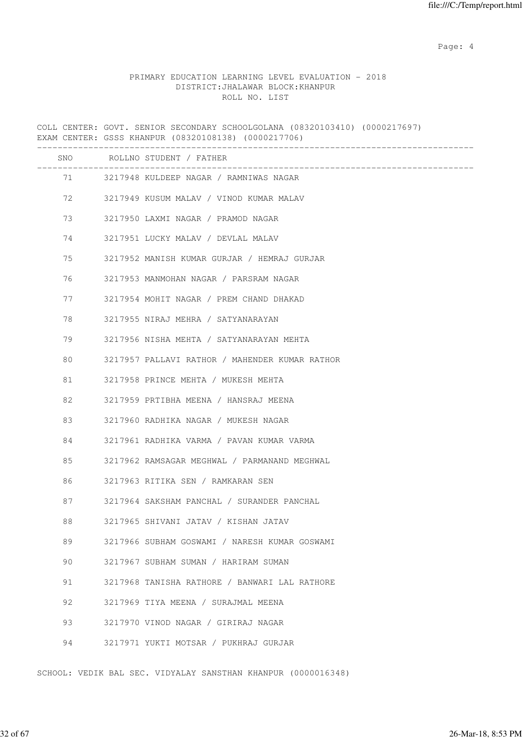PRIMARY EDUCATION LEARNING LEVEL EVALUATION - 2018
DISTRICT:JHALAWAR BLOCK:KHANPUR
ROLL NO. LIST

COLL CENTER: GOVT. SENIOR SECONDARY SCHOOLGOLANA (08320103410) (0000217697)
EXAM CENTER: GSSS KHANPUR (08320108138) (0000217706)

| SNO | ROLLNO | STUDENT / FATHER |
|---|---|---|
| 71 | 3217948 | KULDEEP NAGAR / RAMNIWAS NAGAR |
| 72 | 3217949 | KUSUM MALAV / VINOD KUMAR MALAV |
| 73 | 3217950 | LAXMI NAGAR / PRAMOD NAGAR |
| 74 | 3217951 | LUCKY MALAV / DEVLAL MALAV |
| 75 | 3217952 | MANISH KUMAR GURJAR / HEMRAJ GURJAR |
| 76 | 3217953 | MANMOHAN NAGAR / PARSRAM NAGAR |
| 77 | 3217954 | MOHIT NAGAR / PREM CHAND DHAKAD |
| 78 | 3217955 | NIRAJ MEHRA / SATYANARAYAN |
| 79 | 3217956 | NISHA MEHTA / SATYANARAYAN MEHTA |
| 80 | 3217957 | PALLAVI RATHOR / MAHENDER KUMAR RATHOR |
| 81 | 3217958 | PRINCE MEHTA / MUKESH MEHTA |
| 82 | 3217959 | PRTIBHA MEENA / HANSRAJ MEENA |
| 83 | 3217960 | RADHIKA NAGAR / MUKESH NAGAR |
| 84 | 3217961 | RADHIKA VARMA / PAVAN KUMAR VARMA |
| 85 | 3217962 | RAMSAGAR MEGHWAL / PARMANAND MEGHWAL |
| 86 | 3217963 | RITIKA SEN / RAMKARAN SEN |
| 87 | 3217964 | SAKSHAM PANCHAL / SURANDER PANCHAL |
| 88 | 3217965 | SHIVANI JATAV / KISHAN JATAV |
| 89 | 3217966 | SUBHAM GOSWAMI / NARESH KUMAR GOSWAMI |
| 90 | 3217967 | SUBHAM SUMAN / HARIRAM SUMAN |
| 91 | 3217968 | TANISHA RATHORE / BANWARI LAL RATHORE |
| 92 | 3217969 | TIYA MEENA / SURAJMAL MEENA |
| 93 | 3217970 | VINOD NAGAR / GIRIRAJ NAGAR |
| 94 | 3217971 | YUKTI MOTSAR / PUKHRAJ GURJAR |

SCHOOL: VEDIK BAL SEC. VIDYALAY SANSTHAN KHANPUR (0000016348)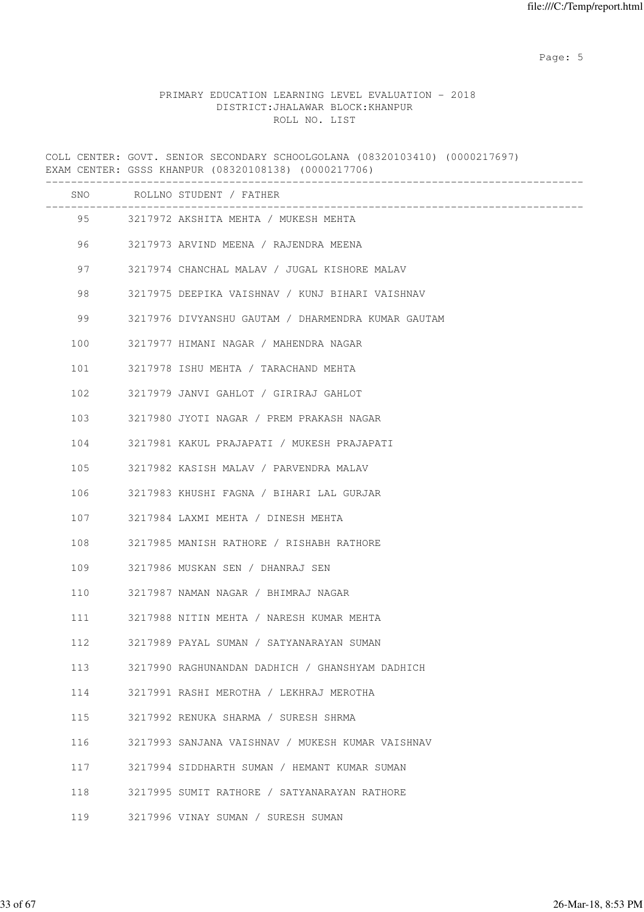PRIMARY EDUCATION LEARNING LEVEL EVALUATION - 2018
DISTRICT:JHALAWAR BLOCK:KHANPUR
ROLL NO. LIST

COLL CENTER: GOVT. SENIOR SECONDARY SCHOOLGOLANA (08320103410) (0000217697)
EXAM CENTER: GSSS KHANPUR (08320108138) (0000217706)

| SNO | ROLLNO | STUDENT / FATHER |
|---|---|---|
| 95 | 3217972 | AKSHITA MEHTA / MUKESH MEHTA |
| 96 | 3217973 | ARVIND MEENA / RAJENDRA MEENA |
| 97 | 3217974 | CHANCHAL MALAV / JUGAL KISHORE MALAV |
| 98 | 3217975 | DEEPIKA VAISHNAV / KUNJ BIHARI VAISHNAV |
| 99 | 3217976 | DIVYANSHU GAUTAM / DHARMENDRA KUMAR GAUTAM |
| 100 | 3217977 | HIMANI NAGAR / MAHENDRA NAGAR |
| 101 | 3217978 | ISHU MEHTA / TARACHAND MEHTA |
| 102 | 3217979 | JANVI GAHLOT / GIRIRAJ GAHLOT |
| 103 | 3217980 | JYOTI NAGAR / PREM PRAKASH NAGAR |
| 104 | 3217981 | KAKUL PRAJAPATI / MUKESH PRAJAPATI |
| 105 | 3217982 | KASISH MALAV / PARVENDRA MALAV |
| 106 | 3217983 | KHUSHI FAGNA / BIHARI LAL GURJAR |
| 107 | 3217984 | LAXMI MEHTA / DINESH MEHTA |
| 108 | 3217985 | MANISH RATHORE / RISHABH RATHORE |
| 109 | 3217986 | MUSKAN SEN / DHANRAJ SEN |
| 110 | 3217987 | NAMAN NAGAR / BHIMRAJ NAGAR |
| 111 | 3217988 | NITIN MEHTA / NARESH KUMAR MEHTA |
| 112 | 3217989 | PAYAL SUMAN / SATYANARAYAN SUMAN |
| 113 | 3217990 | RAGHUNANDAN DADHICH / GHANSHYAM DADHICH |
| 114 | 3217991 | RASHI MEROTHA / LEKHRAJ MEROTHA |
| 115 | 3217992 | RENUKA SHARMA / SURESH SHRMA |
| 116 | 3217993 | SANJANA VAISHNAV / MUKESH KUMAR VAISHNAV |
| 117 | 3217994 | SIDDHARTH SUMAN / HEMANT KUMAR SUMAN |
| 118 | 3217995 | SUMIT RATHORE / SATYANARAYAN RATHORE |
| 119 | 3217996 | VINAY SUMAN / SURESH SUMAN |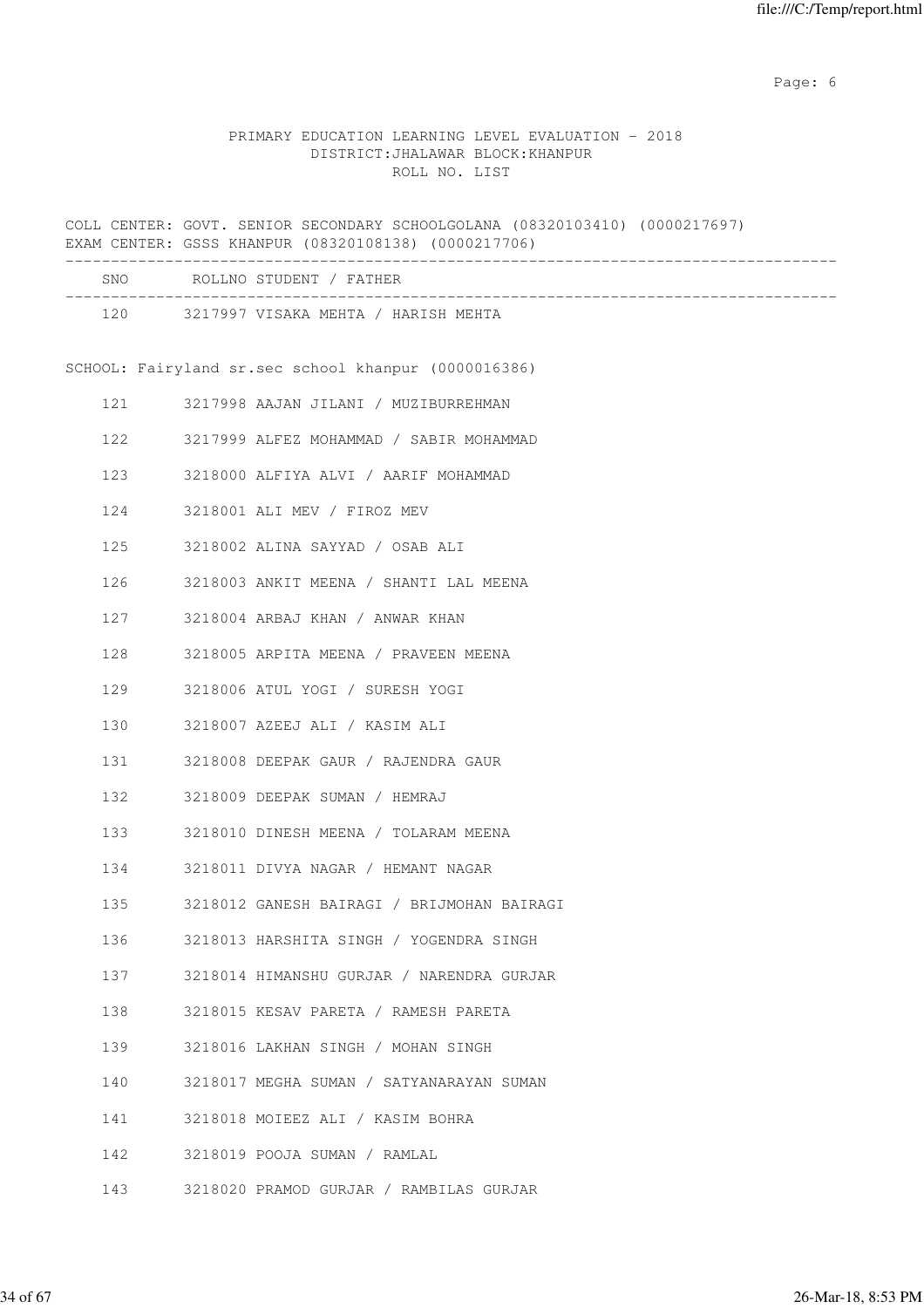PRIMARY EDUCATION LEARNING LEVEL EVALUATION - 2018
DISTRICT:JHALAWAR BLOCK:KHANPUR
ROLL NO. LIST

COLL CENTER: GOVT. SENIOR SECONDARY SCHOOLGOLANA (08320103410) (0000217697)
EXAM CENTER: GSSS KHANPUR (08320108138) (0000217706)

| SNO | ROLLNO | STUDENT / FATHER |
|---|---|---|
| 120 | 3217997 | VISAKA MEHTA / HARISH MEHTA |

SCHOOL: Fairyland sr.sec school khanpur (0000016386)

| SNO | ROLLNO | STUDENT / FATHER |
|---|---|---|
| 121 | 3217998 | AAJAN JILANI / MUZIBURREHMAN |
| 122 | 3217999 | ALFEZ MOHAMMAD / SABIR MOHAMMAD |
| 123 | 3218000 | ALFIYA ALVI / AARIF MOHAMMAD |
| 124 | 3218001 | ALI MEV / FIROZ MEV |
| 125 | 3218002 | ALINA SAYYAD / OSAB ALI |
| 126 | 3218003 | ANKIT MEENA / SHANTI LAL MEENA |
| 127 | 3218004 | ARBAJ KHAN / ANWAR KHAN |
| 128 | 3218005 | ARPITA MEENA / PRAVEEN MEENA |
| 129 | 3218006 | ATUL YOGI / SURESH YOGI |
| 130 | 3218007 | AZEEJ ALI / KASIM ALI |
| 131 | 3218008 | DEEPAK GAUR / RAJENDRA GAUR |
| 132 | 3218009 | DEEPAK SUMAN / HEMRAJ |
| 133 | 3218010 | DINESH MEENA / TOLARAM MEENA |
| 134 | 3218011 | DIVYA NAGAR / HEMANT NAGAR |
| 135 | 3218012 | GANESH BAIRAGI / BRIJMOHAN BAIRAGI |
| 136 | 3218013 | HARSHITA SINGH / YOGENDRA SINGH |
| 137 | 3218014 | HIMANSHU GURJAR / NARENDRA GURJAR |
| 138 | 3218015 | KESAV PARETA / RAMESH PARETA |
| 139 | 3218016 | LAKHAN SINGH / MOHAN SINGH |
| 140 | 3218017 | MEGHA SUMAN / SATYANARAYAN SUMAN |
| 141 | 3218018 | MOIEEZ ALI / KASIM BOHRA |
| 142 | 3218019 | POOJA SUMAN / RAMLAL |
| 143 | 3218020 | PRAMOD GURJAR / RAMBILAS GURJAR |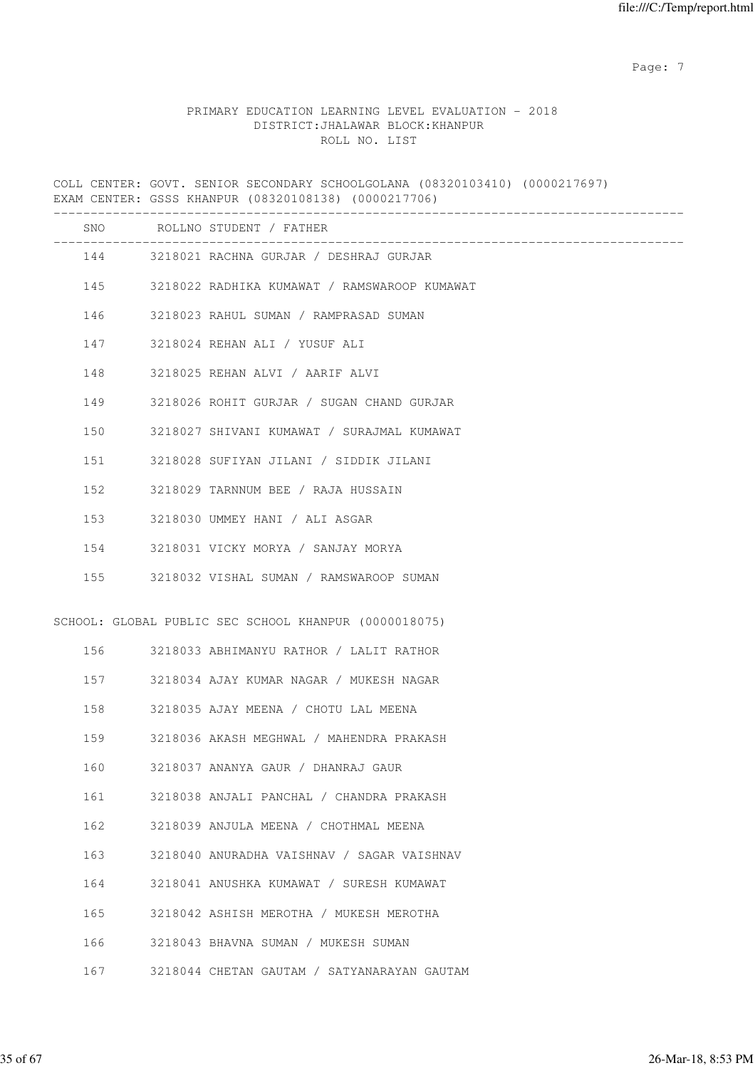PRIMARY EDUCATION LEARNING LEVEL EVALUATION - 2018
DISTRICT:JHALAWAR BLOCK:KHANPUR
ROLL NO. LIST

COLL CENTER: GOVT. SENIOR SECONDARY SCHOOLGOLANA (08320103410) (0000217697)
EXAM CENTER: GSSS KHANPUR (08320108138) (0000217706)

| SNO | ROLLNO | STUDENT / FATHER |
|---|---|---|
| 144 | 3218021 | RACHNA GURJAR / DESHRAJ GURJAR |
| 145 | 3218022 | RADHIKA KUMAWAT / RAMSWAROOP KUMAWAT |
| 146 | 3218023 | RAHUL SUMAN / RAMPRASAD SUMAN |
| 147 | 3218024 | REHAN ALI / YUSUF ALI |
| 148 | 3218025 | REHAN ALVI / AARIF ALVI |
| 149 | 3218026 | ROHIT GURJAR / SUGAN CHAND GURJAR |
| 150 | 3218027 | SHIVANI KUMAWAT / SURAJMAL KUMAWAT |
| 151 | 3218028 | SUFIYAN JILANI / SIDDIK JILANI |
| 152 | 3218029 | TARNNUM BEE / RAJA HUSSAIN |
| 153 | 3218030 | UMMEY HANI / ALI ASGAR |
| 154 | 3218031 | VICKY MORYA / SANJAY MORYA |
| 155 | 3218032 | VISHAL SUMAN / RAMSWAROOP SUMAN |

SCHOOL: GLOBAL PUBLIC SEC SCHOOL KHANPUR (0000018075)

| SNO | ROLLNO | STUDENT / FATHER |
|---|---|---|
| 156 | 3218033 | ABHIMANYU RATHOR / LALIT RATHOR |
| 157 | 3218034 | AJAY KUMAR NAGAR / MUKESH NAGAR |
| 158 | 3218035 | AJAY MEENA / CHOTU LAL MEENA |
| 159 | 3218036 | AKASH MEGHWAL / MAHENDRA PRAKASH |
| 160 | 3218037 | ANANYA GAUR / DHANRAJ GAUR |
| 161 | 3218038 | ANJALI PANCHAL / CHANDRA PRAKASH |
| 162 | 3218039 | ANJULA MEENA / CHOTHMAL MEENA |
| 163 | 3218040 | ANURADHA VAISHNAV / SAGAR VAISHNAV |
| 164 | 3218041 | ANUSHKA KUMAWAT / SURESH KUMAWAT |
| 165 | 3218042 | ASHISH MEROTHA / MUKESH MEROTHA |
| 166 | 3218043 | BHAVNA SUMAN / MUKESH SUMAN |
| 167 | 3218044 | CHETAN GAUTAM / SATYANARAYAN GAUTAM |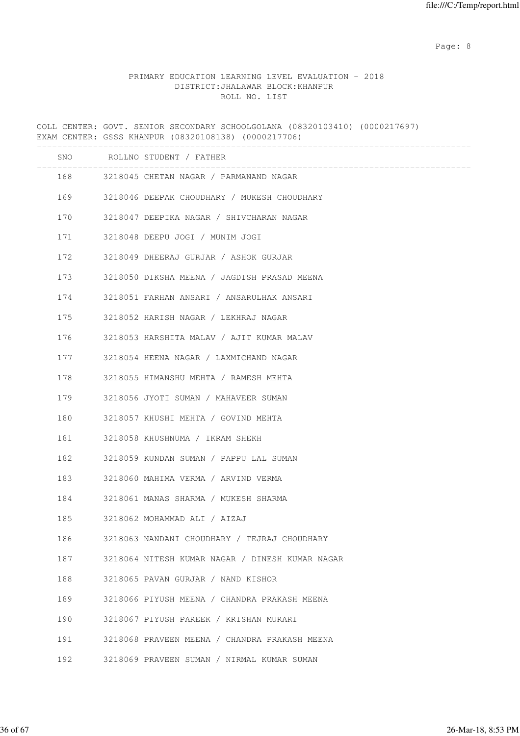PRIMARY EDUCATION LEARNING LEVEL EVALUATION - 2018
DISTRICT:JHALAWAR BLOCK:KHANPUR
ROLL NO. LIST

COLL CENTER: GOVT. SENIOR SECONDARY SCHOOLGOLANA (08320103410) (0000217697)
EXAM CENTER: GSSS KHANPUR (08320108138) (0000217706)

| SNO | ROLLNO | STUDENT / FATHER |
|---|---|---|
| 168 | 3218045 | CHETAN NAGAR / PARMANAND NAGAR |
| 169 | 3218046 | DEEPAK CHOUDHARY / MUKESH CHOUDHARY |
| 170 | 3218047 | DEEPIKA NAGAR / SHIVCHARAN NAGAR |
| 171 | 3218048 | DEEPU JOGI / MUNIM JOGI |
| 172 | 3218049 | DHEERAJ GURJAR / ASHOK GURJAR |
| 173 | 3218050 | DIKSHA MEENA / JAGDISH PRASAD MEENA |
| 174 | 3218051 | FARHAN ANSARI / ANSARULHAK ANSARI |
| 175 | 3218052 | HARISH NAGAR / LEKHRAJ NAGAR |
| 176 | 3218053 | HARSHITA MALAV / AJIT KUMAR MALAV |
| 177 | 3218054 | HEENA NAGAR / LAXMICHAND NAGAR |
| 178 | 3218055 | HIMANSHU MEHTA / RAMESH MEHTA |
| 179 | 3218056 | JYOTI SUMAN / MAHAVEER SUMAN |
| 180 | 3218057 | KHUSHI MEHTA / GOVIND MEHTA |
| 181 | 3218058 | KHUSHNUMA / IKRAM SHEKH |
| 182 | 3218059 | KUNDAN SUMAN / PAPPU LAL SUMAN |
| 183 | 3218060 | MAHIMA VERMA / ARVIND VERMA |
| 184 | 3218061 | MANAS SHARMA / MUKESH SHARMA |
| 185 | 3218062 | MOHAMMAD ALI / AIZAJ |
| 186 | 3218063 | NANDANI CHOUDHARY / TEJRAJ CHOUDHARY |
| 187 | 3218064 | NITESH KUMAR NAGAR / DINESH KUMAR NAGAR |
| 188 | 3218065 | PAVAN GURJAR / NAND KISHOR |
| 189 | 3218066 | PIYUSH MEENA / CHANDRA PRAKASH MEENA |
| 190 | 3218067 | PIYUSH PAREEK / KRISHAN MURARI |
| 191 | 3218068 | PRAVEEN MEENA / CHANDRA PRAKASH MEENA |
| 192 | 3218069 | PRAVEEN SUMAN / NIRMAL KUMAR SUMAN |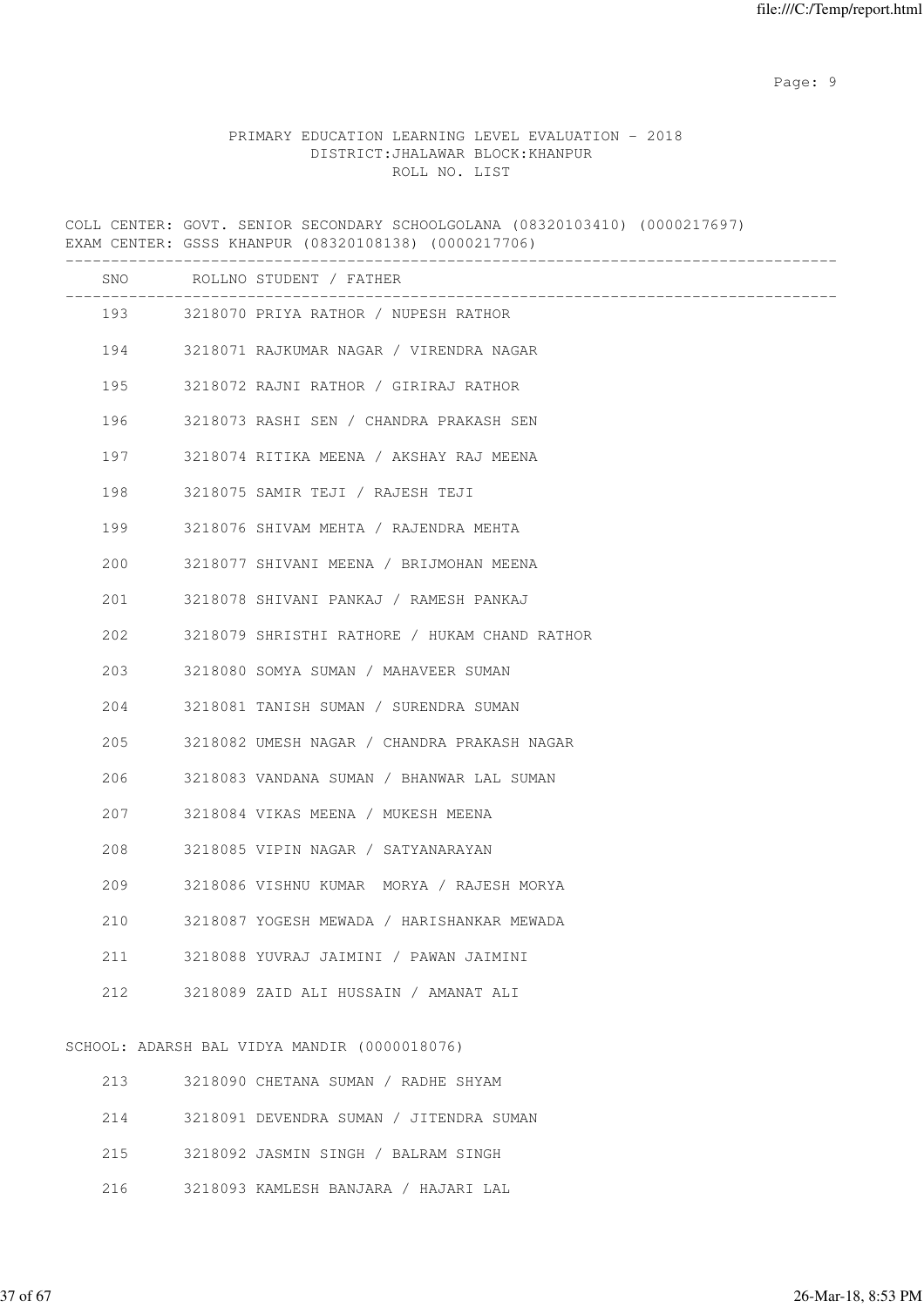PRIMARY EDUCATION LEARNING LEVEL EVALUATION - 2018
DISTRICT:JHALAWAR BLOCK:KHANPUR
ROLL NO. LIST

COLL CENTER: GOVT. SENIOR SECONDARY SCHOOLGOLANA (08320103410) (0000217697)
EXAM CENTER: GSSS KHANPUR (08320108138) (0000217706)

| SNO | ROLLNO | STUDENT / FATHER |
|---|---|---|
| 193 | 3218070 | PRIYA RATHOR / NUPESH RATHOR |
| 194 | 3218071 | RAJKUMAR NAGAR / VIRENDRA NAGAR |
| 195 | 3218072 | RAJNI RATHOR / GIRIRAJ RATHOR |
| 196 | 3218073 | RASHI SEN / CHANDRA PRAKASH SEN |
| 197 | 3218074 | RITIKA MEENA / AKSHAY RAJ MEENA |
| 198 | 3218075 | SAMIR TEJI / RAJESH TEJI |
| 199 | 3218076 | SHIVAM MEHTA / RAJENDRA MEHTA |
| 200 | 3218077 | SHIVANI MEENA / BRIJMOHAN MEENA |
| 201 | 3218078 | SHIVANI PANKAJ / RAMESH PANKAJ |
| 202 | 3218079 | SHRISTHI RATHORE / HUKAM CHAND RATHOR |
| 203 | 3218080 | SOMYA SUMAN / MAHAVEER SUMAN |
| 204 | 3218081 | TANISH SUMAN / SURENDRA SUMAN |
| 205 | 3218082 | UMESH NAGAR / CHANDRA PRAKASH NAGAR |
| 206 | 3218083 | VANDANA SUMAN / BHANWAR LAL SUMAN |
| 207 | 3218084 | VIKAS MEENA / MUKESH MEENA |
| 208 | 3218085 | VIPIN NAGAR / SATYANARAYAN |
| 209 | 3218086 | VISHNU KUMAR MORYA / RAJESH MORYA |
| 210 | 3218087 | YOGESH MEWADA / HARISHANKAR MEWADA |
| 211 | 3218088 | YUVRAJ JAIMINI / PAWAN JAIMINI |
| 212 | 3218089 | ZAID ALI HUSSAIN / AMANAT ALI |

SCHOOL: ADARSH BAL VIDYA MANDIR (0000018076)

| SNO | ROLLNO | STUDENT / FATHER |
|---|---|---|
| 213 | 3218090 | CHETANA SUMAN / RADHE SHYAM |
| 214 | 3218091 | DEVENDRA SUMAN / JITENDRA SUMAN |
| 215 | 3218092 | JASMIN SINGH / BALRAM SINGH |
| 216 | 3218093 | KAMLESH BANJARA / HAJARI LAL |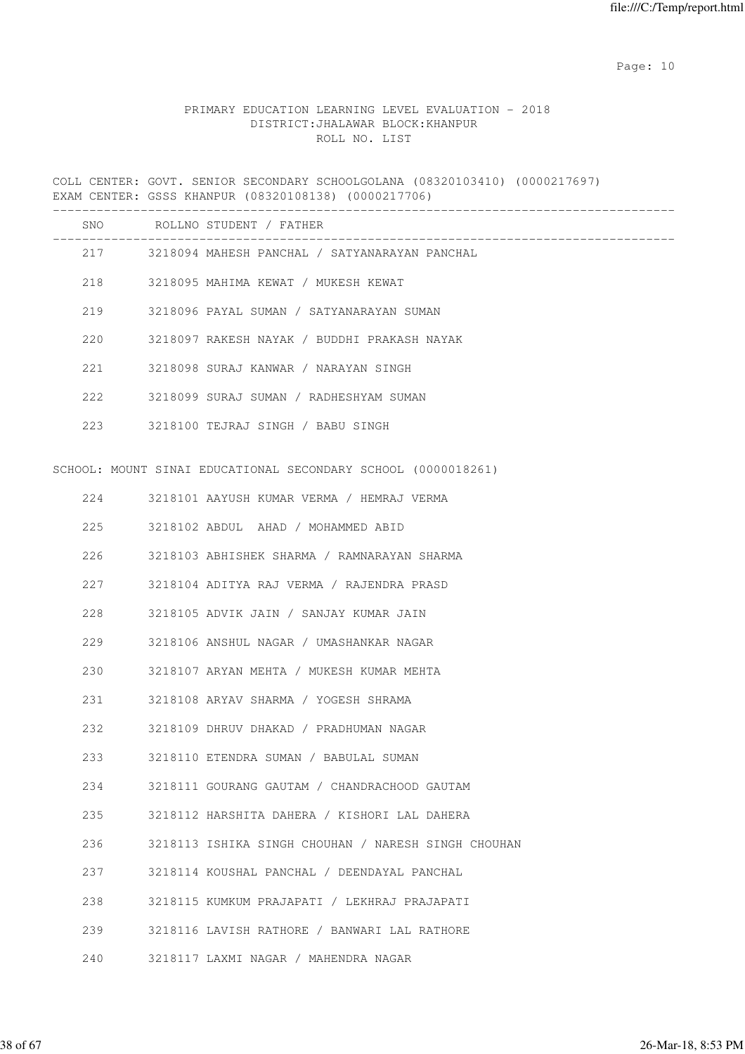PRIMARY EDUCATION LEARNING LEVEL EVALUATION - 2018
DISTRICT:JHALAWAR BLOCK:KHANPUR
ROLL NO. LIST

COLL CENTER: GOVT. SENIOR SECONDARY SCHOOLGOLANA (08320103410) (0000217697)
EXAM CENTER: GSSS KHANPUR (08320108138) (0000217706)

| SNO | ROLLNO | STUDENT / FATHER |
|---|---|---|
| 217 | 3218094 | MAHESH PANCHAL / SATYANARAYAN PANCHAL |
| 218 | 3218095 | MAHIMA KEWAT / MUKESH KEWAT |
| 219 | 3218096 | PAYAL SUMAN / SATYANARAYAN SUMAN |
| 220 | 3218097 | RAKESH NAYAK / BUDDHI PRAKASH NAYAK |
| 221 | 3218098 | SURAJ KANWAR / NARAYAN SINGH |
| 222 | 3218099 | SURAJ SUMAN / RADHESHYAM SUMAN |
| 223 | 3218100 | TEJRAJ SINGH / BABU SINGH |

SCHOOL: MOUNT SINAI EDUCATIONAL SECONDARY SCHOOL (0000018261)

| SNO | ROLLNO | STUDENT / FATHER |
|---|---|---|
| 224 | 3218101 | AAYUSH KUMAR VERMA / HEMRAJ VERMA |
| 225 | 3218102 | ABDUL AHAD / MOHAMMED ABID |
| 226 | 3218103 | ABHISHEK SHARMA / RAMNARAYAN SHARMA |
| 227 | 3218104 | ADITYA RAJ VERMA / RAJENDRA PRASD |
| 228 | 3218105 | ADVIK JAIN / SANJAY KUMAR JAIN |
| 229 | 3218106 | ANSHUL NAGAR / UMASHANKAR NAGAR |
| 230 | 3218107 | ARYAN MEHTA / MUKESH KUMAR MEHTA |
| 231 | 3218108 | ARYAV SHARMA / YOGESH SHRAMA |
| 232 | 3218109 | DHRUV DHAKAD / PRADHUMAN NAGAR |
| 233 | 3218110 | ETENDRA SUMAN / BABULAL SUMAN |
| 234 | 3218111 | GOURANG GAUTAM / CHANDRACHOOD GAUTAM |
| 235 | 3218112 | HARSHITA DAHERA / KISHORI LAL DAHERA |
| 236 | 3218113 | ISHIKA SINGH CHOUHAN / NARESH SINGH CHOUHAN |
| 237 | 3218114 | KOUSHAL PANCHAL / DEENDAYAL PANCHAL |
| 238 | 3218115 | KUMKUM PRAJAPATI / LEKHRAJ PRAJAPATI |
| 239 | 3218116 | LAVISH RATHORE / BANWARI LAL RATHORE |
| 240 | 3218117 | LAXMI NAGAR / MAHENDRA NAGAR |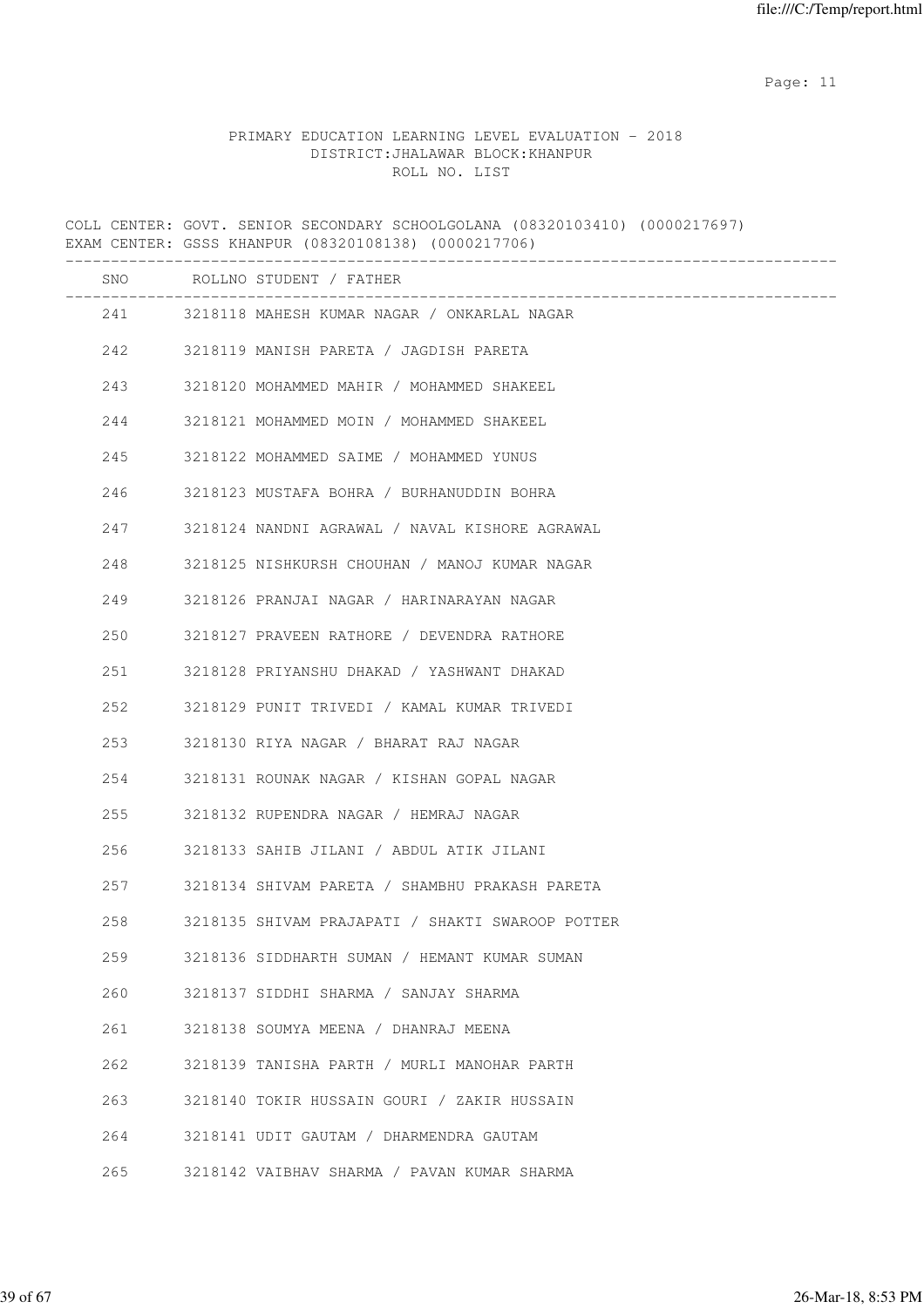PRIMARY EDUCATION LEARNING LEVEL EVALUATION - 2018
DISTRICT:JHALAWAR BLOCK:KHANPUR
ROLL NO. LIST

COLL CENTER: GOVT. SENIOR SECONDARY SCHOOLGOLANA (08320103410) (0000217697)
EXAM CENTER: GSSS KHANPUR (08320108138) (0000217706)

| SNO | ROLLNO | STUDENT / FATHER |
|---|---|---|
| 241 | 3218118 | MAHESH KUMAR NAGAR / ONKARLAL NAGAR |
| 242 | 3218119 | MANISH PARETA / JAGDISH PARETA |
| 243 | 3218120 | MOHAMMED MAHIR / MOHAMMED SHAKEEL |
| 244 | 3218121 | MOHAMMED MOIN / MOHAMMED SHAKEEL |
| 245 | 3218122 | MOHAMMED SAIME / MOHAMMED YUNUS |
| 246 | 3218123 | MUSTAFA BOHRA / BURHANUDDIN BOHRA |
| 247 | 3218124 | NANDNI AGRAWAL / NAVAL KISHORE AGRAWAL |
| 248 | 3218125 | NISHKURSH CHOUHAN / MANOJ KUMAR NAGAR |
| 249 | 3218126 | PRANJAI NAGAR / HARINARAYAN NAGAR |
| 250 | 3218127 | PRAVEEN RATHORE / DEVENDRA RATHORE |
| 251 | 3218128 | PRIYANSHU DHAKAD / YASHWANT DHAKAD |
| 252 | 3218129 | PUNIT TRIVEDI / KAMAL KUMAR TRIVEDI |
| 253 | 3218130 | RIYA NAGAR / BHARAT RAJ NAGAR |
| 254 | 3218131 | ROUNAK NAGAR / KISHAN GOPAL NAGAR |
| 255 | 3218132 | RUPENDRA NAGAR / HEMRAJ NAGAR |
| 256 | 3218133 | SAHIB JILANI / ABDUL ATIK JILANI |
| 257 | 3218134 | SHIVAM PARETA / SHAMBHU PRAKASH PARETA |
| 258 | 3218135 | SHIVAM PRAJAPATI / SHAKTI SWAROOP POTTER |
| 259 | 3218136 | SIDDHARTH SUMAN / HEMANT KUMAR SUMAN |
| 260 | 3218137 | SIDDHI SHARMA / SANJAY SHARMA |
| 261 | 3218138 | SOUMYA MEENA / DHANRAJ MEENA |
| 262 | 3218139 | TANISHA PARTH / MURLI MANOHAR PARTH |
| 263 | 3218140 | TOKIR HUSSAIN GOURI / ZAKIR HUSSAIN |
| 264 | 3218141 | UDIT GAUTAM / DHARMENDRA GAUTAM |
| 265 | 3218142 | VAIBHAV SHARMA / PAVAN KUMAR SHARMA |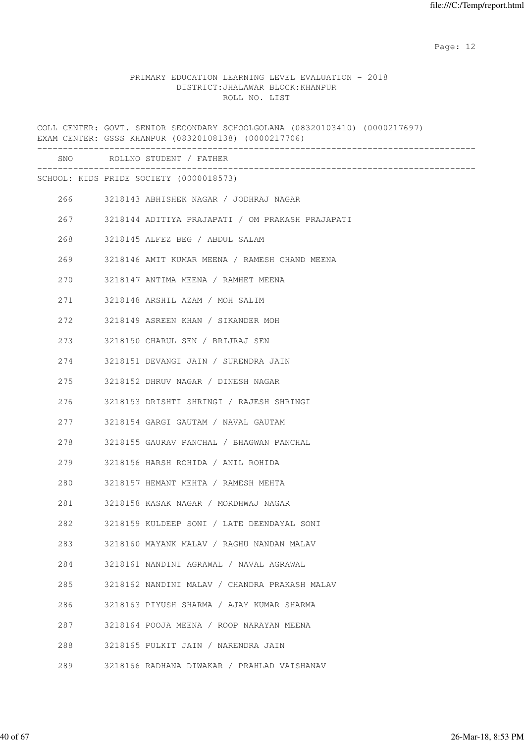PRIMARY EDUCATION LEARNING LEVEL EVALUATION - 2018
DISTRICT:JHALAWAR BLOCK:KHANPUR
ROLL NO. LIST

COLL CENTER: GOVT. SENIOR SECONDARY SCHOOLGOLANA (08320103410) (0000217697)
EXAM CENTER: GSSS KHANPUR (08320108138) (0000217706)

| SNO | ROLLNO | STUDENT / FATHER |
|---|---|---|
| SCHOOL: KIDS PRIDE SOCIETY (0000018573) | | |
| 266 | 3218143 | ABHISHEK NAGAR / JODHRAJ NAGAR |
| 267 | 3218144 | ADITIYA PRAJAPATI / OM PRAKASH PRAJAPATI |
| 268 | 3218145 | ALFEZ BEG / ABDUL SALAM |
| 269 | 3218146 | AMIT KUMAR MEENA / RAMESH CHAND MEENA |
| 270 | 3218147 | ANTIMA MEENA / RAMHET MEENA |
| 271 | 3218148 | ARSHIL AZAM / MOH SALIM |
| 272 | 3218149 | ASREEN KHAN / SIKANDER MOH |
| 273 | 3218150 | CHARUL SEN / BRIJRAJ SEN |
| 274 | 3218151 | DEVANGI JAIN / SURENDRA JAIN |
| 275 | 3218152 | DHRUV NAGAR / DINESH NAGAR |
| 276 | 3218153 | DRISHTI SHRINGI / RAJESH SHRINGI |
| 277 | 3218154 | GARGI GAUTAM / NAVAL GAUTAM |
| 278 | 3218155 | GAURAV PANCHAL / BHAGWAN PANCHAL |
| 279 | 3218156 | HARSH ROHIDA / ANIL ROHIDA |
| 280 | 3218157 | HEMANT MEHTA / RAMESH MEHTA |
| 281 | 3218158 | KASAK NAGAR / MORDHWAJ NAGAR |
| 282 | 3218159 | KULDEEP SONI / LATE DEENDAYAL SONI |
| 283 | 3218160 | MAYANK MALAV / RAGHU NANDAN MALAV |
| 284 | 3218161 | NANDINI AGRAWAL / NAVAL AGRAWAL |
| 285 | 3218162 | NANDINI MALAV / CHANDRA PRAKASH MALAV |
| 286 | 3218163 | PIYUSH SHARMA / AJAY KUMAR SHARMA |
| 287 | 3218164 | POOJA MEENA / ROOP NARAYAN MEENA |
| 288 | 3218165 | PULKIT JAIN / NARENDRA JAIN |
| 289 | 3218166 | RADHANA DIWAKAR / PRAHLAD VAISHANAV |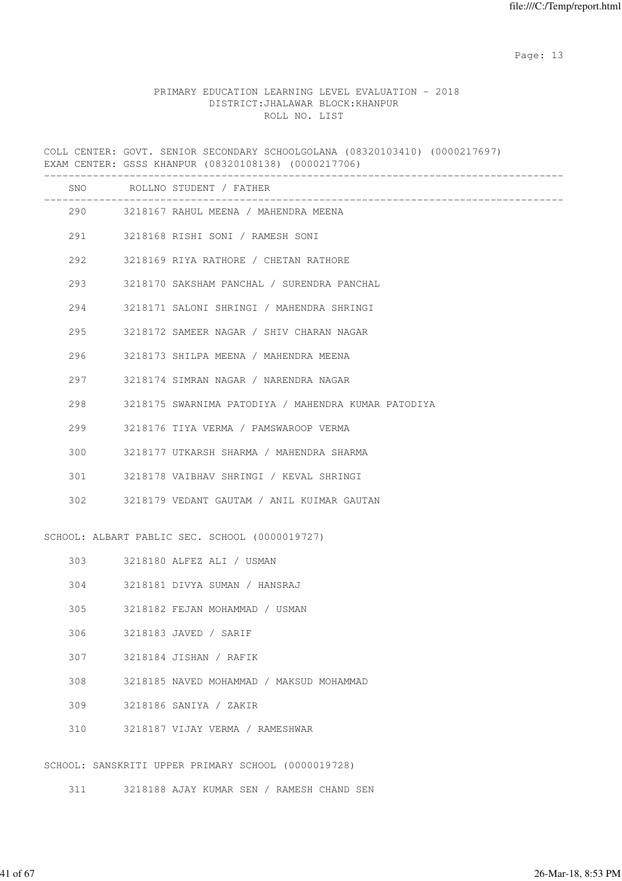PRIMARY EDUCATION LEARNING LEVEL EVALUATION - 2018
DISTRICT:JHALAWAR BLOCK:KHANPUR
ROLL NO. LIST

COLL CENTER: GOVT. SENIOR SECONDARY SCHOOLGOLANA (08320103410) (0000217697)
EXAM CENTER: GSSS KHANPUR (08320108138) (0000217706)

| SNO | ROLLNO | STUDENT / FATHER |
|---|---|---|
| 290 | 3218167 | RAHUL MEENA / MAHENDRA MEENA |
| 291 | 3218168 | RISHI SONI / RAMESH SONI |
| 292 | 3218169 | RIYA RATHORE / CHETAN RATHORE |
| 293 | 3218170 | SAKSHAM PANCHAL / SURENDRA PANCHAL |
| 294 | 3218171 | SALONI SHRINGI / MAHENDRA SHRINGI |
| 295 | 3218172 | SAMEER NAGAR / SHIV CHARAN NAGAR |
| 296 | 3218173 | SHILPA MEENA / MAHENDRA MEENA |
| 297 | 3218174 | SIMRAN NAGAR / NARENDRA NAGAR |
| 298 | 3218175 | SWARNIMA PATODIYA / MAHENDRA KUMAR PATODIYA |
| 299 | 3218176 | TIYA VERMA / PAMSWAROOP VERMA |
| 300 | 3218177 | UTKARSH SHARMA / MAHENDRA SHARMA |
| 301 | 3218178 | VAIBHAV SHRINGI / KEVAL SHRINGI |
| 302 | 3218179 | VEDANT GAUTAM / ANIL KUIMAR GAUTAN |

SCHOOL: ALBART PABLIC SEC. SCHOOL (0000019727)

| SNO | ROLLNO | STUDENT / FATHER |
|---|---|---|
| 303 | 3218180 | ALFEZ ALI / USMAN |
| 304 | 3218181 | DIVYA SUMAN / HANSRAJ |
| 305 | 3218182 | FEJAN MOHAMMAD / USMAN |
| 306 | 3218183 | JAVED / SARIF |
| 307 | 3218184 | JISHAN / RAFIK |
| 308 | 3218185 | NAVED MOHAMMAD / MAKSUD MOHAMMAD |
| 309 | 3218186 | SANIYA / ZAKIR |
| 310 | 3218187 | VIJAY VERMA / RAMESHWAR |

SCHOOL: SANSKRITI UPPER PRIMARY SCHOOL (0000019728)

| SNO | ROLLNO | STUDENT / FATHER |
|---|---|---|
| 311 | 3218188 | AJAY KUMAR SEN / RAMESH CHAND SEN |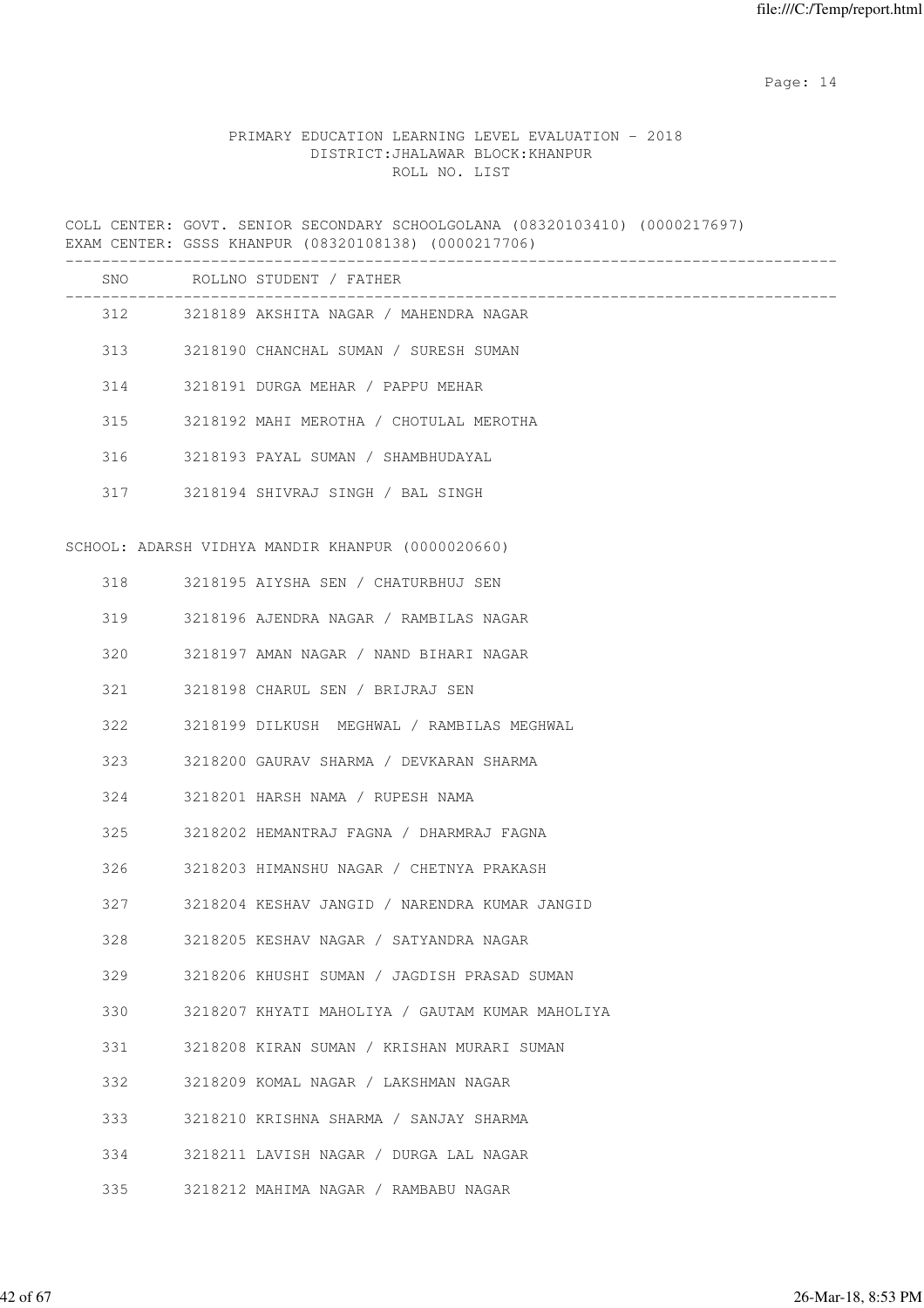PRIMARY EDUCATION LEARNING LEVEL EVALUATION - 2018
DISTRICT:JHALAWAR BLOCK:KHANPUR
ROLL NO. LIST

COLL CENTER: GOVT. SENIOR SECONDARY SCHOOLGOLANA (08320103410) (0000217697)
EXAM CENTER: GSSS KHANPUR (08320108138) (0000217706)

| SNO | ROLLNO | STUDENT / FATHER |
|---|---|---|
| 312 | 3218189 | AKSHITA NAGAR / MAHENDRA NAGAR |
| 313 | 3218190 | CHANCHAL SUMAN / SURESH SUMAN |
| 314 | 3218191 | DURGA MEHAR / PAPPU MEHAR |
| 315 | 3218192 | MAHI MEROTHA / CHOTULAL MEROTHA |
| 316 | 3218193 | PAYAL SUMAN / SHAMBHUDAYAL |
| 317 | 3218194 | SHIVRAJ SINGH / BAL SINGH |

SCHOOL: ADARSH VIDHYA MANDIR KHANPUR (0000020660)

| SNO | ROLLNO | STUDENT / FATHER |
|---|---|---|
| 318 | 3218195 | AIYSHA SEN / CHATURBHUJ SEN |
| 319 | 3218196 | AJENDRA NAGAR / RAMBILAS NAGAR |
| 320 | 3218197 | AMAN NAGAR / NAND BIHARI NAGAR |
| 321 | 3218198 | CHARUL SEN / BRIJRAJ SEN |
| 322 | 3218199 | DILKUSH MEGHWAL / RAMBILAS MEGHWAL |
| 323 | 3218200 | GAURAV SHARMA / DEVKARAN SHARMA |
| 324 | 3218201 | HARSH NAMA / RUPESH NAMA |
| 325 | 3218202 | HEMANTRAJ FAGNA / DHARMRAJ FAGNA |
| 326 | 3218203 | HIMANSHU NAGAR / CHETNYA PRAKASH |
| 327 | 3218204 | KESHAV JANGID / NARENDRA KUMAR JANGID |
| 328 | 3218205 | KESHAV NAGAR / SATYANDRA NAGAR |
| 329 | 3218206 | KHUSHI SUMAN / JAGDISH PRASAD SUMAN |
| 330 | 3218207 | KHYATI MAHOLIYA / GAUTAM KUMAR MAHOLIYA |
| 331 | 3218208 | KIRAN SUMAN / KRISHAN MURARI SUMAN |
| 332 | 3218209 | KOMAL NAGAR / LAKSHMAN NAGAR |
| 333 | 3218210 | KRISHNA SHARMA / SANJAY SHARMA |
| 334 | 3218211 | LAVISH NAGAR / DURGA LAL NAGAR |
| 335 | 3218212 | MAHIMA NAGAR / RAMBABU NAGAR |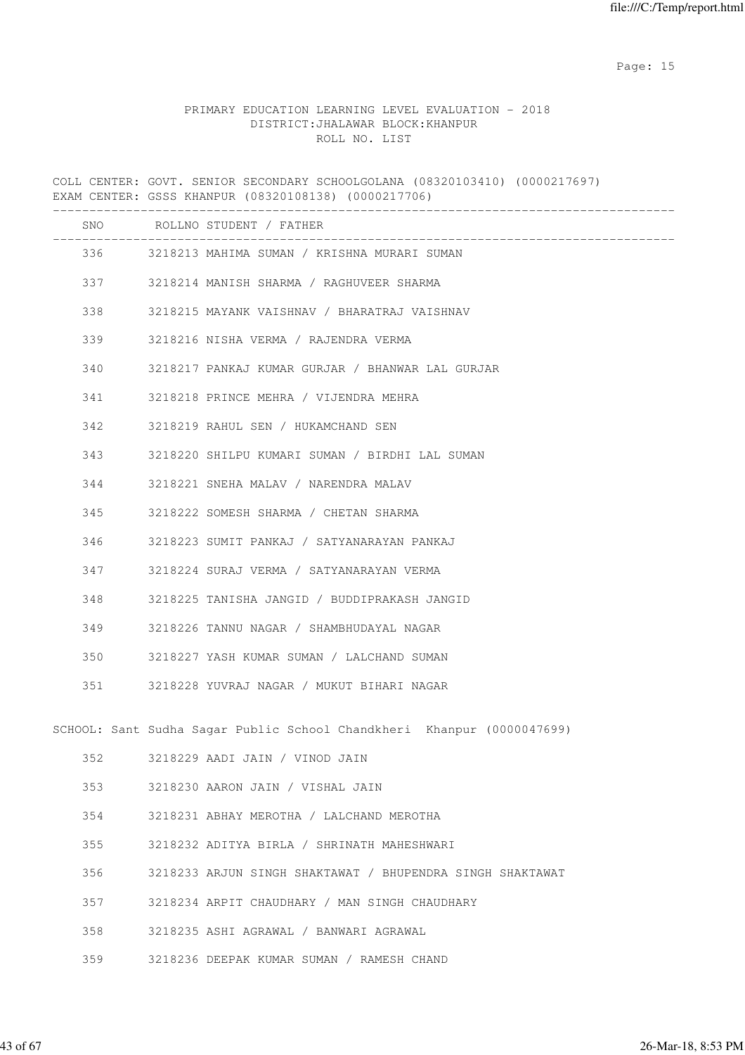PRIMARY EDUCATION LEARNING LEVEL EVALUATION - 2018
DISTRICT:JHALAWAR BLOCK:KHANPUR
ROLL NO. LIST

COLL CENTER: GOVT. SENIOR SECONDARY SCHOOLGOLANA (08320103410) (0000217697)
EXAM CENTER: GSSS KHANPUR (08320108138) (0000217706)

| SNO | ROLLNO | STUDENT / FATHER |
|---|---|---|
| 336 | 3218213 | MAHIMA SUMAN / KRISHNA MURARI SUMAN |
| 337 | 3218214 | MANISH SHARMA / RAGHUVEER SHARMA |
| 338 | 3218215 | MAYANK VAISHNAV / BHARATRAJ VAISHNAV |
| 339 | 3218216 | NISHA VERMA / RAJENDRA VERMA |
| 340 | 3218217 | PANKAJ KUMAR GURJAR / BHANWAR LAL GURJAR |
| 341 | 3218218 | PRINCE MEHRA / VIJENDRA MEHRA |
| 342 | 3218219 | RAHUL SEN / HUKAMCHAND SEN |
| 343 | 3218220 | SHILPU KUMARI SUMAN / BIRDHI LAL SUMAN |
| 344 | 3218221 | SNEHA MALAV / NARENDRA MALAV |
| 345 | 3218222 | SOMESH SHARMA / CHETAN SHARMA |
| 346 | 3218223 | SUMIT PANKAJ / SATYANARAYAN PANKAJ |
| 347 | 3218224 | SURAJ VERMA / SATYANARAYAN VERMA |
| 348 | 3218225 | TANISHA JANGID / BUDDIPRAKASH JANGID |
| 349 | 3218226 | TANNU NAGAR / SHAMBHUDAYAL NAGAR |
| 350 | 3218227 | YASH KUMAR SUMAN / LALCHAND SUMAN |
| 351 | 3218228 | YUVRAJ NAGAR / MUKUT BIHARI NAGAR |

SCHOOL: Sant Sudha Sagar Public School Chandkheri Khanpur (0000047699)

| SNO | ROLLNO | STUDENT / FATHER |
|---|---|---|
| 352 | 3218229 | AADI JAIN / VINOD JAIN |
| 353 | 3218230 | AARON JAIN / VISHAL JAIN |
| 354 | 3218231 | ABHAY MEROTHA / LALCHAND MEROTHA |
| 355 | 3218232 | ADITYA BIRLA / SHRINATH MAHESHWARI |
| 356 | 3218233 | ARJUN SINGH SHAKTAWAT / BHUPENDRA SINGH SHAKTAWAT |
| 357 | 3218234 | ARPIT CHAUDHARY / MAN SINGH CHAUDHARY |
| 358 | 3218235 | ASHI AGRAWAL / BANWARI AGRAWAL |
| 359 | 3218236 | DEEPAK KUMAR SUMAN / RAMESH CHAND |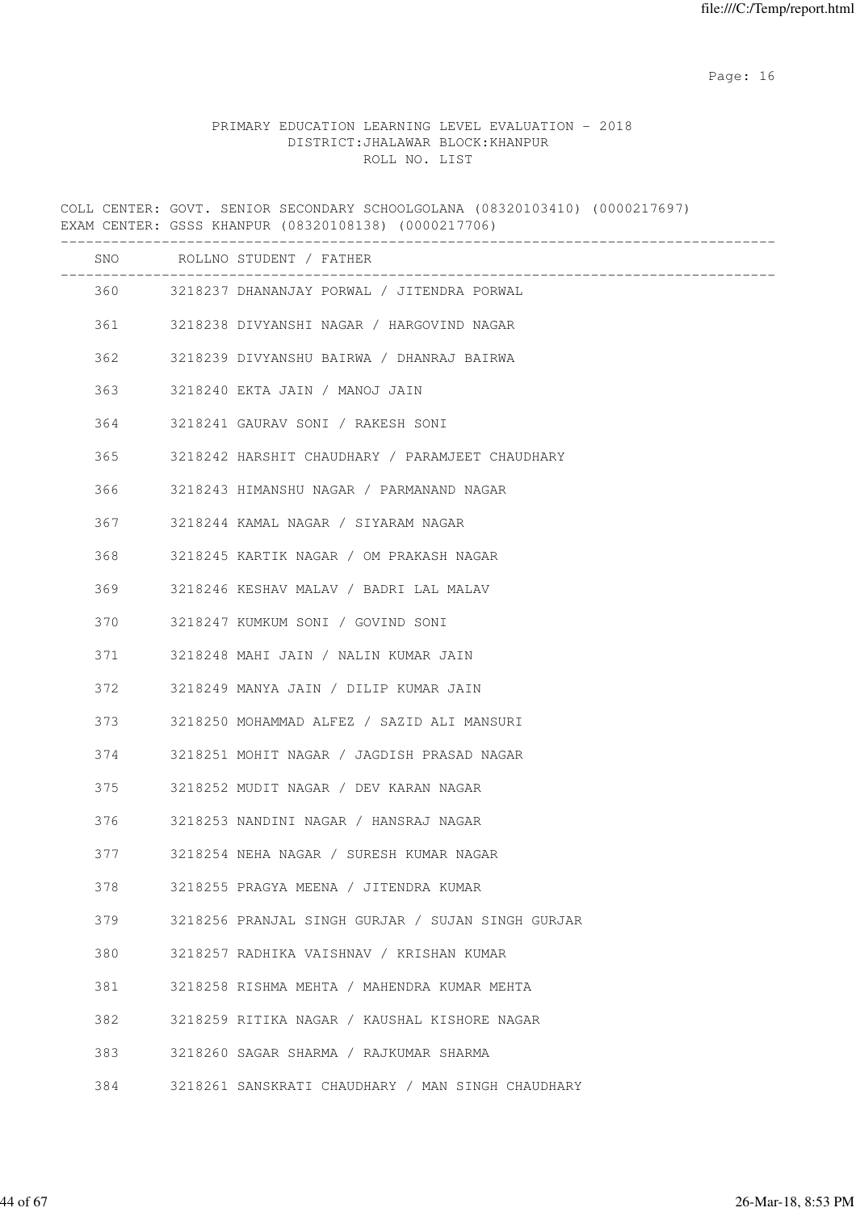PRIMARY EDUCATION LEARNING LEVEL EVALUATION - 2018
DISTRICT:JHALAWAR BLOCK:KHANPUR
ROLL NO. LIST

COLL CENTER: GOVT. SENIOR SECONDARY SCHOOLGOLANA (08320103410) (0000217697)
EXAM CENTER: GSSS KHANPUR (08320108138) (0000217706)

| SNO | ROLLNO | STUDENT / FATHER |
|---|---|---|
| 360 | 3218237 | DHANANJAY PORWAL / JITENDRA PORWAL |
| 361 | 3218238 | DIVYANSHI NAGAR / HARGOVIND NAGAR |
| 362 | 3218239 | DIVYANSHU BAIRWA / DHANRAJ BAIRWA |
| 363 | 3218240 | EKTA JAIN / MANOJ JAIN |
| 364 | 3218241 | GAURAV SONI / RAKESH SONI |
| 365 | 3218242 | HARSHIT CHAUDHARY / PARAMJEET CHAUDHARY |
| 366 | 3218243 | HIMANSHU NAGAR / PARMANAND NAGAR |
| 367 | 3218244 | KAMAL NAGAR / SIYARAM NAGAR |
| 368 | 3218245 | KARTIK NAGAR / OM PRAKASH NAGAR |
| 369 | 3218246 | KESHAV MALAV / BADRI LAL MALAV |
| 370 | 3218247 | KUMKUM SONI / GOVIND SONI |
| 371 | 3218248 | MAHI JAIN / NALIN KUMAR JAIN |
| 372 | 3218249 | MANYA JAIN / DILIP KUMAR JAIN |
| 373 | 3218250 | MOHAMMAD ALFEZ / SAZID ALI MANSURI |
| 374 | 3218251 | MOHIT NAGAR / JAGDISH PRASAD NAGAR |
| 375 | 3218252 | MUDIT NAGAR / DEV KARAN NAGAR |
| 376 | 3218253 | NANDINI NAGAR / HANSRAJ NAGAR |
| 377 | 3218254 | NEHA NAGAR / SURESH KUMAR NAGAR |
| 378 | 3218255 | PRAGYA MEENA / JITENDRA KUMAR |
| 379 | 3218256 | PRANJAL SINGH GURJAR / SUJAN SINGH GURJAR |
| 380 | 3218257 | RADHIKA VAISHNAV / KRISHAN KUMAR |
| 381 | 3218258 | RISHMA MEHTA / MAHENDRA KUMAR MEHTA |
| 382 | 3218259 | RITIKA NAGAR / KAUSHAL KISHORE NAGAR |
| 383 | 3218260 | SAGAR SHARMA / RAJKUMAR SHARMA |
| 384 | 3218261 | SANSKRATI CHAUDHARY / MAN SINGH CHAUDHARY |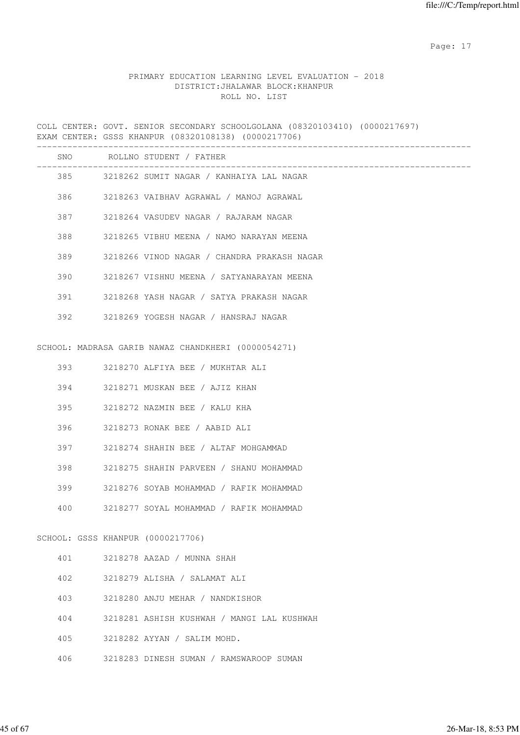PRIMARY EDUCATION LEARNING LEVEL EVALUATION - 2018
DISTRICT:JHALAWAR BLOCK:KHANPUR
ROLL NO. LIST

COLL CENTER: GOVT. SENIOR SECONDARY SCHOOLGOLANA (08320103410) (0000217697)
EXAM CENTER: GSSS KHANPUR (08320108138) (0000217706)

| SNO | ROLLNO STUDENT / FATHER |
|---|---|
| 385 | 3218262 SUMIT NAGAR / KANHAIYA LAL NAGAR |
| 386 | 3218263 VAIBHAV AGRAWAL / MANOJ AGRAWAL |
| 387 | 3218264 VASUDEV NAGAR / RAJARAM NAGAR |
| 388 | 3218265 VIBHU MEENA / NAMO NARAYAN MEENA |
| 389 | 3218266 VINOD NAGAR / CHANDRA PRAKASH NAGAR |
| 390 | 3218267 VISHNU MEENA / SATYANARAYAN MEENA |
| 391 | 3218268 YASH NAGAR / SATYA PRAKASH NAGAR |
| 392 | 3218269 YOGESH NAGAR / HANSRAJ NAGAR |

SCHOOL: MADRASA GARIB NAWAZ CHANDKHERI (0000054271)

| SNO | ROLLNO STUDENT / FATHER |
|---|---|
| 393 | 3218270 ALFIYA BEE / MUKHTAR ALI |
| 394 | 3218271 MUSKAN BEE / AJIZ KHAN |
| 395 | 3218272 NAZMIN BEE / KALU KHA |
| 396 | 3218273 RONAK BEE / AABID ALI |
| 397 | 3218274 SHAHIN BEE / ALTAF MOHGAMMAD |
| 398 | 3218275 SHAHIN PARVEEN / SHANU MOHAMMAD |
| 399 | 3218276 SOYAB MOHAMMAD / RAFIK MOHAMMAD |
| 400 | 3218277 SOYAL MOHAMMAD / RAFIK MOHAMMAD |

SCHOOL: GSSS KHANPUR (0000217706)

| SNO | ROLLNO STUDENT / FATHER |
|---|---|
| 401 | 3218278 AAZAD / MUNNA SHAH |
| 402 | 3218279 ALISHA / SALAMAT ALI |
| 403 | 3218280 ANJU MEHAR / NANDKISHOR |
| 404 | 3218281 ASHISH KUSHWAH / MANGI LAL KUSHWAH |
| 405 | 3218282 AYYAN / SALIM MOHD. |
| 406 | 3218283 DINESH SUMAN / RAMSWAROOP SUMAN |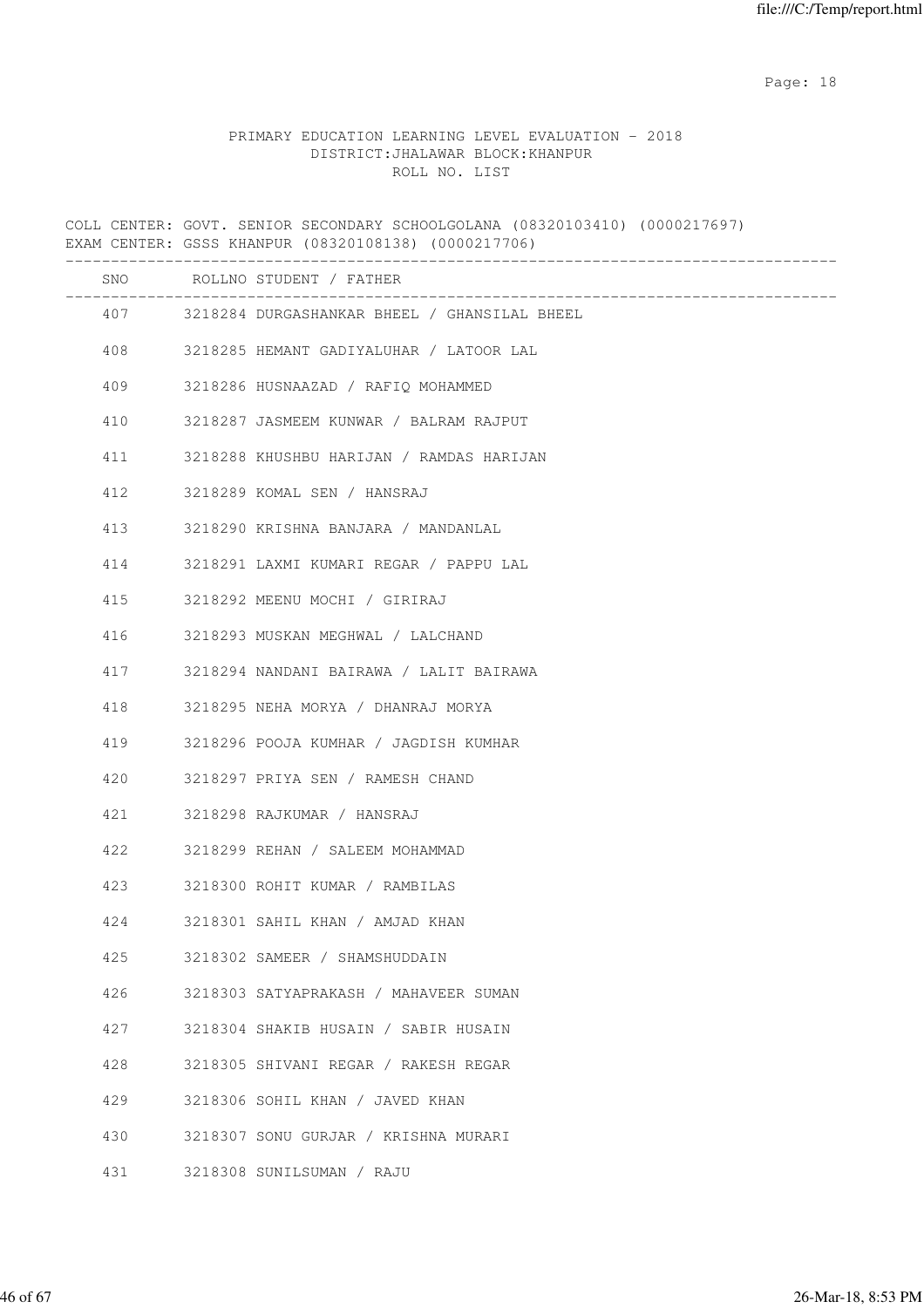PRIMARY EDUCATION LEARNING LEVEL EVALUATION - 2018
DISTRICT:JHALAWAR BLOCK:KHANPUR
ROLL NO. LIST

COLL CENTER: GOVT. SENIOR SECONDARY SCHOOLGOLANA (08320103410) (0000217697)
EXAM CENTER: GSSS KHANPUR (08320108138) (0000217706)

| SNO | ROLLNO | STUDENT / FATHER |
|---|---|---|
| 407 | 3218284 | DURGASHANKAR BHEEL / GHANSILAL BHEEL |
| 408 | 3218285 | HEMANT GADIYALUHAR / LATOOR LAL |
| 409 | 3218286 | HUSNAAZAD / RAFIQ MOHAMMED |
| 410 | 3218287 | JASMEEM KUNWAR / BALRAM RAJPUT |
| 411 | 3218288 | KHUSHBU HARIJAN / RAMDAS HARIJAN |
| 412 | 3218289 | KOMAL SEN / HANSRAJ |
| 413 | 3218290 | KRISHNA BANJARA / MANDANLAL |
| 414 | 3218291 | LAXMI KUMARI REGAR / PAPPU LAL |
| 415 | 3218292 | MEENU MOCHI / GIRIRAJ |
| 416 | 3218293 | MUSKAN MEGHWAL / LALCHAND |
| 417 | 3218294 | NANDANI BAIRAWA / LALIT BAIRAWA |
| 418 | 3218295 | NEHA MORYA / DHANRAJ MORYA |
| 419 | 3218296 | POOJA KUMHAR / JAGDISH KUMHAR |
| 420 | 3218297 | PRIYA SEN / RAMESH CHAND |
| 421 | 3218298 | RAJKUMAR / HANSRAJ |
| 422 | 3218299 | REHAN / SALEEM MOHAMMAD |
| 423 | 3218300 | ROHIT KUMAR / RAMBILAS |
| 424 | 3218301 | SAHIL KHAN / AMJAD KHAN |
| 425 | 3218302 | SAMEER / SHAMSHUDDAIN |
| 426 | 3218303 | SATYAPRAKASH / MAHAVEER SUMAN |
| 427 | 3218304 | SHAKIB HUSAIN / SABIR HUSAIN |
| 428 | 3218305 | SHIVANI REGAR / RAKESH REGAR |
| 429 | 3218306 | SOHIL KHAN / JAVED KHAN |
| 430 | 3218307 | SONU GURJAR / KRISHNA MURARI |
| 431 | 3218308 | SUNILSUMAN / RAJU |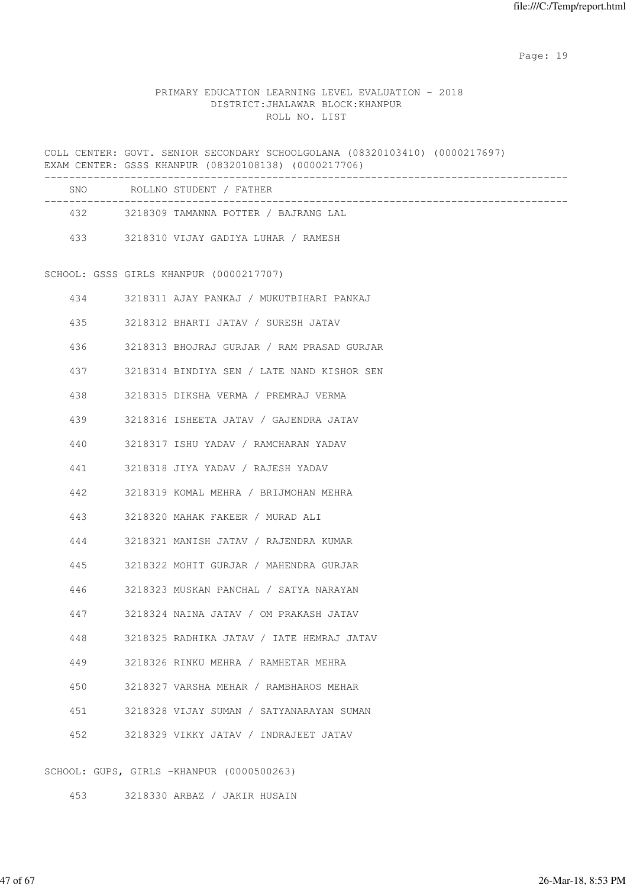PRIMARY EDUCATION LEARNING LEVEL EVALUATION - 2018
DISTRICT:JHALAWAR BLOCK:KHANPUR
ROLL NO. LIST

COLL CENTER: GOVT. SENIOR SECONDARY SCHOOLGOLANA (08320103410) (0000217697)
EXAM CENTER: GSSS KHANPUR (08320108138) (0000217706)

| SNO | ROLLNO STUDENT / FATHER |
|---|---|
| 432 | 3218309 TAMANNA POTTER / BAJRANG LAL |
| 433 | 3218310 VIJAY GADIYA LUHAR / RAMESH |

SCHOOL: GSSS GIRLS KHANPUR (0000217707)

| SNO | ROLLNO STUDENT / FATHER |
|---|---|
| 434 | 3218311 AJAY PANKAJ / MUKUTBIHARI PANKAJ |
| 435 | 3218312 BHARTI JATAV / SURESH JATAV |
| 436 | 3218313 BHOJRAJ GURJAR / RAM PRASAD GURJAR |
| 437 | 3218314 BINDIYA SEN / LATE NAND KISHOR SEN |
| 438 | 3218315 DIKSHA VERMA / PREMRAJ VERMA |
| 439 | 3218316 ISHEETA JATAV / GAJENDRA JATAV |
| 440 | 3218317 ISHU YADAV / RAMCHARAN YADAV |
| 441 | 3218318 JIYA YADAV / RAJESH YADAV |
| 442 | 3218319 KOMAL MEHRA / BRIJMOHAN MEHRA |
| 443 | 3218320 MAHAK FAKEER / MURAD ALI |
| 444 | 3218321 MANISH JATAV / RAJENDRA KUMAR |
| 445 | 3218322 MOHIT GURJAR / MAHENDRA GURJAR |
| 446 | 3218323 MUSKAN PANCHAL / SATYA NARAYAN |
| 447 | 3218324 NAINA JATAV / OM PRAKASH JATAV |
| 448 | 3218325 RADHIKA JATAV / IATE HEMRAJ JATAV |
| 449 | 3218326 RINKU MEHRA / RAMHETAR MEHRA |
| 450 | 3218327 VARSHA MEHAR / RAMBHAROS MEHAR |
| 451 | 3218328 VIJAY SUMAN / SATYANARAYAN SUMAN |
| 452 | 3218329 VIKKY JATAV / INDRAJEET JATAV |

SCHOOL: GUPS, GIRLS -KHANPUR (0000500263)

| SNO | ROLLNO STUDENT / FATHER |
|---|---|
| 453 | 3218330 ARBAZ / JAKIR HUSAIN |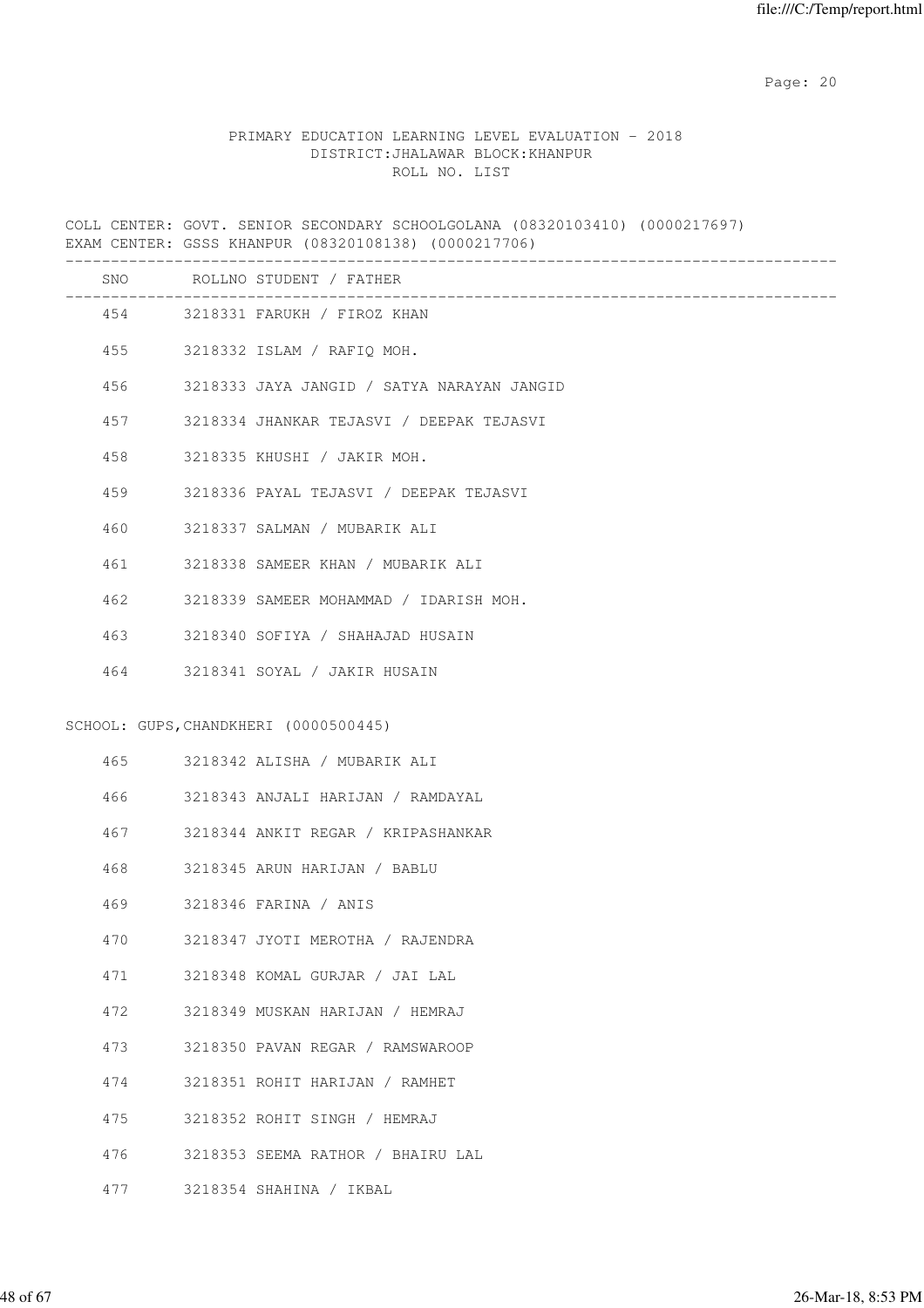PRIMARY EDUCATION LEARNING LEVEL EVALUATION - 2018
DISTRICT:JHALAWAR BLOCK:KHANPUR
ROLL NO. LIST

COLL CENTER: GOVT. SENIOR SECONDARY SCHOOLGOLANA (08320103410) (0000217697)
EXAM CENTER: GSSS KHANPUR (08320108138) (0000217706)

| SNO | ROLLNO | STUDENT / FATHER |
|---|---|---|
| 454 | 3218331 | FARUKH / FIROZ KHAN |
| 455 | 3218332 | ISLAM / RAFIQ MOH. |
| 456 | 3218333 | JAYA JANGID / SATYA NARAYAN JANGID |
| 457 | 3218334 | JHANKAR TEJASVI / DEEPAK TEJASVI |
| 458 | 3218335 | KHUSHI / JAKIR MOH. |
| 459 | 3218336 | PAYAL TEJASVI / DEEPAK TEJASVI |
| 460 | 3218337 | SALMAN / MUBARIK ALI |
| 461 | 3218338 | SAMEER KHAN / MUBARIK ALI |
| 462 | 3218339 | SAMEER MOHAMMAD / IDARISH MOH. |
| 463 | 3218340 | SOFIYA / SHAHAJAD HUSAIN |
| 464 | 3218341 | SOYAL / JAKIR HUSAIN |

SCHOOL: GUPS,CHANDKHERI (0000500445)

| SNO | ROLLNO | STUDENT / FATHER |
|---|---|---|
| 465 | 3218342 | ALISHA / MUBARIK ALI |
| 466 | 3218343 | ANJALI HARIJAN / RAMDAYAL |
| 467 | 3218344 | ANKIT REGAR / KRIPASHANKAR |
| 468 | 3218345 | ARUN HARIJAN / BABLU |
| 469 | 3218346 | FARINA / ANIS |
| 470 | 3218347 | JYOTI MEROTHA / RAJENDRA |
| 471 | 3218348 | KOMAL GURJAR / JAI LAL |
| 472 | 3218349 | MUSKAN HARIJAN / HEMRAJ |
| 473 | 3218350 | PAVAN REGAR / RAMSWAROOP |
| 474 | 3218351 | ROHIT HARIJAN / RAMHET |
| 475 | 3218352 | ROHIT SINGH / HEMRAJ |
| 476 | 3218353 | SEEMA RATHOR / BHAIRU LAL |
| 477 | 3218354 | SHAHINA / IKBAL |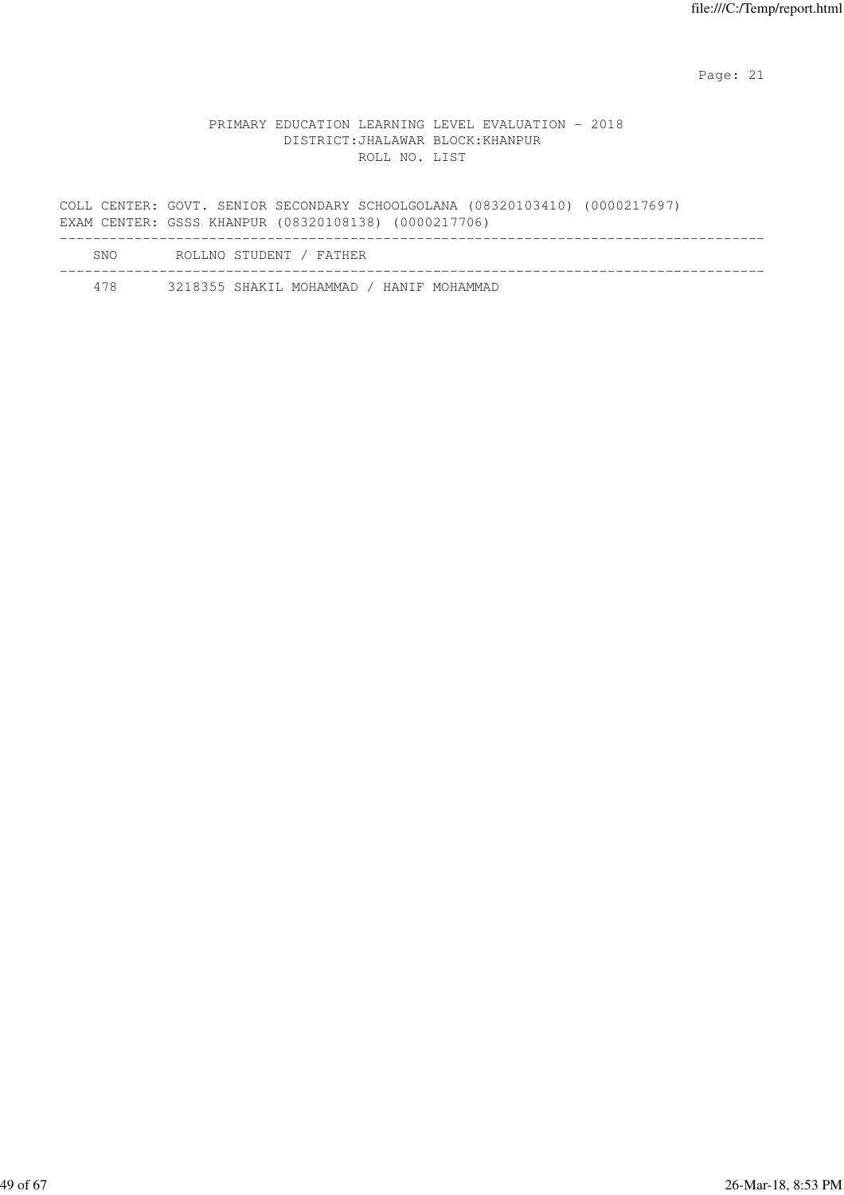PRIMARY EDUCATION LEARNING LEVEL EVALUATION - 2018

DISTRICT:JHALAWAR BLOCK:KHANPUR

ROLL NO. LIST

COLL CENTER: GOVT. SENIOR SECONDARY SCHOOLGOLANA (08320103410) (0000217697)
EXAM CENTER: GSSS KHANPUR (08320108138) (0000217706)

| SNO | ROLLNO | STUDENT / FATHER |
|---|---|---|
| 478 | 3218355 | SHAKIL MOHAMMAD / HANIF MOHAMMAD |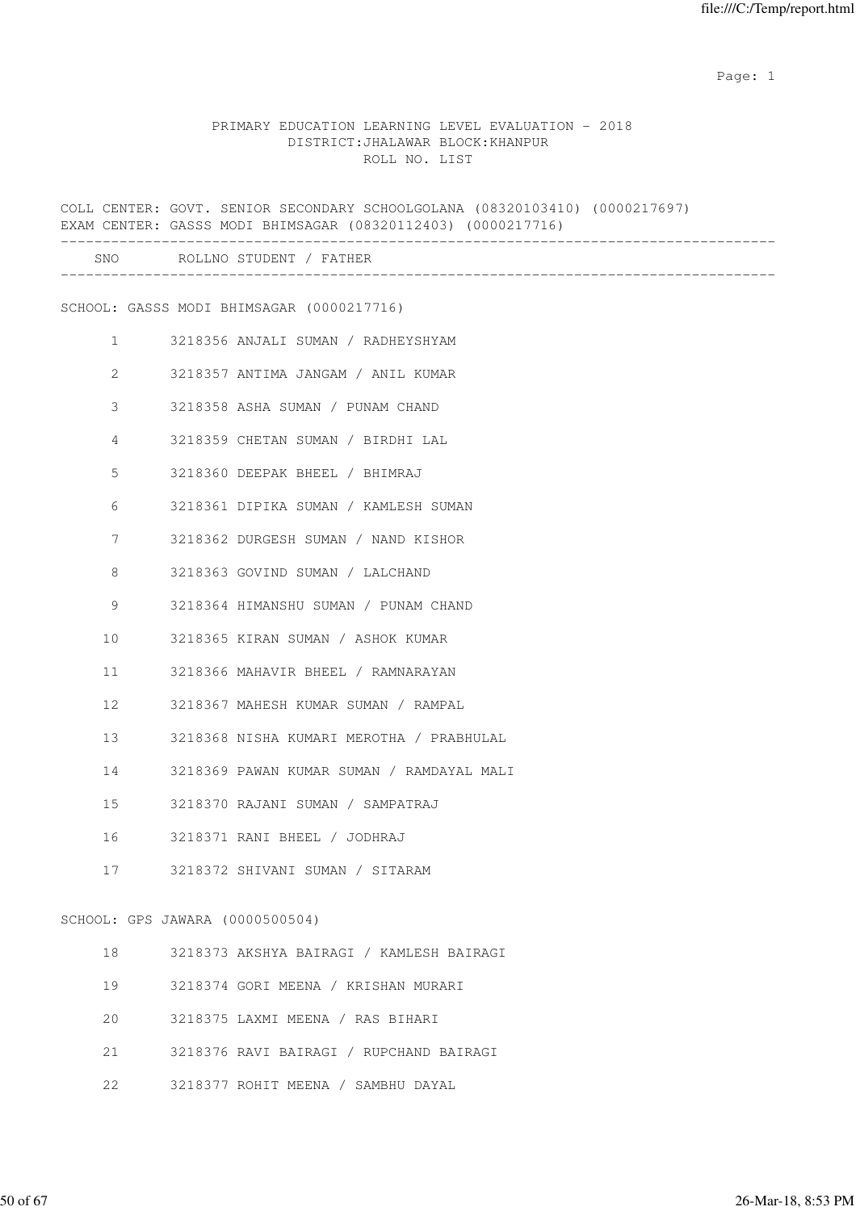PRIMARY EDUCATION LEARNING LEVEL EVALUATION - 2018
DISTRICT:JHALAWAR BLOCK:KHANPUR
ROLL NO. LIST

COLL CENTER: GOVT. SENIOR SECONDARY SCHOOLGOLANA (08320103410) (0000217697)
EXAM CENTER: GASSS MODI BHIMSAGAR (08320112403) (0000217716)

| SNO | ROLLNO STUDENT / FATHER |
|---|---|
| **SCHOOL: GASSS MODI BHIMSAGAR (0000217716)** | |
| 1 | 3218356 ANJALI SUMAN / RADHEYSHYAM |
| 2 | 3218357 ANTIMA JANGAM / ANIL KUMAR |
| 3 | 3218358 ASHA SUMAN / PUNAM CHAND |
| 4 | 3218359 CHETAN SUMAN / BIRDHI LAL |
| 5 | 3218360 DEEPAK BHEEL / BHIMRAJ |
| 6 | 3218361 DIPIKA SUMAN / KAMLESH SUMAN |
| 7 | 3218362 DURGESH SUMAN / NAND KISHOR |
| 8 | 3218363 GOVIND SUMAN / LALCHAND |
| 9 | 3218364 HIMANSHU SUMAN / PUNAM CHAND |
| 10 | 3218365 KIRAN SUMAN / ASHOK KUMAR |
| 11 | 3218366 MAHAVIR BHEEL / RAMNARAYAN |
| 12 | 3218367 MAHESH KUMAR SUMAN / RAMPAL |
| 13 | 3218368 NISHA KUMARI MEROTHA / PRABHULAL |
| 14 | 3218369 PAWAN KUMAR SUMAN / RAMDAYAL MALI |
| 15 | 3218370 RAJANI SUMAN / SAMPATRAJ |
| 16 | 3218371 RANI BHEEL / JODHRAJ |
| 17 | 3218372 SHIVANI SUMAN / SITARAM |
| **SCHOOL: GPS JAWARA (0000500504)** | |
| 18 | 3218373 AKSHYA BAIRAGI / KAMLESH BAIRAGI |
| 19 | 3218374 GORI MEENA / KRISHAN MURARI |
| 20 | 3218375 LAXMI MEENA / RAS BIHARI |
| 21 | 3218376 RAVI BAIRAGI / RUPCHAND BAIRAGI |
| 22 | 3218377 ROHIT MEENA / SAMBHU DAYAL |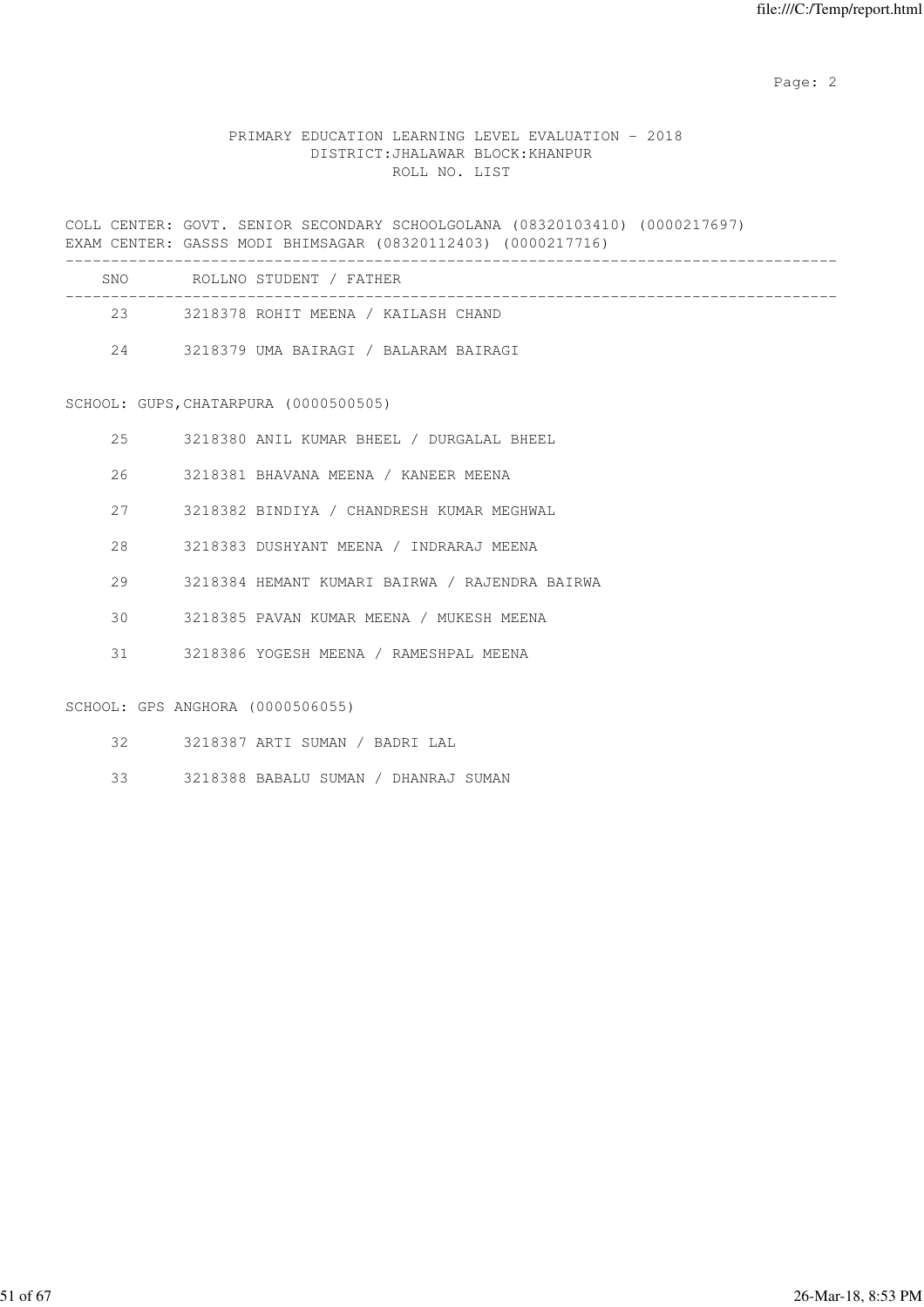PRIMARY EDUCATION LEARNING LEVEL EVALUATION - 2018
DISTRICT:JHALAWAR BLOCK:KHANPUR
ROLL NO. LIST

COLL CENTER: GOVT. SENIOR SECONDARY SCHOOLGOLANA (08320103410) (0000217697)
EXAM CENTER: GASSS MODI BHIMSAGAR (08320112403) (0000217716)

| SNO | ROLLNO | STUDENT / FATHER |
|---|---|---|
| 23 | 3218378 | ROHIT MEENA / KAILASH CHAND |
| 24 | 3218379 | UMA BAIRAGI / BALARAM BAIRAGI |

SCHOOL: GUPS,CHATARPURA (0000500505)

| SNO | ROLLNO | STUDENT / FATHER |
|---|---|---|
| 25 | 3218380 | ANIL KUMAR BHEEL / DURGALAL BHEEL |
| 26 | 3218381 | BHAVANA MEENA / KANEER MEENA |
| 27 | 3218382 | BINDIYA / CHANDRESH KUMAR MEGHWAL |
| 28 | 3218383 | DUSHYANT MEENA / INDRARAJ MEENA |
| 29 | 3218384 | HEMANT KUMARI BAIRWA / RAJENDRA BAIRWA |
| 30 | 3218385 | PAVAN KUMAR MEENA / MUKESH MEENA |
| 31 | 3218386 | YOGESH MEENA / RAMESHPAL MEENA |

SCHOOL: GPS ANGHORA (0000506055)

| SNO | ROLLNO | STUDENT / FATHER |
|---|---|---|
| 32 | 3218387 | ARTI SUMAN / BADRI LAL |
| 33 | 3218388 | BABALU SUMAN / DHANRAJ SUMAN |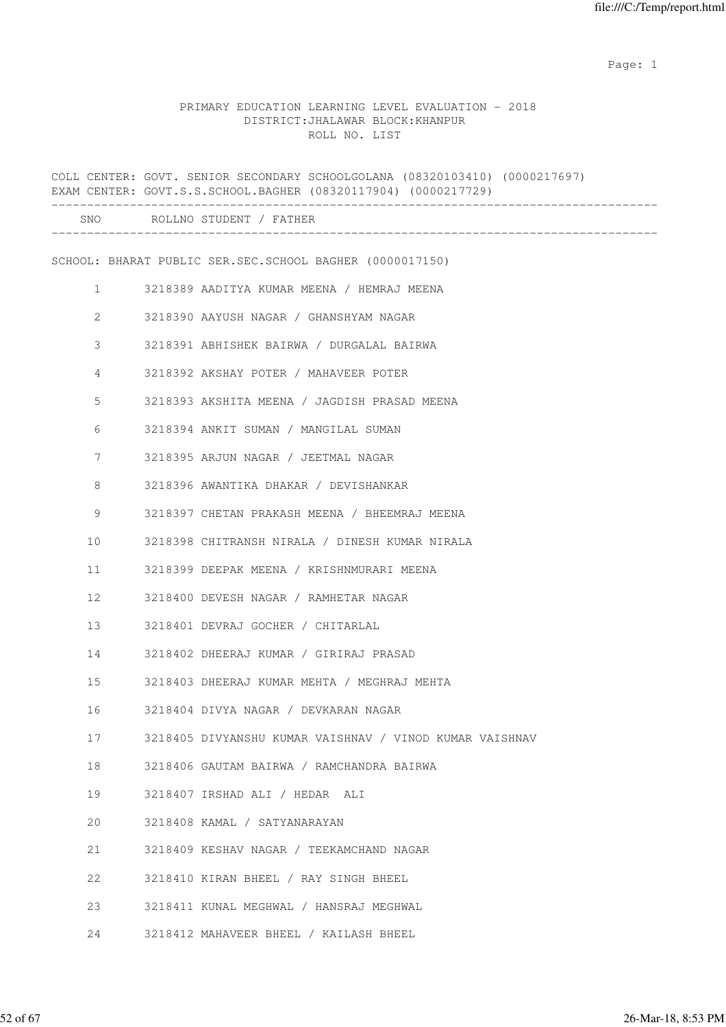PRIMARY EDUCATION LEARNING LEVEL EVALUATION - 2018
DISTRICT:JHALAWAR BLOCK:KHANPUR
ROLL NO. LIST

COLL CENTER: GOVT. SENIOR SECONDARY SCHOOLGOLANA (08320103410) (0000217697)
EXAM CENTER: GOVT.S.S.SCHOOL.BAGHER (08320117904) (0000217729)

| SNO | ROLLNO | STUDENT / FATHER |
|---|---|---|

SCHOOL: BHARAT PUBLIC SER.SEC.SCHOOL BAGHER (0000017150)

| SNO | ROLLNO | STUDENT / FATHER |
|---|---|---|
| 1 | 3218389 | AADITYA KUMAR MEENA / HEMRAJ MEENA |
| 2 | 3218390 | AAYUSH NAGAR / GHANSHYAM NAGAR |
| 3 | 3218391 | ABHISHEK BAIRWA / DURGALAL BAIRWA |
| 4 | 3218392 | AKSHAY POTER / MAHAVEER POTER |
| 5 | 3218393 | AKSHITA MEENA / JAGDISH PRASAD MEENA |
| 6 | 3218394 | ANKIT SUMAN / MANGILAL SUMAN |
| 7 | 3218395 | ARJUN NAGAR / JEETMAL NAGAR |
| 8 | 3218396 | AWANTIKA DHAKAR / DEVISHANKAR |
| 9 | 3218397 | CHETAN PRAKASH MEENA / BHEEMRAJ MEENA |
| 10 | 3218398 | CHITRANSH NIRALA / DINESH KUMAR NIRALA |
| 11 | 3218399 | DEEPAK MEENA / KRISHNMURARI MEENA |
| 12 | 3218400 | DEVESH NAGAR / RAMHETAR NAGAR |
| 13 | 3218401 | DEVRAJ GOCHER / CHITARLAL |
| 14 | 3218402 | DHEERAJ KUMAR / GIRIRAJ PRASAD |
| 15 | 3218403 | DHEERAJ KUMAR MEHTA / MEGHRAJ MEHTA |
| 16 | 3218404 | DIVYA NAGAR / DEVKARAN NAGAR |
| 17 | 3218405 | DIVYANSHU KUMAR VAISHNAV / VINOD KUMAR VAISHNAV |
| 18 | 3218406 | GAUTAM BAIRWA / RAMCHANDRA BAIRWA |
| 19 | 3218407 | IRSHAD ALI / HEDAR ALI |
| 20 | 3218408 | KAMAL / SATYANARAYAN |
| 21 | 3218409 | KESHAV NAGAR / TEEKAMCHAND NAGAR |
| 22 | 3218410 | KIRAN BHEEL / RAY SINGH BHEEL |
| 23 | 3218411 | KUNAL MEGHWAL / HANSRAJ MEGHWAL |
| 24 | 3218412 | MAHAVEER BHEEL / KAILASH BHEEL |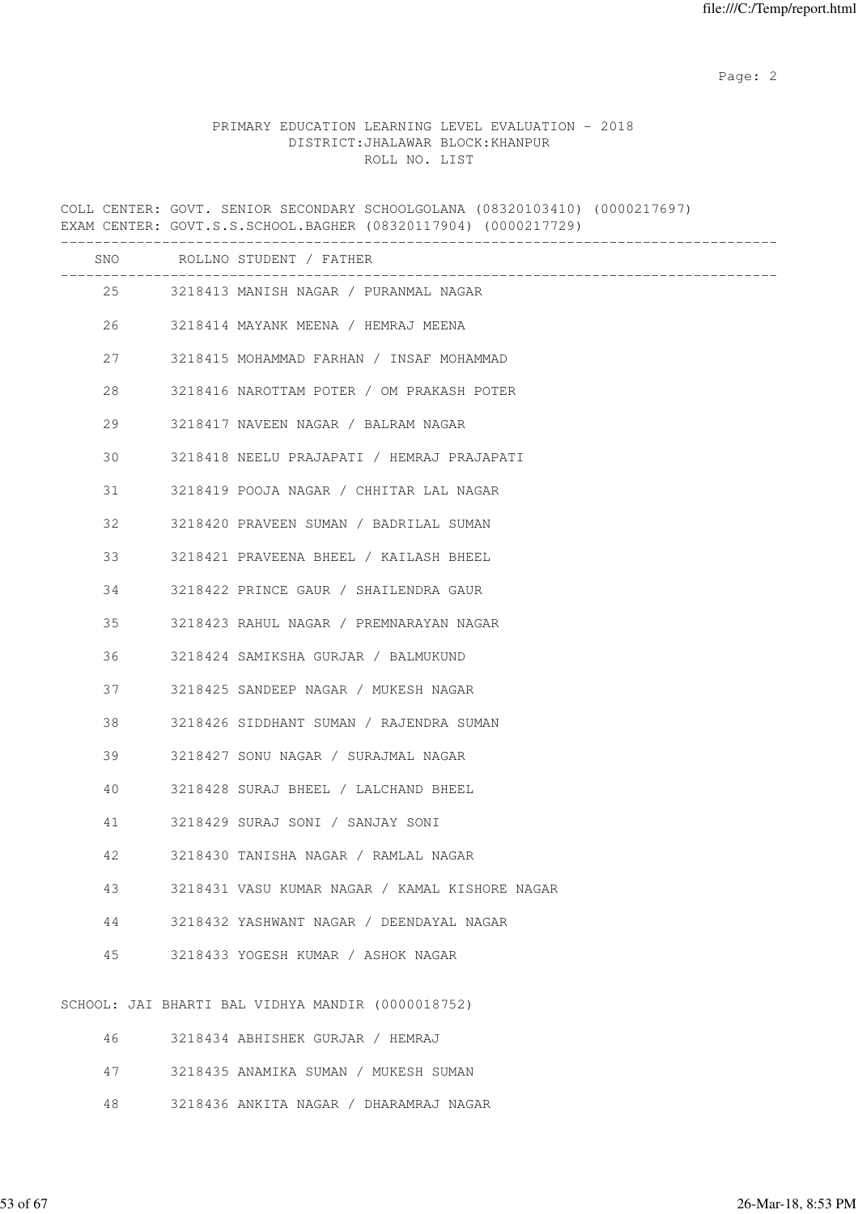PRIMARY EDUCATION LEARNING LEVEL EVALUATION - 2018
DISTRICT:JHALAWAR BLOCK:KHANPUR
ROLL NO. LIST

COLL CENTER: GOVT. SENIOR SECONDARY SCHOOLGOLANA (08320103410) (0000217697)
EXAM CENTER: GOVT.S.S.SCHOOL.BAGHER (08320117904) (0000217729)

| SNO | ROLLNO | STUDENT / FATHER |
|---|---|---|
| 25 | 3218413 | MANISH NAGAR / PURANMAL NAGAR |
| 26 | 3218414 | MAYANK MEENA / HEMRAJ MEENA |
| 27 | 3218415 | MOHAMMAD FARHAN / INSAF MOHAMMAD |
| 28 | 3218416 | NAROTTAM POTER / OM PRAKASH POTER |
| 29 | 3218417 | NAVEEN NAGAR / BALRAM NAGAR |
| 30 | 3218418 | NEELU PRAJAPATI / HEMRAJ PRAJAPATI |
| 31 | 3218419 | POOJA NAGAR / CHHITAR LAL NAGAR |
| 32 | 3218420 | PRAVEEN SUMAN / BADRILAL SUMAN |
| 33 | 3218421 | PRAVEENA BHEEL / KAILASH BHEEL |
| 34 | 3218422 | PRINCE GAUR / SHAILENDRA GAUR |
| 35 | 3218423 | RAHUL NAGAR / PREMNARAYAN NAGAR |
| 36 | 3218424 | SAMIKSHA GURJAR / BALMUKUND |
| 37 | 3218425 | SANDEEP NAGAR / MUKESH NAGAR |
| 38 | 3218426 | SIDDHANT SUMAN / RAJENDRA SUMAN |
| 39 | 3218427 | SONU NAGAR / SURAJMAL NAGAR |
| 40 | 3218428 | SURAJ BHEEL / LALCHAND BHEEL |
| 41 | 3218429 | SURAJ SONI / SANJAY SONI |
| 42 | 3218430 | TANISHA NAGAR / RAMLAL NAGAR |
| 43 | 3218431 | VASU KUMAR NAGAR / KAMAL KISHORE NAGAR |
| 44 | 3218432 | YASHWANT NAGAR / DEENDAYAL NAGAR |
| 45 | 3218433 | YOGESH KUMAR / ASHOK NAGAR |

SCHOOL: JAI BHARTI BAL VIDHYA MANDIR (0000018752)

| SNO | ROLLNO | STUDENT / FATHER |
|---|---|---|
| 46 | 3218434 | ABHISHEK GURJAR / HEMRAJ |
| 47 | 3218435 | ANAMIKA SUMAN / MUKESH SUMAN |
| 48 | 3218436 | ANKITA NAGAR / DHARAMRAJ NAGAR |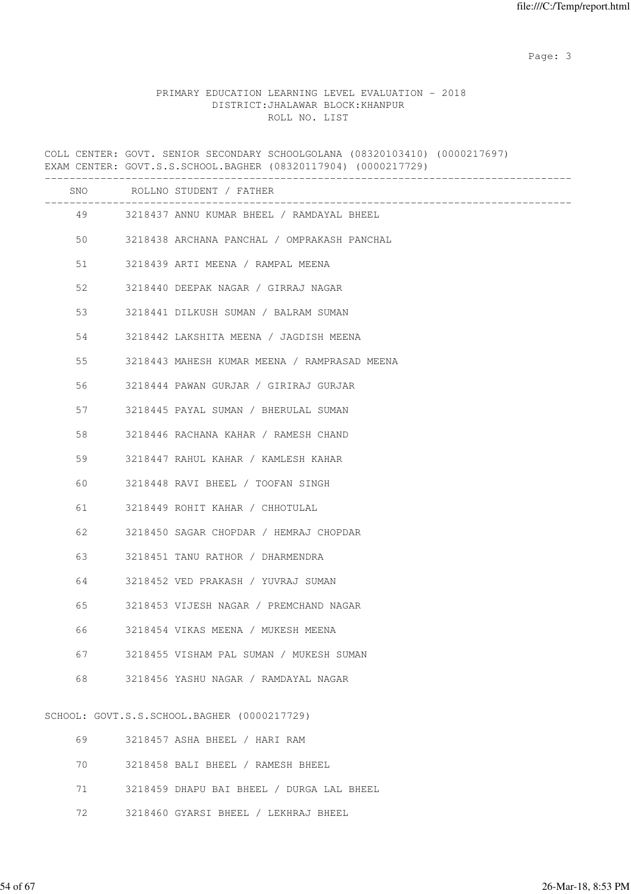PRIMARY EDUCATION LEARNING LEVEL EVALUATION - 2018
DISTRICT:JHALAWAR BLOCK:KHANPUR
ROLL NO. LIST

COLL CENTER: GOVT. SENIOR SECONDARY SCHOOLGOLANA (08320103410) (0000217697)
EXAM CENTER: GOVT.S.S.SCHOOL.BAGHER (08320117904) (0000217729)

| SNO | ROLLNO STUDENT / FATHER |
|---|---|
| 49 | 3218437 ANNU KUMAR BHEEL / RAMDAYAL BHEEL |
| 50 | 3218438 ARCHANA PANCHAL / OMPRAKASH PANCHAL |
| 51 | 3218439 ARTI MEENA / RAMPAL MEENA |
| 52 | 3218440 DEEPAK NAGAR / GIRRAJ NAGAR |
| 53 | 3218441 DILKUSH SUMAN / BALRAM SUMAN |
| 54 | 3218442 LAKSHITA MEENA / JAGDISH MEENA |
| 55 | 3218443 MAHESH KUMAR MEENA / RAMPRASAD MEENA |
| 56 | 3218444 PAWAN GURJAR / GIRIRAJ GURJAR |
| 57 | 3218445 PAYAL SUMAN / BHERULAL SUMAN |
| 58 | 3218446 RACHANA KAHAR / RAMESH CHAND |
| 59 | 3218447 RAHUL KAHAR / KAMLESH KAHAR |
| 60 | 3218448 RAVI BHEEL / TOOFAN SINGH |
| 61 | 3218449 ROHIT KAHAR / CHHOTULAL |
| 62 | 3218450 SAGAR CHOPDAR / HEMRAJ CHOPDAR |
| 63 | 3218451 TANU RATHOR / DHARMENDRA |
| 64 | 3218452 VED PRAKASH / YUVRAJ SUMAN |
| 65 | 3218453 VIJESH NAGAR / PREMCHAND NAGAR |
| 66 | 3218454 VIKAS MEENA / MUKESH MEENA |
| 67 | 3218455 VISHAM PAL SUMAN / MUKESH SUMAN |
| 68 | 3218456 YASHU NAGAR / RAMDAYAL NAGAR |

SCHOOL: GOVT.S.S.SCHOOL.BAGHER (0000217729)

| SNO | ROLLNO STUDENT / FATHER |
|---|---|
| 69 | 3218457 ASHA BHEEL / HARI RAM |
| 70 | 3218458 BALI BHEEL / RAMESH BHEEL |
| 71 | 3218459 DHAPU BAI BHEEL / DURGA LAL BHEEL |
| 72 | 3218460 GYARSI BHEEL / LEKHRAJ BHEEL |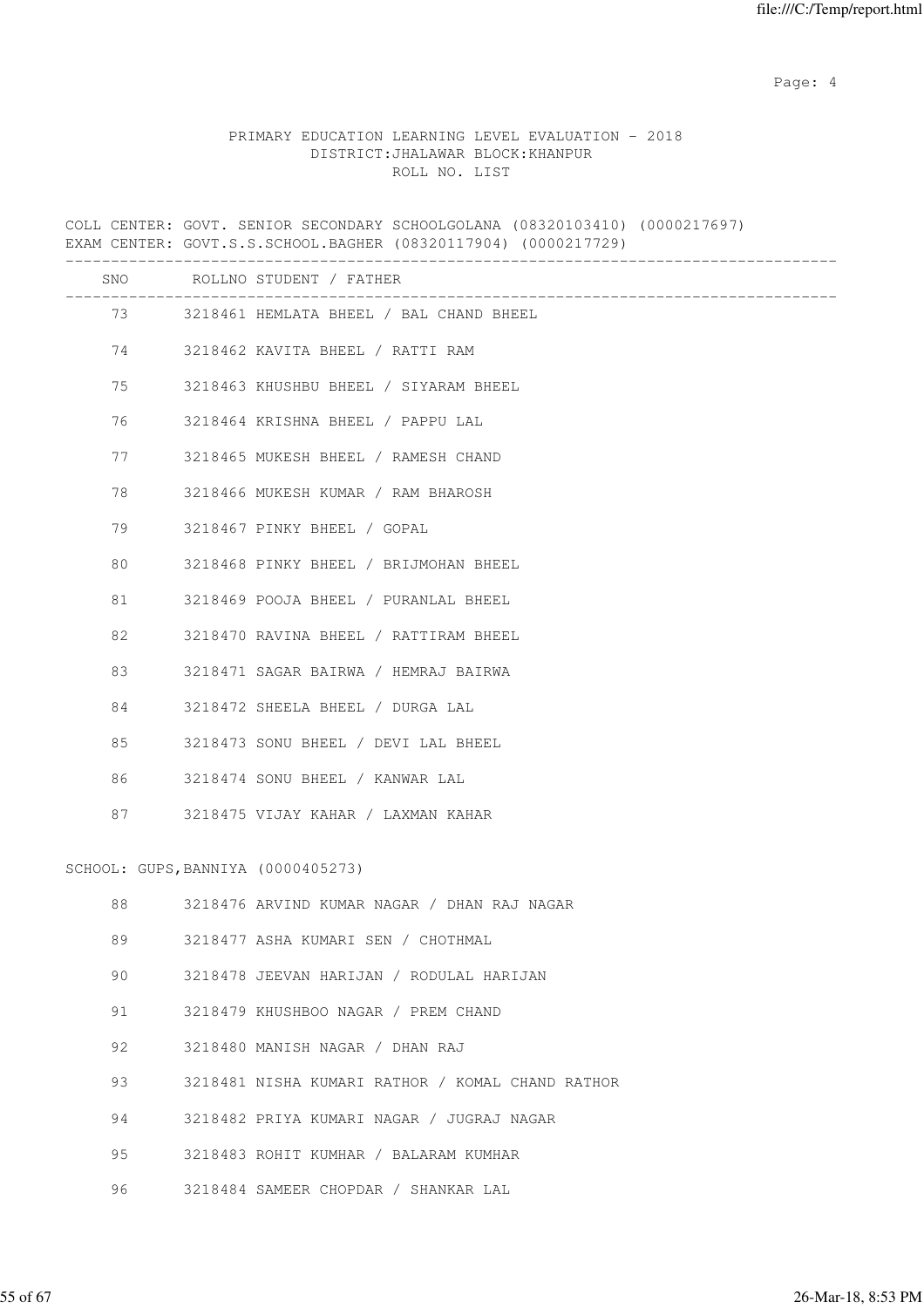PRIMARY EDUCATION LEARNING LEVEL EVALUATION - 2018
DISTRICT:JHALAWAR BLOCK:KHANPUR
ROLL NO. LIST

COLL CENTER: GOVT. SENIOR SECONDARY SCHOOLGOLANA (08320103410) (0000217697)
EXAM CENTER: GOVT.S.S.SCHOOL.BAGHER (08320117904) (0000217729)

| SNO | ROLLNO | STUDENT / FATHER |
|---|---|---|
| 73 | 3218461 | HEMLATA BHEEL / BAL CHAND BHEEL |
| 74 | 3218462 | KAVITA BHEEL / RATTI RAM |
| 75 | 3218463 | KHUSHBU BHEEL / SIYARAM BHEEL |
| 76 | 3218464 | KRISHNA BHEEL / PAPPU LAL |
| 77 | 3218465 | MUKESH BHEEL / RAMESH CHAND |
| 78 | 3218466 | MUKESH KUMAR / RAM BHAROSH |
| 79 | 3218467 | PINKY BHEEL / GOPAL |
| 80 | 3218468 | PINKY BHEEL / BRIJMOHAN BHEEL |
| 81 | 3218469 | POOJA BHEEL / PURANLAL BHEEL |
| 82 | 3218470 | RAVINA BHEEL / RATTIRAM BHEEL |
| 83 | 3218471 | SAGAR BAIRWA / HEMRAJ BAIRWA |
| 84 | 3218472 | SHEELA BHEEL / DURGA LAL |
| 85 | 3218473 | SONU BHEEL / DEVI LAL BHEEL |
| 86 | 3218474 | SONU BHEEL / KANWAR LAL |
| 87 | 3218475 | VIJAY KAHAR / LAXMAN KAHAR |

SCHOOL: GUPS,BANNIYA (0000405273)

| SNO | ROLLNO | STUDENT / FATHER |
|---|---|---|
| 88 | 3218476 | ARVIND KUMAR NAGAR / DHAN RAJ NAGAR |
| 89 | 3218477 | ASHA KUMARI SEN / CHOTHMAL |
| 90 | 3218478 | JEEVAN HARIJAN / RODULAL HARIJAN |
| 91 | 3218479 | KHUSHBOO NAGAR / PREM CHAND |
| 92 | 3218480 | MANISH NAGAR / DHAN RAJ |
| 93 | 3218481 | NISHA KUMARI RATHOR / KOMAL CHAND RATHOR |
| 94 | 3218482 | PRIYA KUMARI NAGAR / JUGRAJ NAGAR |
| 95 | 3218483 | ROHIT KUMHAR / BALARAM KUMHAR |
| 96 | 3218484 | SAMEER CHOPDAR / SHANKAR LAL |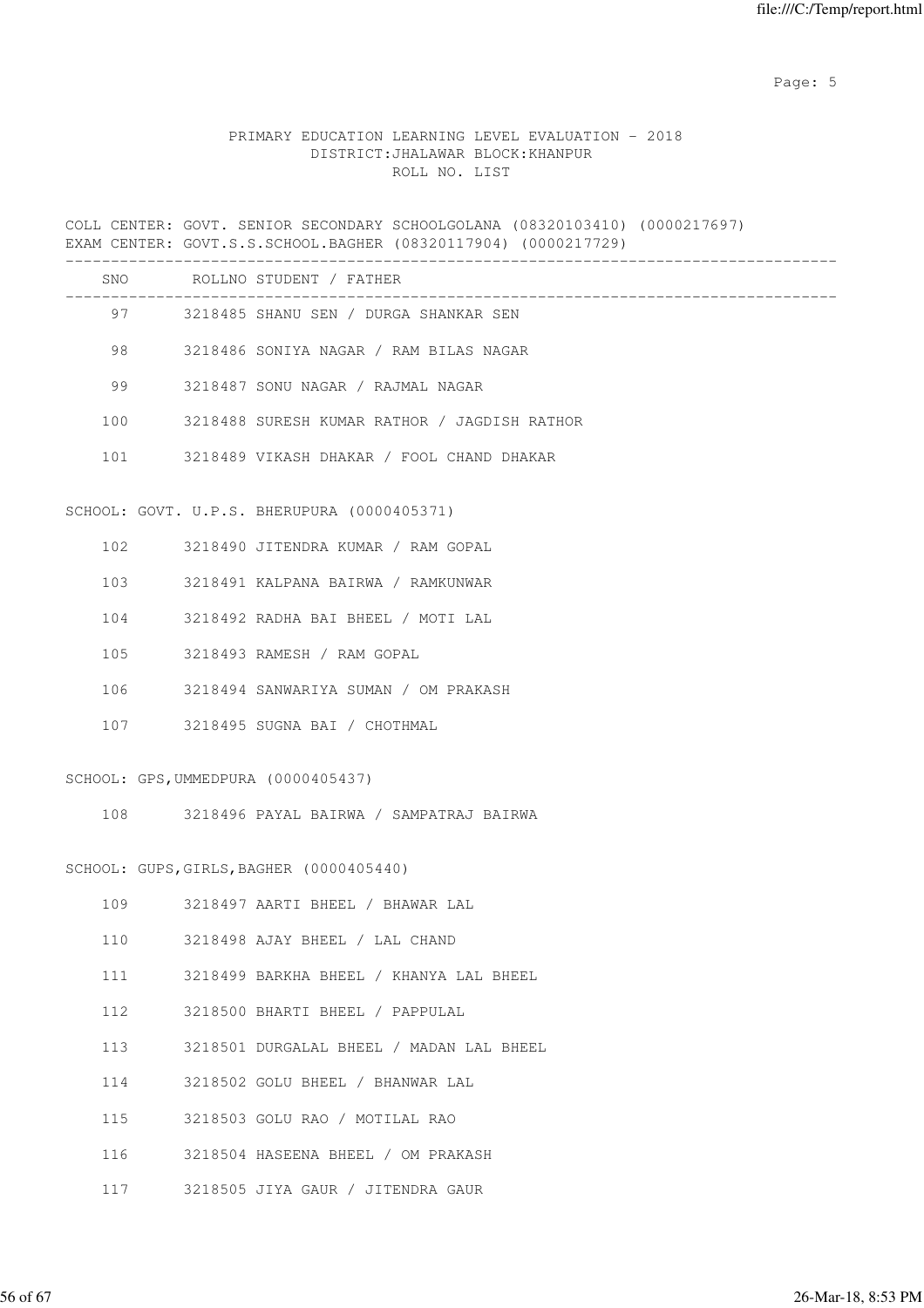PRIMARY EDUCATION LEARNING LEVEL EVALUATION - 2018
DISTRICT:JHALAWAR BLOCK:KHANPUR
ROLL NO. LIST

COLL CENTER: GOVT. SENIOR SECONDARY SCHOOLGOLANA (08320103410) (0000217697)
EXAM CENTER: GOVT.S.S.SCHOOL.BAGHER (08320117904) (0000217729)

| SNO | ROLLNO | STUDENT / FATHER |
|---|---|---|
| 97 | 3218485 | SHANU SEN / DURGA SHANKAR SEN |
| 98 | 3218486 | SONIYA NAGAR / RAM BILAS NAGAR |
| 99 | 3218487 | SONU NAGAR / RAJMAL NAGAR |
| 100 | 3218488 | SURESH KUMAR RATHOR / JAGDISH RATHOR |
| 101 | 3218489 | VIKASH DHAKAR / FOOL CHAND DHAKAR |

SCHOOL: GOVT. U.P.S. BHERUPURA (0000405371)

| SNO | ROLLNO | STUDENT / FATHER |
|---|---|---|
| 102 | 3218490 | JITENDRA KUMAR / RAM GOPAL |
| 103 | 3218491 | KALPANA BAIRWA / RAMKUNWAR |
| 104 | 3218492 | RADHA BAI BHEEL / MOTI LAL |
| 105 | 3218493 | RAMESH / RAM GOPAL |
| 106 | 3218494 | SANWARIYA SUMAN / OM PRAKASH |
| 107 | 3218495 | SUGNA BAI / CHOTHMAL |

SCHOOL: GPS,UMMEDPURA (0000405437)

| SNO | ROLLNO | STUDENT / FATHER |
|---|---|---|
| 108 | 3218496 | PAYAL BAIRWA / SAMPATRAJ BAIRWA |

SCHOOL: GUPS,GIRLS,BAGHER (0000405440)

| SNO | ROLLNO | STUDENT / FATHER |
|---|---|---|
| 109 | 3218497 | AARTI BHEEL / BHAWAR LAL |
| 110 | 3218498 | AJAY BHEEL / LAL CHAND |
| 111 | 3218499 | BARKHA BHEEL / KHANYA LAL BHEEL |
| 112 | 3218500 | BHARTI BHEEL / PAPPULAL |
| 113 | 3218501 | DURGALAL BHEEL / MADAN LAL BHEEL |
| 114 | 3218502 | GOLU BHEEL / BHANWAR LAL |
| 115 | 3218503 | GOLU RAO / MOTILAL RAO |
| 116 | 3218504 | HASEENA BHEEL / OM PRAKASH |
| 117 | 3218505 | JIYA GAUR / JITENDRA GAUR |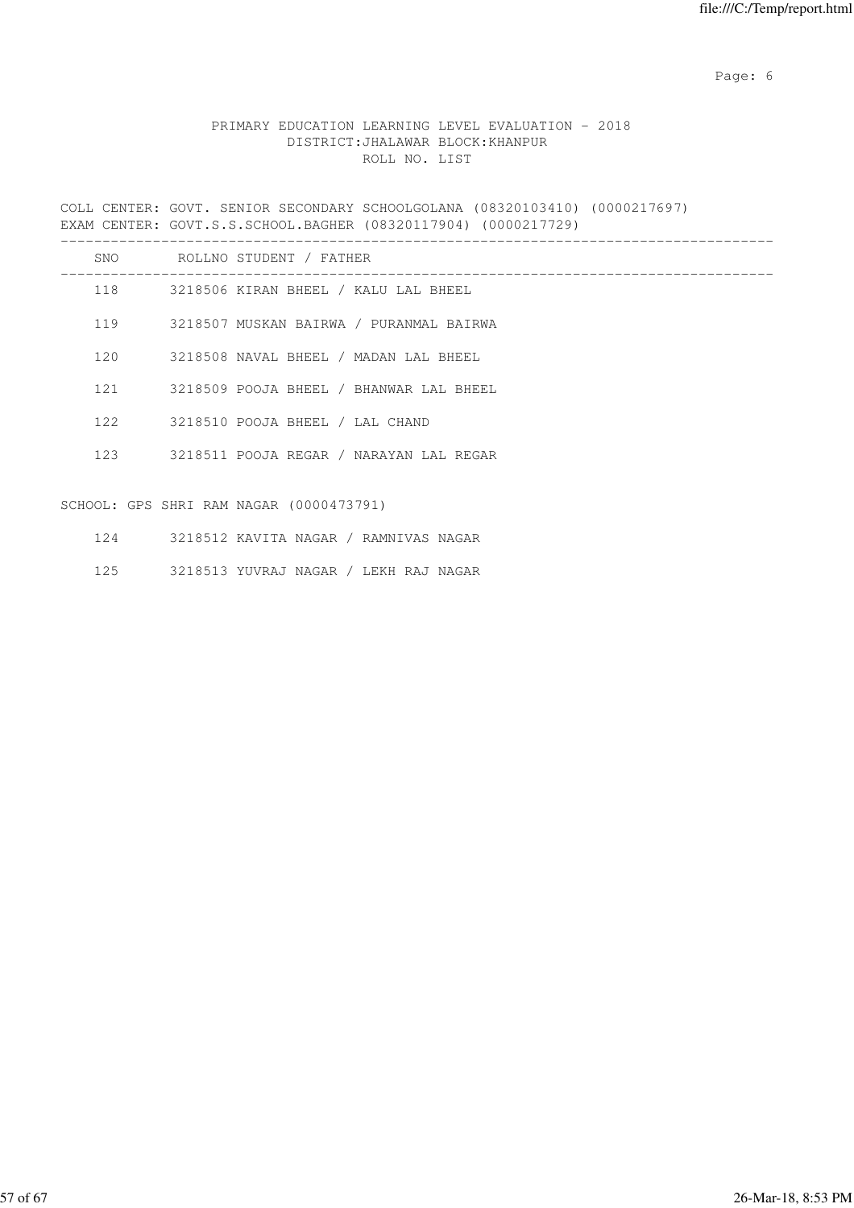PRIMARY EDUCATION LEARNING LEVEL EVALUATION - 2018
DISTRICT:JHALAWAR BLOCK:KHANPUR
ROLL NO. LIST

COLL CENTER: GOVT. SENIOR SECONDARY SCHOOLGOLANA (08320103410) (0000217697)
EXAM CENTER: GOVT.S.S.SCHOOL.BAGHER (08320117904) (0000217729)

| SNO | ROLLNO | STUDENT / FATHER |
|---|---|---|
| 118 | 3218506 | KIRAN BHEEL / KALU LAL BHEEL |
| 119 | 3218507 | MUSKAN BAIRWA / PURANMAL BAIRWA |
| 120 | 3218508 | NAVAL BHEEL / MADAN LAL BHEEL |
| 121 | 3218509 | POOJA BHEEL / BHANWAR LAL BHEEL |
| 122 | 3218510 | POOJA BHEEL / LAL CHAND |
| 123 | 3218511 | POOJA REGAR / NARAYAN LAL REGAR |

SCHOOL: GPS SHRI RAM NAGAR (0000473791)

| SNO | ROLLNO | STUDENT / FATHER |
|---|---|---|
| 124 | 3218512 | KAVITA NAGAR / RAMNIVAS NAGAR |
| 125 | 3218513 | YUVRAJ NAGAR / LEKH RAJ NAGAR |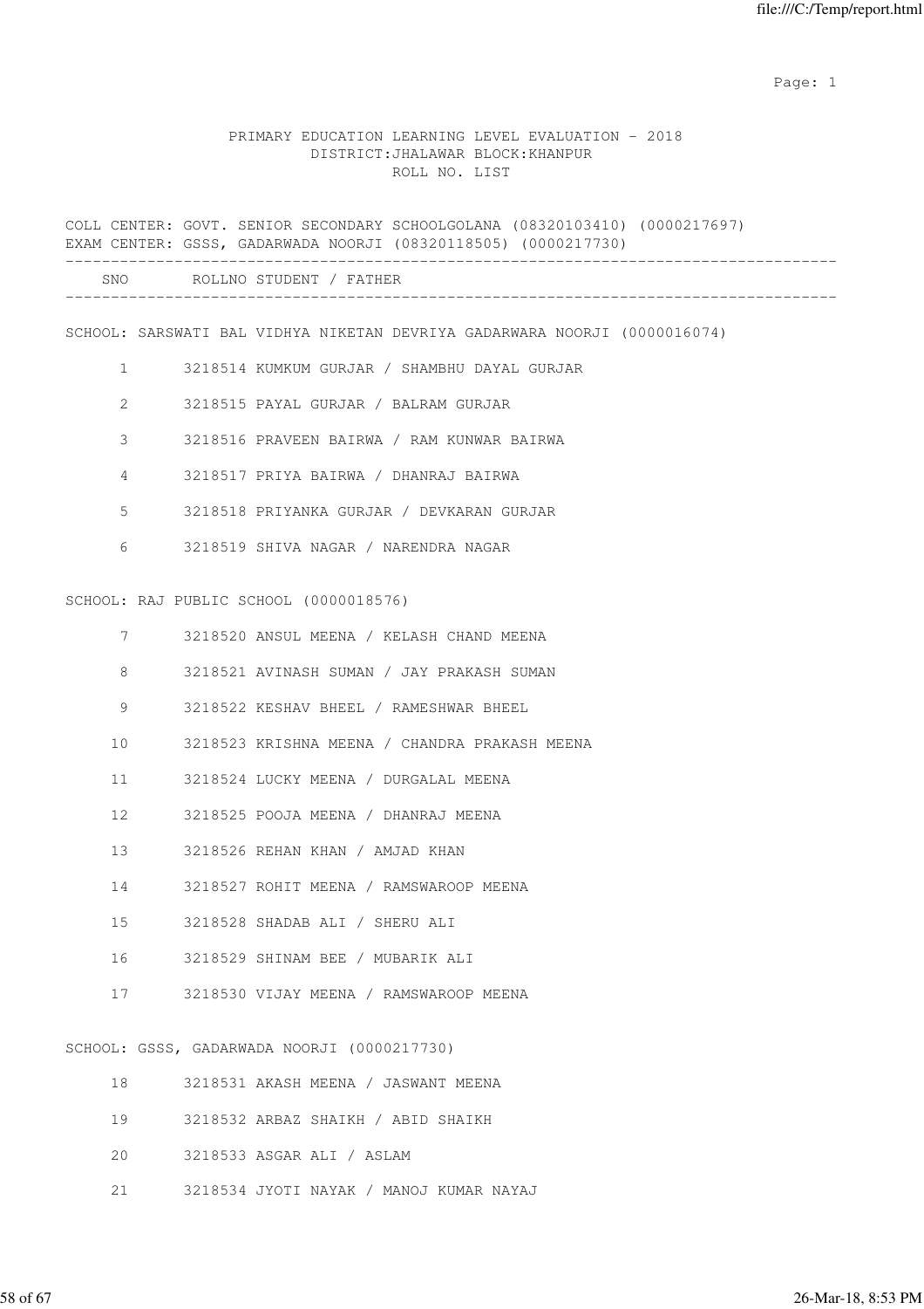PRIMARY EDUCATION LEARNING LEVEL EVALUATION - 2018
DISTRICT:JHALAWAR BLOCK:KHANPUR
ROLL NO. LIST

COLL CENTER: GOVT. SENIOR SECONDARY SCHOOLGOLANA (08320103410) (0000217697)
EXAM CENTER: GSSS, GADARWADA NOORJI (08320118505) (0000217730)

| SNO | ROLLNO | STUDENT / FATHER |
|---|---|---|
| **SCHOOL: SARSWATI BAL VIDHYA NIKETAN DEVRIYA GADARWARA NOORJI (0000016074)** | | |
| 1 | 3218514 | KUMKUM GURJAR / SHAMBHU DAYAL GURJAR |
| 2 | 3218515 | PAYAL GURJAR / BALRAM GURJAR |
| 3 | 3218516 | PRAVEEN BAIRWA / RAM KUNWAR BAIRWA |
| 4 | 3218517 | PRIYA BAIRWA / DHANRAJ BAIRWA |
| 5 | 3218518 | PRIYANKA GURJAR / DEVKARAN GURJAR |
| 6 | 3218519 | SHIVA NAGAR / NARENDRA NAGAR |
| **SCHOOL: RAJ PUBLIC SCHOOL (0000018576)** | | |
| 7 | 3218520 | ANSUL MEENA / KELASH CHAND MEENA |
| 8 | 3218521 | AVINASH SUMAN / JAY PRAKASH SUMAN |
| 9 | 3218522 | KESHAV BHEEL / RAMESHWAR BHEEL |
| 10 | 3218523 | KRISHNA MEENA / CHANDRA PRAKASH MEENA |
| 11 | 3218524 | LUCKY MEENA / DURGALAL MEENA |
| 12 | 3218525 | POOJA MEENA / DHANRAJ MEENA |
| 13 | 3218526 | REHAN KHAN / AMJAD KHAN |
| 14 | 3218527 | ROHIT MEENA / RAMSWAROOP MEENA |
| 15 | 3218528 | SHADAB ALI / SHERU ALI |
| 16 | 3218529 | SHINAM BEE / MUBARIK ALI |
| 17 | 3218530 | VIJAY MEENA / RAMSWAROOP MEENA |
| **SCHOOL: GSSS, GADARWADA NOORJI (0000217730)** | | |
| 18 | 3218531 | AKASH MEENA / JASWANT MEENA |
| 19 | 3218532 | ARBAZ SHAIKH / ABID SHAIKH |
| 20 | 3218533 | ASGAR ALI / ASLAM |
| 21 | 3218534 | JYOTI NAYAK / MANOJ KUMAR NAYAJ |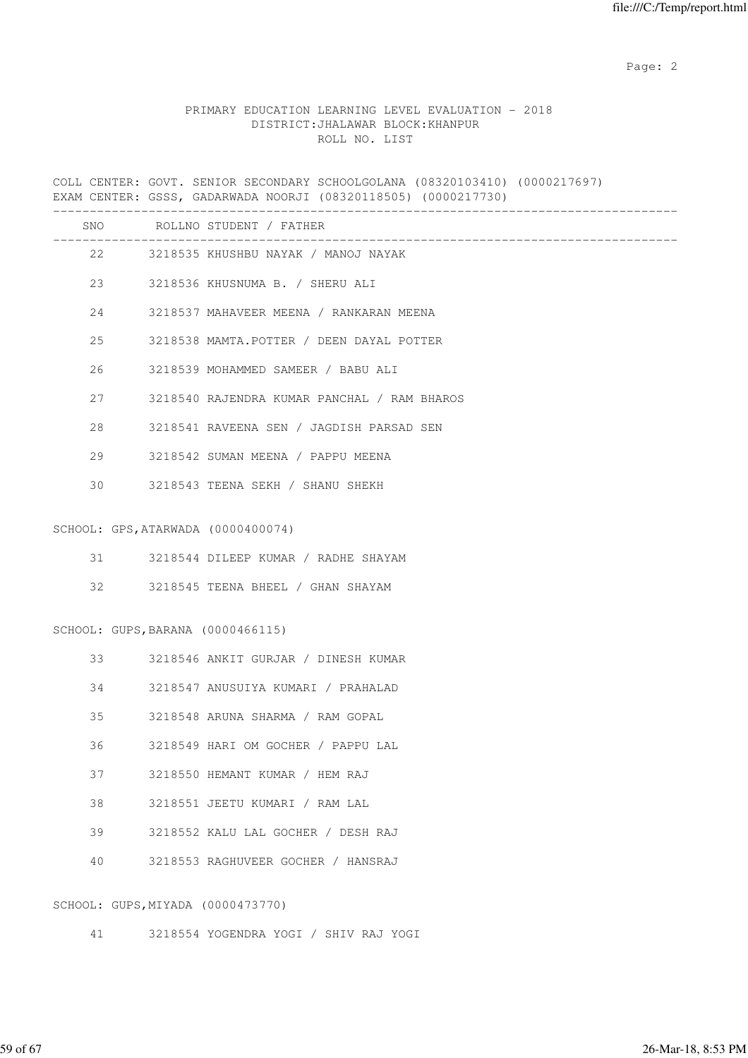PRIMARY EDUCATION LEARNING LEVEL EVALUATION - 2018
DISTRICT:JHALAWAR BLOCK:KHANPUR
ROLL NO. LIST

COLL CENTER: GOVT. SENIOR SECONDARY SCHOOLGOLANA (08320103410) (0000217697)
EXAM CENTER: GSSS, GADARWADA NOORJI (08320118505) (0000217730)

| SNO | ROLLNO | STUDENT / FATHER |
|---|---|---|
| 22 | 3218535 | KHUSHBU NAYAK / MANOJ NAYAK |
| 23 | 3218536 | KHUSNUMA B. / SHERU ALI |
| 24 | 3218537 | MAHAVEER MEENA / RANKARAN MEENA |
| 25 | 3218538 | MAMTA.POTTER / DEEN DAYAL POTTER |
| 26 | 3218539 | MOHAMMED SAMEER / BABU ALI |
| 27 | 3218540 | RAJENDRA KUMAR PANCHAL / RAM BHAROS |
| 28 | 3218541 | RAVEENA SEN / JAGDISH PARSAD SEN |
| 29 | 3218542 | SUMAN MEENA / PAPPU MEENA |
| 30 | 3218543 | TEENA SEKH / SHANU SHEKH |

SCHOOL: GPS,ATARWADA (0000400074)

| SNO | ROLLNO | STUDENT / FATHER |
|---|---|---|
| 31 | 3218544 | DILEEP KUMAR / RADHE SHAYAM |
| 32 | 3218545 | TEENA BHEEL / GHAN SHAYAM |

SCHOOL: GUPS,BARANA (0000466115)

| SNO | ROLLNO | STUDENT / FATHER |
|---|---|---|
| 33 | 3218546 | ANKIT GURJAR / DINESH KUMAR |
| 34 | 3218547 | ANUSUIYA KUMARI / PRAHALAD |
| 35 | 3218548 | ARUNA SHARMA / RAM GOPAL |
| 36 | 3218549 | HARI OM GOCHER / PAPPU LAL |
| 37 | 3218550 | HEMANT KUMAR / HEM RAJ |
| 38 | 3218551 | JEETU KUMARI / RAM LAL |
| 39 | 3218552 | KALU LAL GOCHER / DESH RAJ |
| 40 | 3218553 | RAGHUVEER GOCHER / HANSRAJ |

SCHOOL: GUPS,MIYADA (0000473770)

| SNO | ROLLNO | STUDENT / FATHER |
|---|---|---|
| 41 | 3218554 | YOGENDRA YOGI / SHIV RAJ YOGI |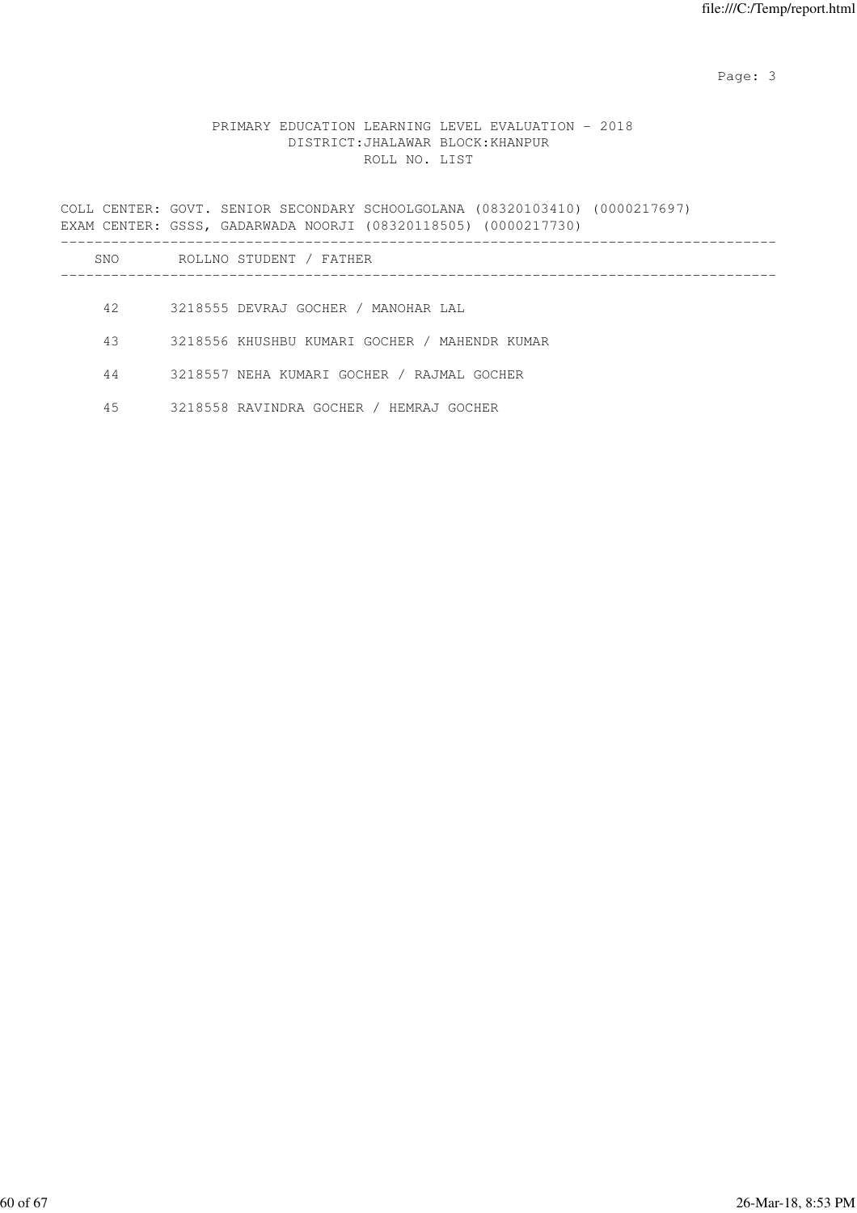PRIMARY EDUCATION LEARNING LEVEL EVALUATION - 2018
DISTRICT:JHALAWAR BLOCK:KHANPUR
ROLL NO. LIST

COLL CENTER: GOVT. SENIOR SECONDARY SCHOOLGOLANA (08320103410) (0000217697)
EXAM CENTER: GSSS, GADARWADA NOORJI (08320118505) (0000217730)

| SNO | ROLLNO | STUDENT / FATHER |
|---|---|---|
| 42 | 3218555 | DEVRAJ GOCHER / MANOHAR LAL |
| 43 | 3218556 | KHUSHBU KUMARI GOCHER / MAHENDR KUMAR |
| 44 | 3218557 | NEHA KUMARI GOCHER / RAJMAL GOCHER |
| 45 | 3218558 | RAVINDRA GOCHER / HEMRAJ GOCHER |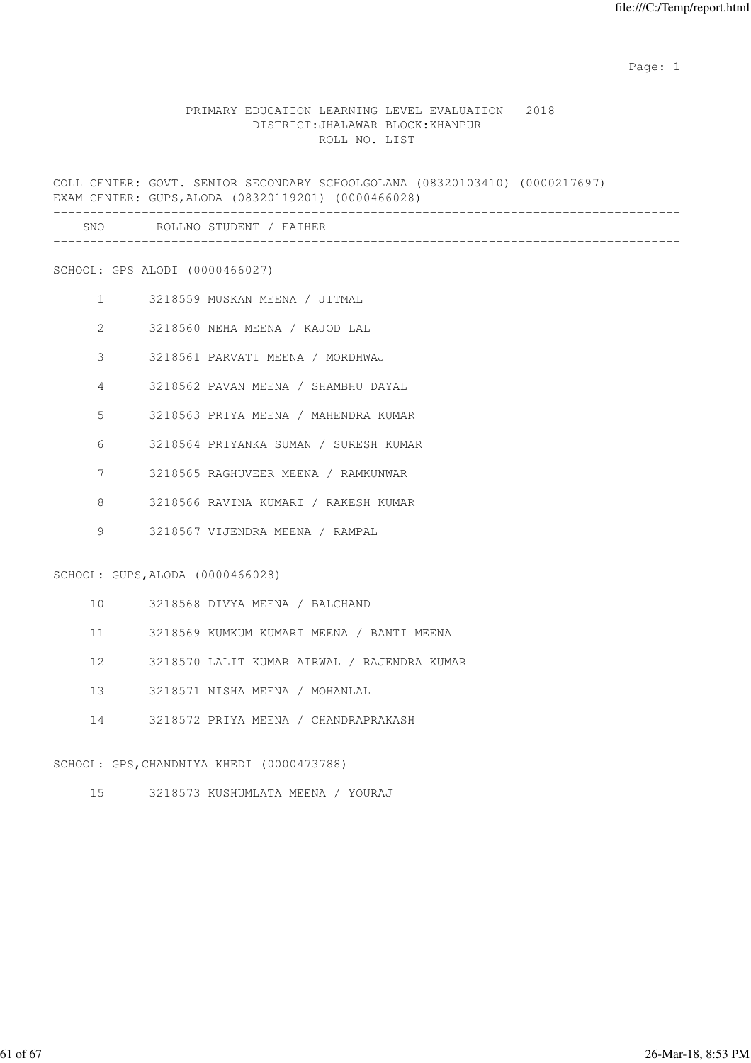PRIMARY EDUCATION LEARNING LEVEL EVALUATION - 2018
DISTRICT:JHALAWAR BLOCK:KHANPUR
ROLL NO. LIST

COLL CENTER: GOVT. SENIOR SECONDARY SCHOOLGOLANA (08320103410) (0000217697)
EXAM CENTER: GUPS,ALODA (08320119201) (0000466028)

| SNO | ROLLNO | STUDENT / FATHER |
|---|---|---|
| **SCHOOL: GPS ALODI (0000466027)** | | |
| 1 | 3218559 | MUSKAN MEENA / JITMAL |
| 2 | 3218560 | NEHA MEENA / KAJOD LAL |
| 3 | 3218561 | PARVATI MEENA / MORDHWAJ |
| 4 | 3218562 | PAVAN MEENA / SHAMBHU DAYAL |
| 5 | 3218563 | PRIYA MEENA / MAHENDRA KUMAR |
| 6 | 3218564 | PRIYANKA SUMAN / SURESH KUMAR |
| 7 | 3218565 | RAGHUVEER MEENA / RAMKUNWAR |
| 8 | 3218566 | RAVINA KUMARI / RAKESH KUMAR |
| 9 | 3218567 | VIJENDRA MEENA / RAMPAL |
| **SCHOOL: GUPS,ALODA (0000466028)** | | |
| 10 | 3218568 | DIVYA MEENA / BALCHAND |
| 11 | 3218569 | KUMKUM KUMARI MEENA / BANTI MEENA |
| 12 | 3218570 | LALIT KUMAR AIRWAL / RAJENDRA KUMAR |
| 13 | 3218571 | NISHA MEENA / MOHANLAL |
| 14 | 3218572 | PRIYA MEENA / CHANDRAPRAKASH |
| **SCHOOL: GPS,CHANDNIYA KHEDI (0000473788)** | | |
| 15 | 3218573 | KUSHUMLATA MEENA / YOURAJ |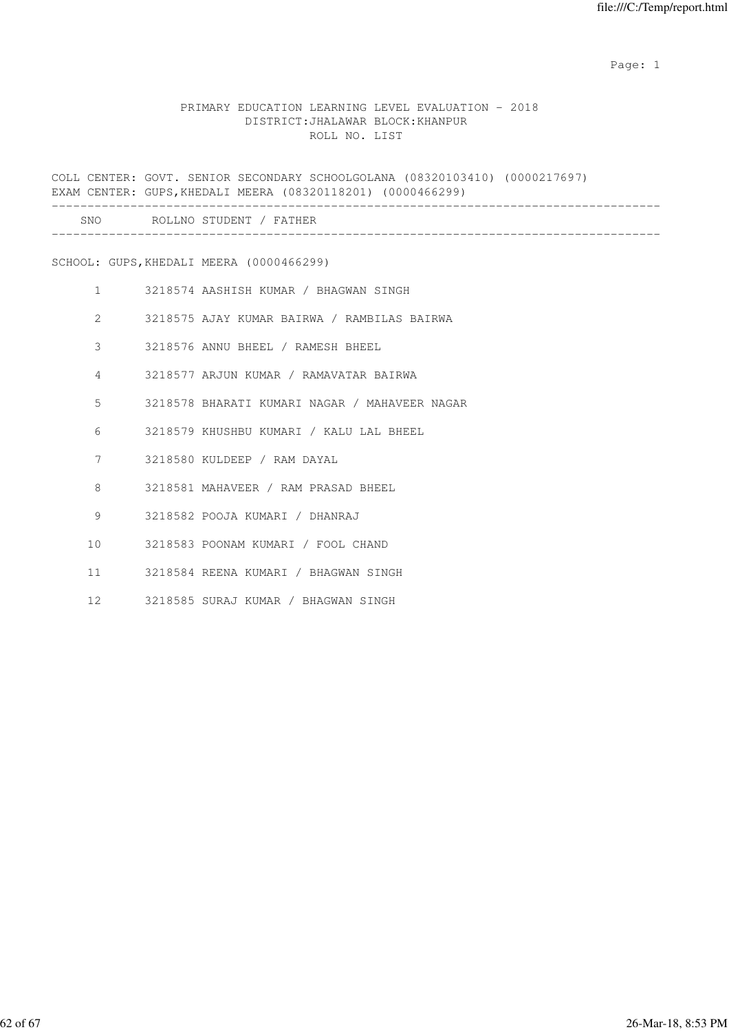PRIMARY EDUCATION LEARNING LEVEL EVALUATION - 2018
DISTRICT:JHALAWAR BLOCK:KHANPUR
ROLL NO. LIST

COLL CENTER: GOVT. SENIOR SECONDARY SCHOOLGOLANA (08320103410) (0000217697)
EXAM CENTER: GUPS,KHEDALI MEERA (08320118201) (0000466299)

| SNO | ROLLNO | STUDENT / FATHER |
|---|---|---|

SCHOOL: GUPS,KHEDALI MEERA (0000466299)

| SNO | ROLLNO | STUDENT / FATHER |
|---|---|---|
| 1 | 3218574 | AASHISH KUMAR / BHAGWAN SINGH |
| 2 | 3218575 | AJAY KUMAR BAIRWA / RAMBILAS BAIRWA |
| 3 | 3218576 | ANNU BHEEL / RAMESH BHEEL |
| 4 | 3218577 | ARJUN KUMAR / RAMAVATAR BAIRWA |
| 5 | 3218578 | BHARATI KUMARI NAGAR / MAHAVEER NAGAR |
| 6 | 3218579 | KHUSHBU KUMARI / KALU LAL BHEEL |
| 7 | 3218580 | KULDEEP / RAM DAYAL |
| 8 | 3218581 | MAHAVEER / RAM PRASAD BHEEL |
| 9 | 3218582 | POOJA KUMARI / DHANRAJ |
| 10 | 3218583 | POONAM KUMARI / FOOL CHAND |
| 11 | 3218584 | REENA KUMARI / BHAGWAN SINGH |
| 12 | 3218585 | SURAJ KUMAR / BHAGWAN SINGH |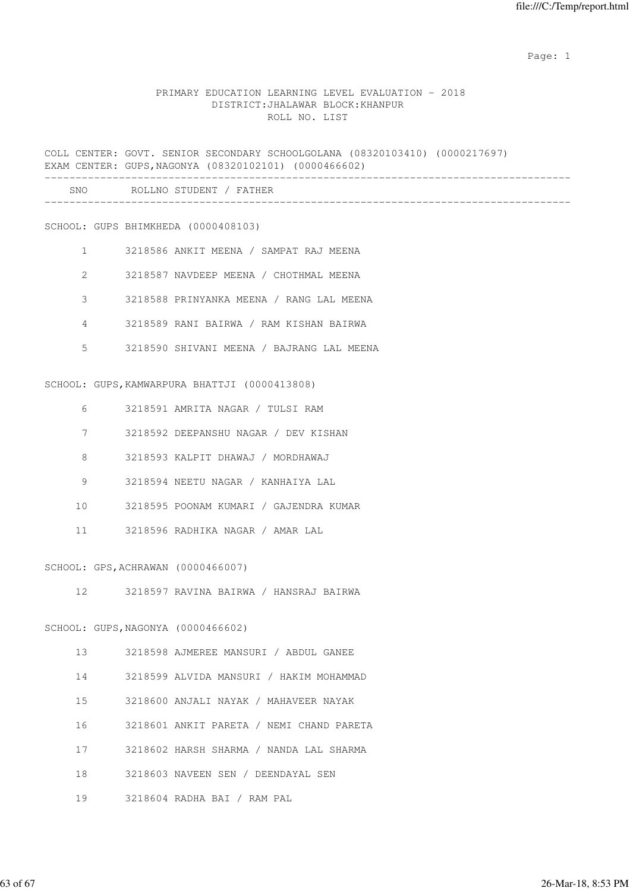PRIMARY EDUCATION LEARNING LEVEL EVALUATION - 2018
DISTRICT:JHALAWAR BLOCK:KHANPUR
ROLL NO. LIST

COLL CENTER: GOVT. SENIOR SECONDARY SCHOOLGOLANA (08320103410) (0000217697)
EXAM CENTER: GUPS,NAGONYA (08320102101) (0000466602)

| SNO | ROLLNO | STUDENT / FATHER |
|---|---|---|
| | | **SCHOOL: GUPS BHIMKHEDA (0000408103)** |
| 1 | 3218586 | ANKIT MEENA / SAMPAT RAJ MEENA |
| 2 | 3218587 | NAVDEEP MEENA / CHOTHMAL MEENA |
| 3 | 3218588 | PRINYANKA MEENA / RANG LAL MEENA |
| 4 | 3218589 | RANI BAIRWA / RAM KISHAN BAIRWA |
| 5 | 3218590 | SHIVANI MEENA / BAJRANG LAL MEENA |
| | | **SCHOOL: GUPS,KAMWARPURA BHATTJI (0000413808)** |
| 6 | 3218591 | AMRITA NAGAR / TULSI RAM |
| 7 | 3218592 | DEEPANSHU NAGAR / DEV KISHAN |
| 8 | 3218593 | KALPIT DHAWAJ / MORDHAWAJ |
| 9 | 3218594 | NEETU NAGAR / KANHAIYA LAL |
| 10 | 3218595 | POONAM KUMARI / GAJENDRA KUMAR |
| 11 | 3218596 | RADHIKA NAGAR / AMAR LAL |
| | | **SCHOOL: GPS,ACHRAWAN (0000466007)** |
| 12 | 3218597 | RAVINA BAIRWA / HANSRAJ BAIRWA |
| | | **SCHOOL: GUPS,NAGONYA (0000466602)** |
| 13 | 3218598 | AJMEREE MANSURI / ABDUL GANEE |
| 14 | 3218599 | ALVIDA MANSURI / HAKIM MOHAMMAD |
| 15 | 3218600 | ANJALI NAYAK / MAHAVEER NAYAK |
| 16 | 3218601 | ANKIT PARETA / NEMI CHAND PARETA |
| 17 | 3218602 | HARSH SHARMA / NANDA LAL SHARMA |
| 18 | 3218603 | NAVEEN SEN / DEENDAYAL SEN |
| 19 | 3218604 | RADHA BAI / RAM PAL |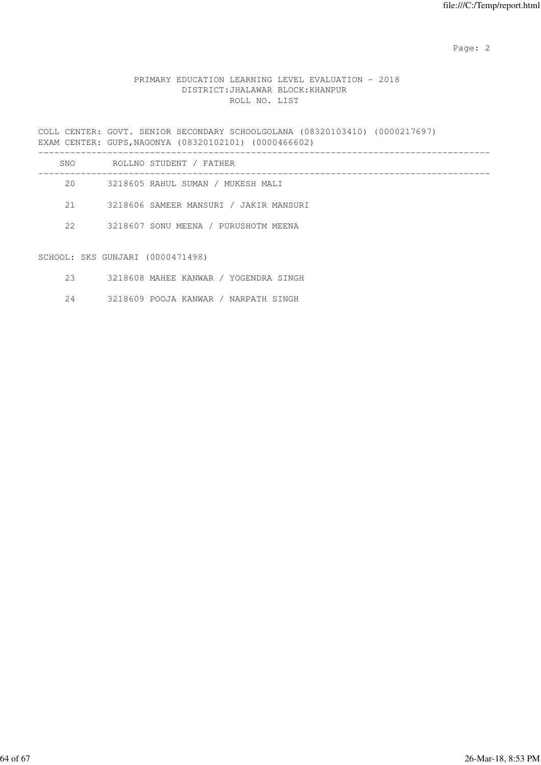PRIMARY EDUCATION LEARNING LEVEL EVALUATION - 2018
DISTRICT:JHALAWAR BLOCK:KHANPUR
ROLL NO. LIST

COLL CENTER: GOVT. SENIOR SECONDARY SCHOOLGOLANA (08320103410) (0000217697)
EXAM CENTER: GUPS,NAGONYA (08320102101) (0000466602)

| SNO | ROLLNO | STUDENT / FATHER |
|---|---|---|
| 20 | 3218605 | RAHUL SUMAN / MUKESH MALI |
| 21 | 3218606 | SAMEER MANSURI / JAKIR MANSURI |
| 22 | 3218607 | SONU MEENA / PURUSHOTM MEENA |

SCHOOL: SKS GUNJARI (0000471498)

| SNO | ROLLNO | STUDENT / FATHER |
|---|---|---|
| 23 | 3218608 | MAHEE KANWAR / YOGENDRA SINGH |
| 24 | 3218609 | POOJA KANWAR / NARPATH SINGH |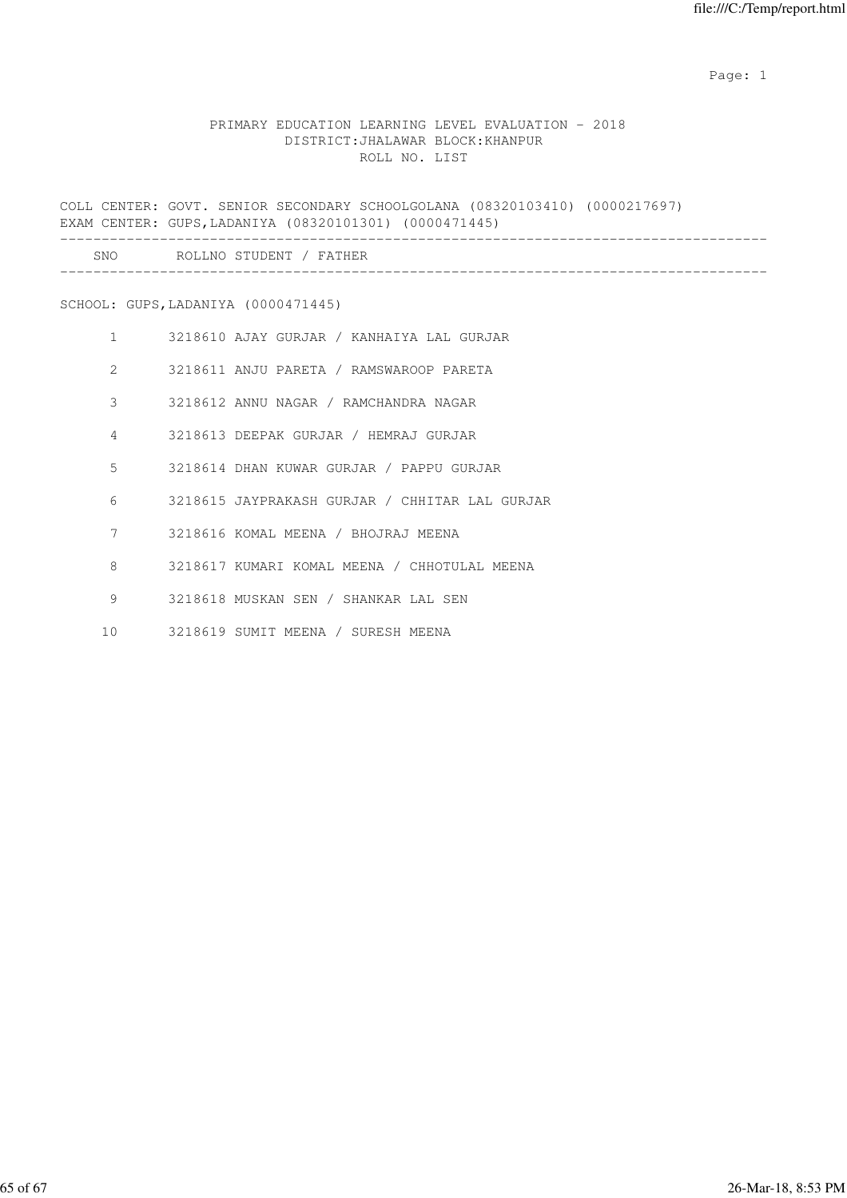PRIMARY EDUCATION LEARNING LEVEL EVALUATION - 2018
DISTRICT:JHALAWAR BLOCK:KHANPUR
ROLL NO. LIST

COLL CENTER: GOVT. SENIOR SECONDARY SCHOOLGOLANA (08320103410) (0000217697)
EXAM CENTER: GUPS,LADANIYA (08320101301) (0000471445)

SCHOOL: GUPS,LADANIYA (0000471445)

| SNO | ROLLNO | STUDENT / FATHER |
|---|---|---|
| 1 | 3218610 | AJAY GURJAR / KANHAIYA LAL GURJAR |
| 2 | 3218611 | ANJU PARETA / RAMSWAROOP PARETA |
| 3 | 3218612 | ANNU NAGAR / RAMCHANDRA NAGAR |
| 4 | 3218613 | DEEPAK GURJAR / HEMRAJ GURJAR |
| 5 | 3218614 | DHAN KUWAR GURJAR / PAPPU GURJAR |
| 6 | 3218615 | JAYPRAKASH GURJAR / CHHITAR LAL GURJAR |
| 7 | 3218616 | KOMAL MEENA / BHOJRAJ MEENA |
| 8 | 3218617 | KUMARI KOMAL MEENA / CHHOTULAL MEENA |
| 9 | 3218618 | MUSKAN SEN / SHANKAR LAL SEN |
| 10 | 3218619 | SUMIT MEENA / SURESH MEENA |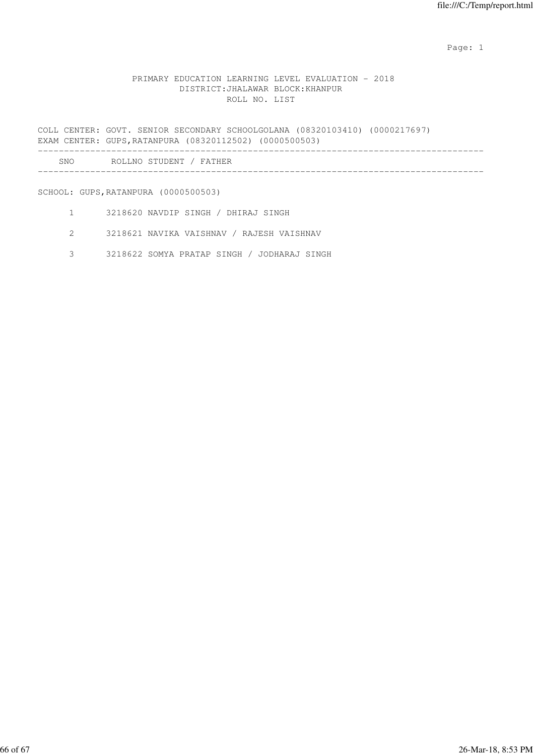PRIMARY EDUCATION LEARNING LEVEL EVALUATION - 2018
DISTRICT:JHALAWAR BLOCK:KHANPUR
ROLL NO. LIST

COLL CENTER: GOVT. SENIOR SECONDARY SCHOOLGOLANA (08320103410) (0000217697)
EXAM CENTER: GUPS,RATANPURA (08320112502) (0000500503)

| SNO | ROLLNO | STUDENT / FATHER |
|---|---|---|

SCHOOL: GUPS,RATANPURA (0000500503)

| SNO | ROLLNO | STUDENT / FATHER |
|---|---|---|
| 1 | 3218620 | NAVDIP SINGH / DHIRAJ SINGH |
| 2 | 3218621 | NAVIKA VAISHNAV / RAJESH VAISHNAV |
| 3 | 3218622 | SOMYA PRATAP SINGH / JODHARAJ SINGH |